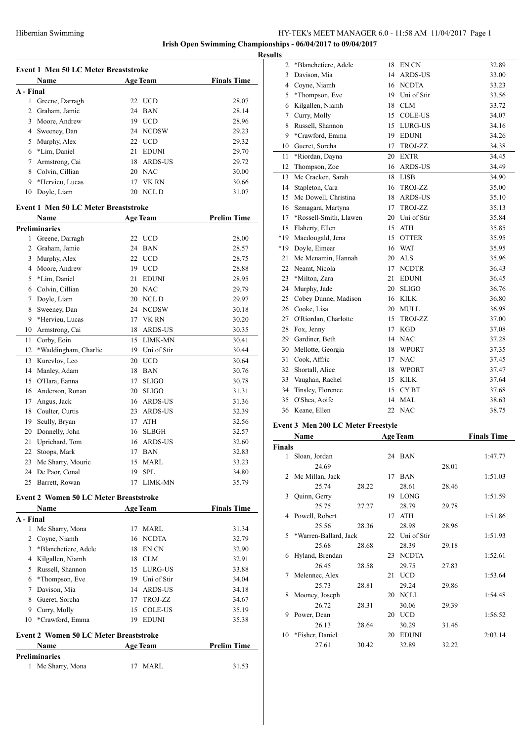Irish Open Swimming Championships - 06/04/2017 to 09/04/2017

Results

### Event 1 Men 50 LC Meter Breaststroke

| | Name | Age | Team | Finals Time |
|---|---|---|---|---|
| **A - Final** | | | | |
| 1 | Greene, Darragh | 22 | UCD | 28.07 |
| 2 | Graham, Jamie | 24 | BAN | 28.14 |
| 3 | Moore, Andrew | 19 | UCD | 28.96 |
| 4 | Sweeney, Dan | 24 | NCDSW | 29.23 |
| 5 | Murphy, Alex | 22 | UCD | 29.32 |
| 6 | *Lim, Daniel | 21 | EDUNI | 29.70 |
| 7 | Armstrong, Cai | 18 | ARDS-US | 29.72 |
| 8 | Colvin, Cillian | 20 | NAC | 30.00 |
| 9 | *Hervieu, Lucas | 17 | VK RN | 30.66 |
| 10 | Doyle, Liam | 20 | NCL D | 31.07 |

### Event 1 Men 50 LC Meter Breaststroke

| | Name | Age | Team | Prelim Time |
|---|---|---|---|---|
| **Preliminaries** | | | | |
| 1 | Greene, Darragh | 22 | UCD | 28.00 |
| 2 | Graham, Jamie | 24 | BAN | 28.57 |
| 3 | Murphy, Alex | 22 | UCD | 28.75 |
| 4 | Moore, Andrew | 19 | UCD | 28.88 |
| 5 | *Lim, Daniel | 21 | EDUNI | 28.95 |
| 6 | Colvin, Cillian | 20 | NAC | 29.79 |
| 7 | Doyle, Liam | 20 | NCL D | 29.97 |
| 8 | Sweeney, Dan | 24 | NCDSW | 30.18 |
| 9 | *Hervieu, Lucas | 17 | VK RN | 30.20 |
| 10 | Armstrong, Cai | 18 | ARDS-US | 30.35 |
| 11 | Corby, Eoin | 15 | LIMK-MN | 30.41 |
| 12 | *Waddingham, Charlie | 19 | Uni of Stir | 30.44 |
| 13 | Kurevlov, Leo | 20 | UCD | 30.64 |
| 14 | Manley, Adam | 18 | BAN | 30.76 |
| 15 | O'Hara, Eanna | 17 | SLIGO | 30.78 |
| 16 | Anderson, Ronan | 20 | SLIGO | 31.31 |
| 17 | Angus, Jack | 16 | ARDS-US | 31.36 |
| 18 | Coulter, Curtis | 23 | ARDS-US | 32.39 |
| 19 | Scully, Bryan | 17 | ATH | 32.56 |
| 20 | Donnelly, John | 16 | SLBGH | 32.57 |
| 21 | Uprichard, Tom | 16 | ARDS-US | 32.60 |
| 22 | Stoops, Mark | 17 | BAN | 32.83 |
| 23 | Mc Sharry, Mouric | 15 | MARL | 33.23 |
| 24 | De Paor, Conal | 19 | SPL | 34.80 |
| 25 | Barrett, Rowan | 17 | LIMK-MN | 35.79 |

### Event 2 Women 50 LC Meter Breaststroke

| | Name | Age | Team | Finals Time |
|---|---|---|---|---|
| **A - Final** | | | | |
| 1 | Mc Sharry, Mona | 17 | MARL | 31.34 |
| 2 | Coyne, Niamh | 16 | NCDTA | 32.79 |
| 3 | *Blanchetiere, Adele | 18 | EN CN | 32.90 |
| 4 | Kilgallen, Niamh | 18 | CLM | 32.91 |
| 5 | Russell, Shannon | 15 | LURG-US | 33.88 |
| 6 | *Thompson, Eve | 19 | Uni of Stir | 34.04 |
| 7 | Davison, Mia | 14 | ARDS-US | 34.18 |
| 8 | Gueret, Sorcha | 17 | TROJ-ZZ | 34.67 |
| 9 | Curry, Molly | 15 | COLE-US | 35.19 |
| 10 | *Crawford, Emma | 19 | EDUNI | 35.38 |

### Event 2 Women 50 LC Meter Breaststroke

| | Name | Age | Team | Prelim Time |
|---|---|---|---|---|
| **Preliminaries** | | | | |
| 1 | Mc Sharry, Mona | 17 | MARL | 31.53 |
| 2 | *Blanchetiere, Adele | 18 | EN CN | 32.89 |
| 3 | Davison, Mia | 14 | ARDS-US | 33.00 |
| 4 | Coyne, Niamh | 16 | NCDTA | 33.23 |
| 5 | *Thompson, Eve | 19 | Uni of Stir | 33.56 |
| 6 | Kilgallen, Niamh | 18 | CLM | 33.72 |
| 7 | Curry, Molly | 15 | COLE-US | 34.07 |
| 8 | Russell, Shannon | 15 | LURG-US | 34.16 |
| 9 | *Crawford, Emma | 19 | EDUNI | 34.26 |
| 10 | Gueret, Sorcha | 17 | TROJ-ZZ | 34.38 |
| 11 | *Riordan, Dayna | 20 | EXTR | 34.45 |
| 12 | Thompson, Zoe | 16 | ARDS-US | 34.49 |
| 13 | Mc Cracken, Sarah | 18 | LISB | 34.90 |
| 14 | Stapleton, Cara | 16 | TROJ-ZZ | 35.00 |
| 15 | Mc Dowell, Christina | 18 | ARDS-US | 35.10 |
| 16 | Szmagara, Martyna | 17 | TROJ-ZZ | 35.13 |
| 17 | *Rossell-Smith, Llawen | 20 | Uni of Stir | 35.84 |
| 18 | Flaherty, Ellen | 15 | ATH | 35.85 |
| *19 | Macdougald, Jena | 15 | OTTER | 35.95 |
| *19 | Doyle, Eimear | 16 | WAT | 35.95 |
| 21 | Mc Menamin, Hannah | 20 | ALS | 35.96 |
| 22 | Neamt, Nicola | 17 | NCDTR | 36.43 |
| 23 | *Milton, Zara | 21 | EDUNI | 36.45 |
| 24 | Murphy, Jade | 20 | SLIGO | 36.76 |
| 25 | Cobey Dunne, Madison | 16 | KILK | 36.80 |
| 26 | Cooke, Lisa | 20 | MULL | 36.98 |
| 27 | O'Riordan, Charlotte | 15 | TROJ-ZZ | 37.00 |
| 28 | Fox, Jenny | 17 | KGD | 37.08 |
| 29 | Gardiner, Beth | 14 | NAC | 37.28 |
| 30 | Mellotte, Georgia | 18 | WPORT | 37.35 |
| 31 | Cook, Affric | 17 | NAC | 37.45 |
| 32 | Shortall, Alice | 18 | WPORT | 37.47 |
| 33 | Vaughan, Rachel | 15 | KILK | 37.64 |
| 34 | Tinsley, Florence | 15 | CY BT | 37.68 |
| 35 | O'Shea, Aoife | 14 | MAL | 38.63 |
| 36 | Keane, Ellen | 22 | NAC | 38.75 |

### Event 3 Men 200 LC Meter Freestyle

| | Name | Age | Team | Finals Time |
|---|---|---|---|---|
| **Finals** | | | | |
| 1 | Sloan, Jordan | 24 | BAN | 1:47.77 |
| | 24.69 | | 28.01 | |
| 2 | Mc Millan, Jack | 17 | BAN | 1:51.03 |
| | 25.74 28.22 | | 28.61 28.46 | |
| 3 | Quinn, Gerry | 19 | LONG | 1:51.59 |
| | 25.75 27.27 | | 28.79 29.78 | |
| 4 | Powell, Robert | 17 | ATH | 1:51.86 |
| | 25.56 28.36 | | 28.98 28.96 | |
| 5 | *Warren-Ballard, Jack | 22 | Uni of Stir | 1:51.93 |
| | 25.68 28.68 | | 28.39 29.18 | |
| 6 | Hyland, Brendan | 23 | NCDTA | 1:52.61 |
| | 26.45 28.58 | | 29.75 27.83 | |
| 7 | Melennec, Alex | 21 | UCD | 1:53.64 |
| | 25.73 28.81 | | 29.24 29.86 | |
| 8 | Mooney, Joseph | 20 | NCLL | 1:54.48 |
| | 26.72 28.31 | | 30.06 29.39 | |
| 9 | Power, Dean | 20 | UCD | 1:56.52 |
| | 26.13 28.64 | | 30.29 31.46 | |
| 10 | *Fisher, Daniel | 20 | EDUNI | 2:03.14 |
| | 27.61 30.42 | | 32.89 32.22 | |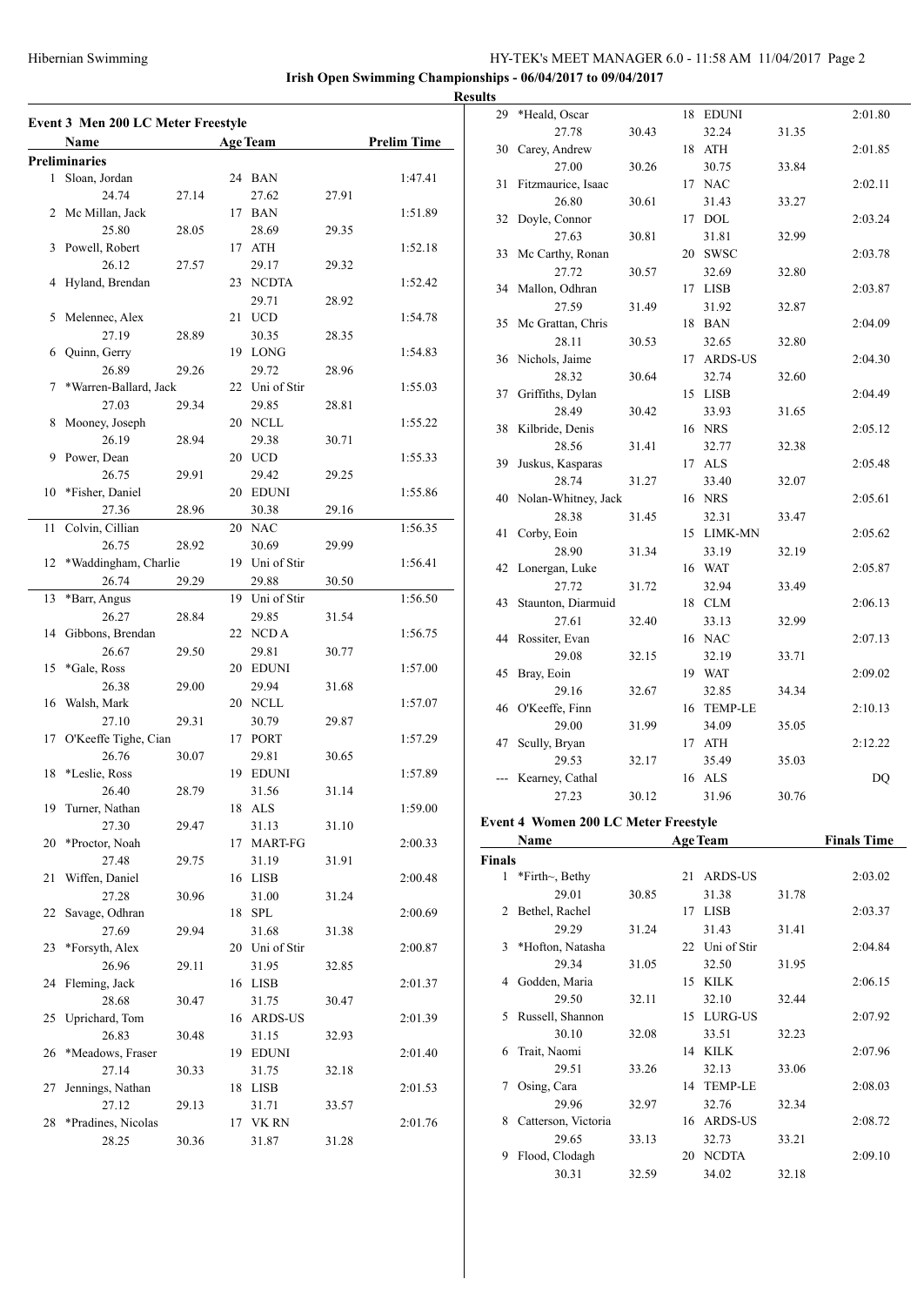**Irish Open Swimming Championships - 06/04/2017 to 09/04/2017**

**Results**

### Event 3 Men 200 LC Meter Freestyle

| | Name | Age | Team | | Prelim Time |
|---|---|---|---|---|---|
| **Preliminaries** | | | | | |
| 1 | Sloan, Jordan | 24 | BAN | | 1:47.41 |
| | 24.74 | 27.14 | 27.62 | 27.91 | |
| 2 | Mc Millan, Jack | 17 | BAN | | 1:51.89 |
| | 25.80 | 28.05 | 28.69 | 29.35 | |
| 3 | Powell, Robert | 17 | ATH | | 1:52.18 |
| | 26.12 | 27.57 | 29.17 | 29.32 | |
| 4 | Hyland, Brendan | 23 | NCDTA | | 1:52.42 |
| | | | 29.71 | 28.92 | |
| 5 | Melennec, Alex | 21 | UCD | | 1:54.78 |
| | 27.19 | 28.89 | 30.35 | 28.35 | |
| 6 | Quinn, Gerry | 19 | LONG | | 1:54.83 |
| | 26.89 | 29.26 | 29.72 | 28.96 | |
| 7 | *Warren-Ballard, Jack | 22 | Uni of Stir | | 1:55.03 |
| | 27.03 | 29.34 | 29.85 | 28.81 | |
| 8 | Mooney, Joseph | 20 | NCLL | | 1:55.22 |
| | 26.19 | 28.94 | 29.38 | 30.71 | |
| 9 | Power, Dean | 20 | UCD | | 1:55.33 |
| | 26.75 | 29.91 | 29.42 | 29.25 | |
| 10 | *Fisher, Daniel | 20 | EDUNI | | 1:55.86 |
| | 27.36 | 28.96 | 30.38 | 29.16 | |
| 11 | Colvin, Cillian | 20 | NAC | | 1:56.35 |
| | 26.75 | 28.92 | 30.69 | 29.99 | |
| 12 | *Waddingham, Charlie | 19 | Uni of Stir | | 1:56.41 |
| | 26.74 | 29.29 | 29.88 | 30.50 | |
| 13 | *Barr, Angus | 19 | Uni of Stir | | 1:56.50 |
| | 26.27 | 28.84 | 29.85 | 31.54 | |
| 14 | Gibbons, Brendan | 22 | NCD A | | 1:56.75 |
| | 26.67 | 29.50 | 29.81 | 30.77 | |
| 15 | *Gale, Ross | 20 | EDUNI | | 1:57.00 |
| | 26.38 | 29.00 | 29.94 | 31.68 | |
| 16 | Walsh, Mark | 20 | NCLL | | 1:57.07 |
| | 27.10 | 29.31 | 30.79 | 29.87 | |
| 17 | O'Keeffe Tighe, Cian | 17 | PORT | | 1:57.29 |
| | 26.76 | 30.07 | 29.81 | 30.65 | |
| 18 | *Leslie, Ross | 19 | EDUNI | | 1:57.89 |
| | 26.40 | 28.79 | 31.56 | 31.14 | |
| 19 | Turner, Nathan | 18 | ALS | | 1:59.00 |
| | 27.30 | 29.47 | 31.13 | 31.10 | |
| 20 | *Proctor, Noah | 17 | MART-FG | | 2:00.33 |
| | 27.48 | 29.75 | 31.19 | 31.91 | |
| 21 | Wiffen, Daniel | 16 | LISB | | 2:00.48 |
| | 27.28 | 30.96 | 31.00 | 31.24 | |
| 22 | Savage, Odhran | 18 | SPL | | 2:00.69 |
| | 27.69 | 29.94 | 31.68 | 31.38 | |
| 23 | *Forsyth, Alex | 20 | Uni of Stir | | 2:00.87 |
| | 26.96 | 29.11 | 31.95 | 32.85 | |
| 24 | Fleming, Jack | 16 | LISB | | 2:01.37 |
| | 28.68 | 30.47 | 31.75 | 30.47 | |
| 25 | Uprichard, Tom | 16 | ARDS-US | | 2:01.39 |
| | 26.83 | 30.48 | 31.15 | 32.93 | |
| 26 | *Meadows, Fraser | 19 | EDUNI | | 2:01.40 |
| | 27.14 | 30.33 | 31.75 | 32.18 | |
| 27 | Jennings, Nathan | 18 | LISB | | 2:01.53 |
| | 27.12 | 29.13 | 31.71 | 33.57 | |
| 28 | *Pradines, Nicolas | 17 | VK RN | | 2:01.76 |
| | 28.25 | 30.36 | 31.87 | 31.28 | |
| 29 | *Heald, Oscar | 18 | EDUNI | | 2:01.80 |
| | 27.78 | 30.43 | 32.24 | 31.35 | |
| 30 | Carey, Andrew | 18 | ATH | | 2:01.85 |
| | 27.00 | 30.26 | 30.75 | 33.84 | |
| 31 | Fitzmaurice, Isaac | 17 | NAC | | 2:02.11 |
| | 26.80 | 30.61 | 31.43 | 33.27 | |
| 32 | Doyle, Connor | 17 | DOL | | 2:03.24 |
| | 27.63 | 30.81 | 31.81 | 32.99 | |
| 33 | Mc Carthy, Ronan | 20 | SWSC | | 2:03.78 |
| | 27.72 | 30.57 | 32.69 | 32.80 | |
| 34 | Mallon, Odhran | 17 | LISB | | 2:03.87 |
| | 27.59 | 31.49 | 31.92 | 32.87 | |
| 35 | Mc Grattan, Chris | 18 | BAN | | 2:04.09 |
| | 28.11 | 30.53 | 32.65 | 32.80 | |
| 36 | Nichols, Jaime | 17 | ARDS-US | | 2:04.30 |
| | 28.32 | 30.64 | 32.74 | 32.60 | |
| 37 | Griffiths, Dylan | 15 | LISB | | 2:04.49 |
| | 28.49 | 30.42 | 33.93 | 31.65 | |
| 38 | Kilbride, Denis | 16 | NRS | | 2:05.12 |
| | 28.56 | 31.41 | 32.77 | 32.38 | |
| 39 | Juskus, Kasparas | 17 | ALS | | 2:05.48 |
| | 28.74 | 31.27 | 33.40 | 32.07 | |
| 40 | Nolan-Whitney, Jack | 16 | NRS | | 2:05.61 |
| | 28.38 | 31.45 | 32.31 | 33.47 | |
| 41 | Corby, Eoin | 15 | LIMK-MN | | 2:05.62 |
| | 28.90 | 31.34 | 33.19 | 32.19 | |
| 42 | Lonergan, Luke | 16 | WAT | | 2:05.87 |
| | 27.72 | 31.72 | 32.94 | 33.49 | |
| 43 | Staunton, Diarmuid | 18 | CLM | | 2:06.13 |
| | 27.61 | 32.40 | 33.13 | 32.99 | |
| 44 | Rossiter, Evan | 16 | NAC | | 2:07.13 |
| | 29.08 | 32.15 | 32.19 | 33.71 | |
| 45 | Bray, Eoin | 19 | WAT | | 2:09.02 |
| | 29.16 | 32.67 | 32.85 | 34.34 | |
| 46 | O'Keeffe, Finn | 16 | TEMP-LE | | 2:10.13 |
| | 29.00 | 31.99 | 34.09 | 35.05 | |
| 47 | Scully, Bryan | 17 | ATH | | 2:12.22 |
| | 29.53 | 32.17 | 35.49 | 35.03 | |
| --- | Kearney, Cathal | 16 | ALS | | DQ |
| | 27.23 | 30.12 | 31.96 | 30.76 | |

### Event 4 Women 200 LC Meter Freestyle

| | Name | Age | Team | | Finals Time |
|---|---|---|---|---|---|
| **Finals** | | | | | |
| 1 | *Firth~, Bethy | 21 | ARDS-US | | 2:03.02 |
| | 29.01 | 30.85 | 31.38 | 31.78 | |
| 2 | Bethel, Rachel | 17 | LISB | | 2:03.37 |
| | 29.29 | 31.24 | 31.43 | 31.41 | |
| 3 | *Hofton, Natasha | 22 | Uni of Stir | | 2:04.84 |
| | 29.34 | 31.05 | 32.50 | 31.95 | |
| 4 | Godden, Maria | 15 | KILK | | 2:06.15 |
| | 29.50 | 32.11 | 32.10 | 32.44 | |
| 5 | Russell, Shannon | 15 | LURG-US | | 2:07.92 |
| | 30.10 | 32.08 | 33.51 | 32.23 | |
| 6 | Trait, Naomi | 14 | KILK | | 2:07.96 |
| | 29.51 | 33.26 | 32.13 | 33.06 | |
| 7 | Osing, Cara | 14 | TEMP-LE | | 2:08.03 |
| | 29.96 | 32.97 | 32.76 | 32.34 | |
| 8 | Catterson, Victoria | 16 | ARDS-US | | 2:08.72 |
| | 29.65 | 33.13 | 32.73 | 33.21 | |
| 9 | Flood, Clodagh | 20 | NCDTA | | 2:09.10 |
| | 30.31 | 32.59 | 34.02 | 32.18 | |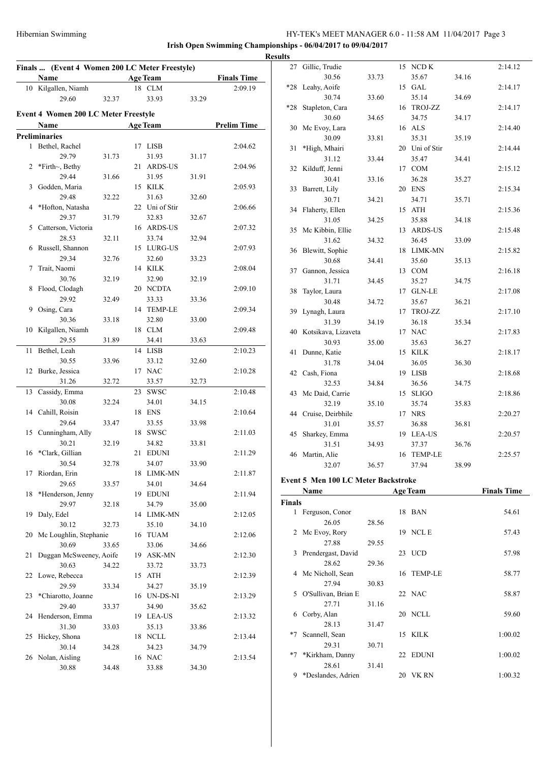**Irish Open Swimming Championships - 06/04/2017 to 09/04/2017**

**Results**

### Finals ... (Event 4 Women 200 LC Meter Freestyle)

| | Name | Age | Team | | Finals Time |
|---|---|---|---|---|---|
| 10 | Kilgallen, Niamh | 18 | CLM | | 2:09.19 |
| | 29.60 | 32.37 | 33.93 | 33.29 | |

### Event 4 Women 200 LC Meter Freestyle

| | Name | Age | Team | | Prelim Time |
|---|---|---|---|---|---|
| **Preliminaries** | | | | | |
| 1 | Bethel, Rachel | 17 | LISB | | 2:04.62 |
| | 29.79 | 31.73 | 31.93 | 31.17 | |
| 2 | *Firth~, Bethy | 21 | ARDS-US | | 2:04.96 |
| | 29.44 | 31.66 | 31.95 | 31.91 | |
| 3 | Godden, Maria | 15 | KILK | | 2:05.93 |
| | 29.48 | 32.22 | 31.63 | 32.60 | |
| 4 | *Hofton, Natasha | 22 | Uni of Stir | | 2:06.66 |
| | 29.37 | 31.79 | 32.83 | 32.67 | |
| 5 | Catterson, Victoria | 16 | ARDS-US | | 2:07.32 |
| | 28.53 | 32.11 | 33.74 | 32.94 | |
| 6 | Russell, Shannon | 15 | LURG-US | | 2:07.93 |
| | 29.34 | 32.76 | 32.60 | 33.23 | |
| 7 | Trait, Naomi | 14 | KILK | | 2:08.04 |
| | 30.76 | 32.19 | 32.90 | 32.19 | |
| 8 | Flood, Clodagh | 20 | NCDTA | | 2:09.10 |
| | 29.92 | 32.49 | 33.33 | 33.36 | |
| 9 | Osing, Cara | 14 | TEMP-LE | | 2:09.34 |
| | 30.36 | 33.18 | 32.80 | 33.00 | |
| 10 | Kilgallen, Niamh | 18 | CLM | | 2:09.48 |
| | 29.55 | 31.89 | 34.41 | 33.63 | |
| 11 | Bethel, Leah | 14 | LISB | | 2:10.23 |
| | 30.55 | 33.96 | 33.12 | 32.60 | |
| 12 | Burke, Jessica | 17 | NAC | | 2:10.28 |
| | 31.26 | 32.72 | 33.57 | 32.73 | |
| 13 | Cassidy, Emma | 23 | SWSC | | 2:10.48 |
| | 30.08 | 32.24 | 34.01 | 34.15 | |
| 14 | Cahill, Roisin | 18 | ENS | | 2:10.64 |
| | 29.64 | 33.47 | 33.55 | 33.98 | |
| 15 | Cunningham, Ally | 18 | SWSC | | 2:11.03 |
| | 30.21 | 32.19 | 34.82 | 33.81 | |
| 16 | *Clark, Gillian | 21 | EDUNI | | 2:11.29 |
| | 30.54 | 32.78 | 34.07 | 33.90 | |
| 17 | Riordan, Erin | 18 | LIMK-MN | | 2:11.87 |
| | 29.65 | 33.57 | 34.01 | 34.64 | |
| 18 | *Henderson, Jenny | 19 | EDUNI | | 2:11.94 |
| | 29.97 | 32.18 | 34.79 | 35.00 | |
| 19 | Daly, Edel | 14 | LIMK-MN | | 2:12.05 |
| | 30.12 | 32.73 | 35.10 | 34.10 | |
| 20 | Mc Loughlin, Stephanie | 16 | TUAM | | 2:12.06 |
| | 30.69 | 33.65 | 33.06 | 34.66 | |
| 21 | Duggan McSweeney, Aoife | 19 | ASK-MN | | 2:12.30 |
| | 30.63 | 34.22 | 33.72 | 33.73 | |
| 22 | Lowe, Rebecca | 15 | ATH | | 2:12.39 |
| | 29.59 | 33.34 | 34.27 | 35.19 | |
| 23 | *Chiarotto, Joanne | 16 | UN-DS-NI | | 2:13.29 |
| | 29.40 | 33.37 | 34.90 | 35.62 | |
| 24 | Henderson, Emma | 19 | LEA-US | | 2:13.32 |
| | 31.30 | 33.03 | 35.13 | 33.86 | |
| 25 | Hickey, Shona | 18 | NCLL | | 2:13.44 |
| | 30.14 | 34.28 | 34.23 | 34.79 | |
| 26 | Nolan, Aisling | 16 | NAC | | 2:13.54 |
| | 30.88 | 34.48 | 33.88 | 34.30 | |
| 27 | Gillic, Trudie | 15 | NCD K | | 2:14.12 |
| | 30.56 | 33.73 | 35.67 | 34.16 | |
| *28 | Leahy, Aoife | 15 | GAL | | 2:14.17 |
| | 30.74 | 33.60 | 35.14 | 34.69 | |
| *28 | Stapleton, Cara | 16 | TROJ-ZZ | | 2:14.17 |
| | 30.60 | 34.65 | 34.75 | 34.17 | |
| 30 | Mc Evoy, Lara | 16 | ALS | | 2:14.40 |
| | 30.09 | 33.81 | 35.31 | 35.19 | |
| 31 | *High, Mhairi | 20 | Uni of Stir | | 2:14.44 |
| | 31.12 | 33.44 | 35.47 | 34.41 | |
| 32 | Kilduff, Jenni | 17 | COM | | 2:15.12 |
| | 30.41 | 33.16 | 36.28 | 35.27 | |
| 33 | Barrett, Lily | 20 | ENS | | 2:15.34 |
| | 30.71 | 34.21 | 34.71 | 35.71 | |
| 34 | Flaherty, Ellen | 15 | ATH | | 2:15.36 |
| | 31.05 | 34.25 | 35.88 | 34.18 | |
| 35 | Mc Kibbin, Ellie | 13 | ARDS-US | | 2:15.48 |
| | 31.62 | 34.32 | 36.45 | 33.09 | |
| 36 | Blewitt, Sophie | 18 | LIMK-MN | | 2:15.82 |
| | 30.68 | 34.41 | 35.60 | 35.13 | |
| 37 | Gannon, Jessica | 13 | COM | | 2:16.18 |
| | 31.71 | 34.45 | 35.27 | 34.75 | |
| 38 | Taylor, Laura | 17 | GLN-LE | | 2:17.08 |
| | 30.48 | 34.72 | 35.67 | 36.21 | |
| 39 | Lynagh, Laura | 17 | TROJ-ZZ | | 2:17.10 |
| | 31.39 | 34.19 | 36.18 | 35.34 | |
| 40 | Kotsikava, Lizaveta | 17 | NAC | | 2:17.83 |
| | 30.93 | 35.00 | 35.63 | 36.27 | |
| 41 | Dunne, Katie | 15 | KILK | | 2:18.17 |
| | 31.78 | 34.04 | 36.05 | 36.30 | |
| 42 | Cash, Fiona | 19 | LISB | | 2:18.68 |
| | 32.53 | 34.84 | 36.56 | 34.75 | |
| 43 | Mc Daid, Carrie | 15 | SLIGO | | 2:18.86 |
| | 32.19 | 35.10 | 35.74 | 35.83 | |
| 44 | Cruise, Deirbhile | 17 | NRS | | 2:20.27 |
| | 31.01 | 35.57 | 36.88 | 36.81 | |
| 45 | Sharkey, Emma | 19 | LEA-US | | 2:20.57 |
| | 31.51 | 34.93 | 37.37 | 36.76 | |
| 46 | Martin, Alie | 16 | TEMP-LE | | 2:25.57 |
| | 32.07 | 36.57 | 37.94 | 38.99 | |

### Event 5 Men 100 LC Meter Backstroke

| | Name | Age | Team | Finals Time |
|---|---|---|---|---|
| **Finals** | | | | |
| 1 | Ferguson, Conor | 18 | BAN | 54.61 |
| | 26.05 | 28.56 | | |
| 2 | Mc Evoy, Rory | 19 | NCL E | 57.43 |
| | 27.88 | 29.55 | | |
| 3 | Prendergast, David | 23 | UCD | 57.98 |
| | 28.62 | 29.36 | | |
| 4 | Mc Nicholl, Sean | 16 | TEMP-LE | 58.77 |
| | 27.94 | 30.83 | | |
| 5 | O'Sullivan, Brian E | 22 | NAC | 58.87 |
| | 27.71 | 31.16 | | |
| 6 | Corby, Alan | 20 | NCLL | 59.60 |
| | 28.13 | 31.47 | | |
| *7 | Scannell, Sean | 15 | KILK | 1:00.02 |
| | 29.31 | 30.71 | | |
| *7 | *Kirkham, Danny | 22 | EDUNI | 1:00.02 |
| | 28.61 | 31.41 | | |
| 9 | *Deslandes, Adrien | 20 | VK RN | 1:00.32 |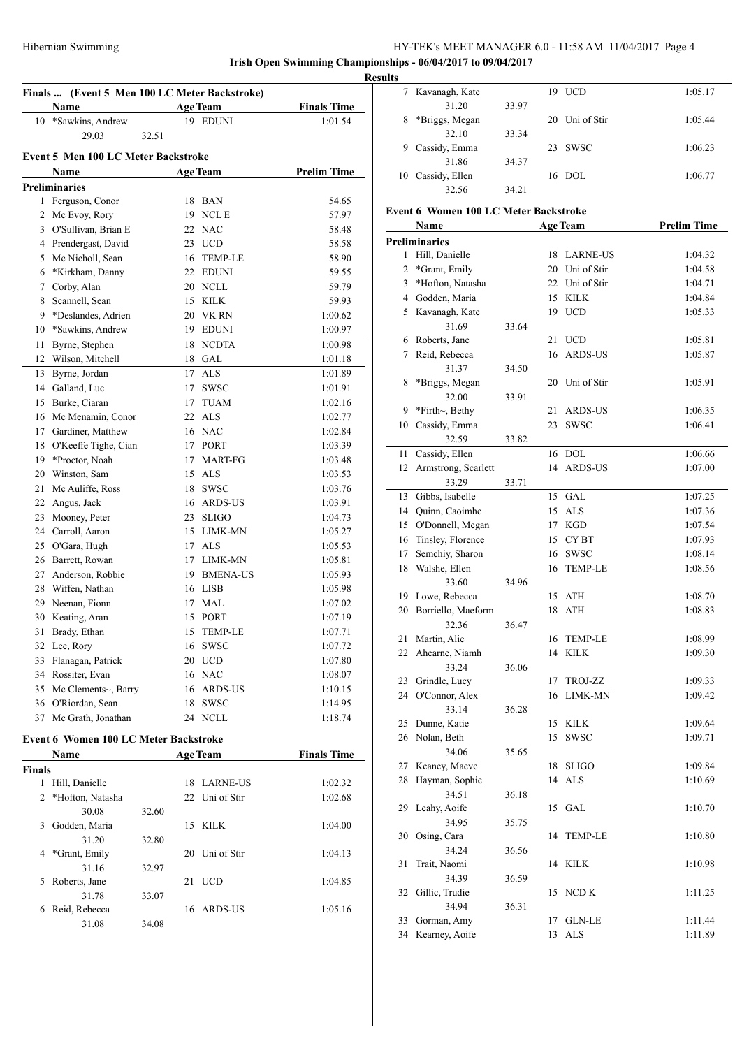## Finals ... (Event 5 Men 100 LC Meter Backstroke)

| | Name | Age | Team | Finals Time |
|---|---|---|---|---|
| 10 | *Sawkins, Andrew | 19 | EDUNI | 1:01.54 |
| | 29.03 | 32.51 | | |

## Event 5 Men 100 LC Meter Backstroke

| | Name | Age | Team | Prelim Time |
|---|---|---|---|---|
| **Preliminaries** | | | | |
| 1 | Ferguson, Conor | 18 | BAN | 54.65 |
| 2 | Mc Evoy, Rory | 19 | NCL E | 57.97 |
| 3 | O'Sullivan, Brian E | 22 | NAC | 58.48 |
| 4 | Prendergast, David | 23 | UCD | 58.58 |
| 5 | Mc Nicholl, Sean | 16 | TEMP-LE | 58.90 |
| 6 | *Kirkham, Danny | 22 | EDUNI | 59.55 |
| 7 | Corby, Alan | 20 | NCLL | 59.79 |
| 8 | Scannell, Sean | 15 | KILK | 59.93 |
| 9 | *Deslandes, Adrien | 20 | VK RN | 1:00.62 |
| 10 | *Sawkins, Andrew | 19 | EDUNI | 1:00.97 |
| 11 | Byrne, Stephen | 18 | NCDTA | 1:00.98 |
| 12 | Wilson, Mitchell | 18 | GAL | 1:01.18 |
| 13 | Byrne, Jordan | 17 | ALS | 1:01.89 |
| 14 | Galland, Luc | 17 | SWSC | 1:01.91 |
| 15 | Burke, Ciaran | 17 | TUAM | 1:02.16 |
| 16 | Mc Menamin, Conor | 22 | ALS | 1:02.77 |
| 17 | Gardiner, Matthew | 16 | NAC | 1:02.84 |
| 18 | O'Keeffe Tighe, Cian | 17 | PORT | 1:03.39 |
| 19 | *Proctor, Noah | 17 | MART-FG | 1:03.48 |
| 20 | Winston, Sam | 15 | ALS | 1:03.53 |
| 21 | Mc Auliffe, Ross | 18 | SWSC | 1:03.76 |
| 22 | Angus, Jack | 16 | ARDS-US | 1:03.91 |
| 23 | Mooney, Peter | 23 | SLIGO | 1:04.73 |
| 24 | Carroll, Aaron | 15 | LIMK-MN | 1:05.27 |
| 25 | O'Gara, Hugh | 17 | ALS | 1:05.53 |
| 26 | Barrett, Rowan | 17 | LIMK-MN | 1:05.81 |
| 27 | Anderson, Robbie | 19 | BMENA-US | 1:05.93 |
| 28 | Wiffen, Nathan | 16 | LISB | 1:05.98 |
| 29 | Neenan, Fionn | 17 | MAL | 1:07.02 |
| 30 | Keating, Aran | 15 | PORT | 1:07.19 |
| 31 | Brady, Ethan | 15 | TEMP-LE | 1:07.71 |
| 32 | Lee, Rory | 16 | SWSC | 1:07.72 |
| 33 | Flanagan, Patrick | 20 | UCD | 1:07.80 |
| 34 | Rossiter, Evan | 16 | NAC | 1:08.07 |
| 35 | Mc Clements~, Barry | 16 | ARDS-US | 1:10.15 |
| 36 | O'Riordan, Sean | 18 | SWSC | 1:14.95 |
| 37 | Mc Grath, Jonathan | 24 | NCLL | 1:18.74 |

## Event 6 Women 100 LC Meter Backstroke

| | Name | Age | Team | Finals Time |
|---|---|---|---|---|
| **Finals** | | | | |
| 1 | Hill, Danielle | 18 | LARNE-US | 1:02.32 |
| 2 | *Hofton, Natasha | 22 | Uni of Stir | 1:02.68 |
| | 30.08 | 32.60 | | |
| 3 | Godden, Maria | 15 | KILK | 1:04.00 |
| | 31.20 | 32.80 | | |
| 4 | *Grant, Emily | 20 | Uni of Stir | 1:04.13 |
| | 31.16 | 32.97 | | |
| 5 | Roberts, Jane | 21 | UCD | 1:04.85 |
| | 31.78 | 33.07 | | |
| 6 | Reid, Rebecca | 16 | ARDS-US | 1:05.16 |
| | 31.08 | 34.08 | | |
| 7 | Kavanagh, Kate | 19 | UCD | 1:05.17 |
| | 31.20 | 33.97 | | |
| 8 | *Briggs, Megan | 20 | Uni of Stir | 1:05.44 |
| | 32.10 | 33.34 | | |
| 9 | Cassidy, Emma | 23 | SWSC | 1:06.23 |
| | 31.86 | 34.37 | | |
| 10 | Cassidy, Ellen | 16 | DOL | 1:06.77 |
| | 32.56 | 34.21 | | |

## Event 6 Women 100 LC Meter Backstroke

| | Name | Age | Team | Prelim Time |
|---|---|---|---|---|
| **Preliminaries** | | | | |
| 1 | Hill, Danielle | 18 | LARNE-US | 1:04.32 |
| 2 | *Grant, Emily | 20 | Uni of Stir | 1:04.58 |
| 3 | *Hofton, Natasha | 22 | Uni of Stir | 1:04.71 |
| 4 | Godden, Maria | 15 | KILK | 1:04.84 |
| 5 | Kavanagh, Kate | 19 | UCD | 1:05.33 |
| | 31.69 | 33.64 | | |
| 6 | Roberts, Jane | 21 | UCD | 1:05.81 |
| 7 | Reid, Rebecca | 16 | ARDS-US | 1:05.87 |
| | 31.37 | 34.50 | | |
| 8 | *Briggs, Megan | 20 | Uni of Stir | 1:05.91 |
| | 32.00 | 33.91 | | |
| 9 | *Firth~, Bethy | 21 | ARDS-US | 1:06.35 |
| 10 | Cassidy, Emma | 23 | SWSC | 1:06.41 |
| | 32.59 | 33.82 | | |
| 11 | Cassidy, Ellen | 16 | DOL | 1:06.66 |
| 12 | Armstrong, Scarlett | 14 | ARDS-US | 1:07.00 |
| | 33.29 | 33.71 | | |
| 13 | Gibbs, Isabelle | 15 | GAL | 1:07.25 |
| 14 | Quinn, Caoimhe | 15 | ALS | 1:07.36 |
| 15 | O'Donnell, Megan | 17 | KGD | 1:07.54 |
| 16 | Tinsley, Florence | 15 | CY BT | 1:07.93 |
| 17 | Semchiy, Sharon | 16 | SWSC | 1:08.14 |
| 18 | Walshe, Ellen | 16 | TEMP-LE | 1:08.56 |
| | 33.60 | 34.96 | | |
| 19 | Lowe, Rebecca | 15 | ATH | 1:08.70 |
| 20 | Borriello, Maeform | 18 | ATH | 1:08.83 |
| | 32.36 | 36.47 | | |
| 21 | Martin, Alie | 16 | TEMP-LE | 1:08.99 |
| 22 | Ahearne, Niamh | 14 | KILK | 1:09.30 |
| | 33.24 | 36.06 | | |
| 23 | Grindle, Lucy | 17 | TROJ-ZZ | 1:09.33 |
| 24 | O'Connor, Alex | 16 | LIMK-MN | 1:09.42 |
| | 33.14 | 36.28 | | |
| 25 | Dunne, Katie | 15 | KILK | 1:09.64 |
| 26 | Nolan, Beth | 15 | SWSC | 1:09.71 |
| | 34.06 | 35.65 | | |
| 27 | Keaney, Maeve | 18 | SLIGO | 1:09.84 |
| 28 | Hayman, Sophie | 14 | ALS | 1:10.69 |
| | 34.51 | 36.18 | | |
| 29 | Leahy, Aoife | 15 | GAL | 1:10.70 |
| | 34.95 | 35.75 | | |
| 30 | Osing, Cara | 14 | TEMP-LE | 1:10.80 |
| | 34.24 | 36.56 | | |
| 31 | Trait, Naomi | 14 | KILK | 1:10.98 |
| | 34.39 | 36.59 | | |
| 32 | Gillic, Trudie | 15 | NCD K | 1:11.25 |
| | 34.94 | 36.31 | | |
| 33 | Gorman, Amy | 17 | GLN-LE | 1:11.44 |
| 34 | Kearney, Aoife | 13 | ALS | 1:11.89 |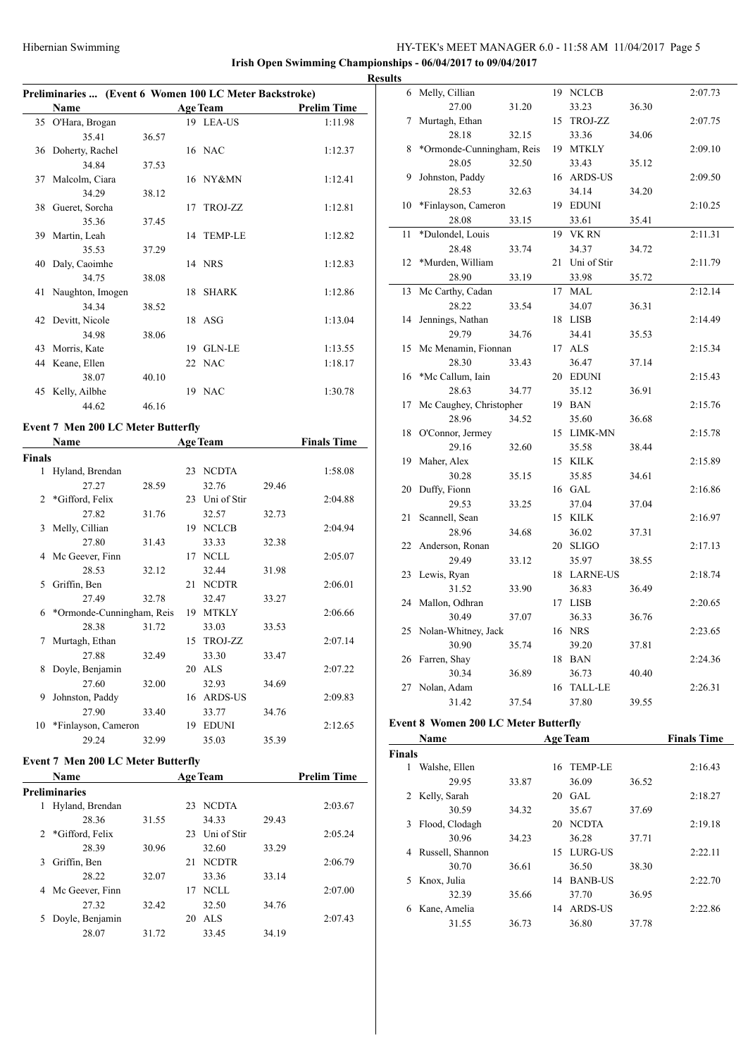## Preliminaries ... (Event 6 Women 100 LC Meter Backstroke)

| | Name | | Age | Team | | Prelim Time |
|---|---|---|---|---|---|---|
| 35 | O'Hara, Brogan | | 19 | LEA-US | | 1:11.98 |
| | 35.41 | 36.57 | | | | |
| 36 | Doherty, Rachel | | 16 | NAC | | 1:12.37 |
| | 34.84 | 37.53 | | | | |
| 37 | Malcolm, Ciara | | 16 | NY&MN | | 1:12.41 |
| | 34.29 | 38.12 | | | | |
| 38 | Gueret, Sorcha | | 17 | TROJ-ZZ | | 1:12.81 |
| | 35.36 | 37.45 | | | | |
| 39 | Martin, Leah | | 14 | TEMP-LE | | 1:12.82 |
| | 35.53 | 37.29 | | | | |
| 40 | Daly, Caoimhe | | 14 | NRS | | 1:12.83 |
| | 34.75 | 38.08 | | | | |
| 41 | Naughton, Imogen | | 18 | SHARK | | 1:12.86 |
| | 34.34 | 38.52 | | | | |
| 42 | Devitt, Nicole | | 18 | ASG | | 1:13.04 |
| | 34.98 | 38.06 | | | | |
| 43 | Morris, Kate | | 19 | GLN-LE | | 1:13.55 |
| 44 | Keane, Ellen | | 22 | NAC | | 1:18.17 |
| | 38.07 | 40.10 | | | | |
| 45 | Kelly, Ailbhe | | 19 | NAC | | 1:30.78 |
| | 44.62 | 46.16 | | | | |

## Event 7 Men 200 LC Meter Butterfly

| | Name | | Age | Team | | Finals Time |
|---|---|---|---|---|---|---|
| **Finals** | | | | | | |
| 1 | Hyland, Brendan | | 23 | NCDTA | | 1:58.08 |
| | 27.27 | 28.59 | | 32.76 | 29.46 | |
| 2 | *Gifford, Felix | | 23 | Uni of Stir | | 2:04.88 |
| | 27.82 | 31.76 | | 32.57 | 32.73 | |
| 3 | Melly, Cillian | | 19 | NCLCB | | 2:04.94 |
| | 27.80 | 31.43 | | 33.33 | 32.38 | |
| 4 | Mc Geever, Finn | | 17 | NCLL | | 2:05.07 |
| | 28.53 | 32.12 | | 32.44 | 31.98 | |
| 5 | Griffin, Ben | | 21 | NCDTR | | 2:06.01 |
| | 27.49 | 32.78 | | 32.47 | 33.27 | |
| 6 | *Ormonde-Cunningham, Reis | | 19 | MTKLY | | 2:06.66 |
| | 28.38 | 31.72 | | 33.03 | 33.53 | |
| 7 | Murtagh, Ethan | | 15 | TROJ-ZZ | | 2:07.14 |
| | 27.88 | 32.49 | | 33.30 | 33.47 | |
| 8 | Doyle, Benjamin | | 20 | ALS | | 2:07.22 |
| | 27.60 | 32.00 | | 32.93 | 34.69 | |
| 9 | Johnston, Paddy | | 16 | ARDS-US | | 2:09.83 |
| | 27.90 | 33.40 | | 33.77 | 34.76 | |
| 10 | *Finlayson, Cameron | | 19 | EDUNI | | 2:12.65 |
| | 29.24 | 32.99 | | 35.03 | 35.39 | |

## Event 7 Men 200 LC Meter Butterfly

| | Name | | Age | Team | | Prelim Time |
|---|---|---|---|---|---|---|
| **Preliminaries** | | | | | | |
| 1 | Hyland, Brendan | | 23 | NCDTA | | 2:03.67 |
| | 28.36 | 31.55 | | 34.33 | 29.43 | |
| 2 | *Gifford, Felix | | 23 | Uni of Stir | | 2:05.24 |
| | 28.39 | 30.96 | | 32.60 | 33.29 | |
| 3 | Griffin, Ben | | 21 | NCDTR | | 2:06.79 |
| | 28.22 | 32.07 | | 33.36 | 33.14 | |
| 4 | Mc Geever, Finn | | 17 | NCLL | | 2:07.00 |
| | 27.32 | 32.42 | | 32.50 | 34.76 | |
| 5 | Doyle, Benjamin | | 20 | ALS | | 2:07.43 |
| | 28.07 | 31.72 | | 33.45 | 34.19 | |
| 6 | Melly, Cillian | | 19 | NCLCB | | 2:07.73 |
| | 27.00 | 31.20 | | 33.23 | 36.30 | |
| 7 | Murtagh, Ethan | | 15 | TROJ-ZZ | | 2:07.75 |
| | 28.18 | 32.15 | | 33.36 | 34.06 | |
| 8 | *Ormonde-Cunningham, Reis | | 19 | MTKLY | | 2:09.10 |
| | 28.05 | 32.50 | | 33.43 | 35.12 | |
| 9 | Johnston, Paddy | | 16 | ARDS-US | | 2:09.50 |
| | 28.53 | 32.63 | | 34.14 | 34.20 | |
| 10 | *Finlayson, Cameron | | 19 | EDUNI | | 2:10.25 |
| | 28.08 | 33.15 | | 33.61 | 35.41 | |
| 11 | *Dulondel, Louis | | 19 | VK RN | | 2:11.31 |
| | 28.48 | 33.74 | | 34.37 | 34.72 | |
| 12 | *Murden, William | | 21 | Uni of Stir | | 2:11.79 |
| | 28.90 | 33.19 | | 33.98 | 35.72 | |
| 13 | Mc Carthy, Cadan | | 17 | MAL | | 2:12.14 |
| | 28.22 | 33.54 | | 34.07 | 36.31 | |
| 14 | Jennings, Nathan | | 18 | LISB | | 2:14.49 |
| | 29.79 | 34.76 | | 34.41 | 35.53 | |
| 15 | Mc Menamin, Fionnan | | 17 | ALS | | 2:15.34 |
| | 28.30 | 33.43 | | 36.47 | 37.14 | |
| 16 | *Mc Callum, Iain | | 20 | EDUNI | | 2:15.43 |
| | 28.63 | 34.77 | | 35.12 | 36.91 | |
| 17 | Mc Caughey, Christopher | | 19 | BAN | | 2:15.76 |
| | 28.96 | 34.52 | | 35.60 | 36.68 | |
| 18 | O'Connor, Jermey | | 15 | LIMK-MN | | 2:15.78 |
| | 29.16 | 32.60 | | 35.58 | 38.44 | |
| 19 | Maher, Alex | | 15 | KILK | | 2:15.89 |
| | 30.28 | 35.15 | | 35.85 | 34.61 | |
| 20 | Duffy, Fionn | | 16 | GAL | | 2:16.86 |
| | 29.53 | 33.25 | | 37.04 | 37.04 | |
| 21 | Scannell, Sean | | 15 | KILK | | 2:16.97 |
| | 28.96 | 34.68 | | 36.02 | 37.31 | |
| 22 | Anderson, Ronan | | 20 | SLIGO | | 2:17.13 |
| | 29.49 | 33.12 | | 35.97 | 38.55 | |
| 23 | Lewis, Ryan | | 18 | LARNE-US | | 2:18.74 |
| | 31.52 | 33.90 | | 36.83 | 36.49 | |
| 24 | Mallon, Odhran | | 17 | LISB | | 2:20.65 |
| | 30.49 | 37.07 | | 36.33 | 36.76 | |
| 25 | Nolan-Whitney, Jack | | 16 | NRS | | 2:23.65 |
| | 30.90 | 35.74 | | 39.20 | 37.81 | |
| 26 | Farren, Shay | | 18 | BAN | | 2:24.36 |
| | 30.34 | 36.89 | | 36.73 | 40.40 | |
| 27 | Nolan, Adam | | 16 | TALL-LE | | 2:26.31 |
| | 31.42 | 37.54 | | 37.80 | 39.55 | |

## Event 8 Women 200 LC Meter Butterfly

| | Name | | Age | Team | | Finals Time |
|---|---|---|---|---|---|---|
| **Finals** | | | | | | |
| 1 | Walshe, Ellen | | 16 | TEMP-LE | | 2:16.43 |
| | 29.95 | 33.87 | | 36.09 | 36.52 | |
| 2 | Kelly, Sarah | | 20 | GAL | | 2:18.27 |
| | 30.59 | 34.32 | | 35.67 | 37.69 | |
| 3 | Flood, Clodagh | | 20 | NCDTA | | 2:19.18 |
| | 30.96 | 34.23 | | 36.28 | 37.71 | |
| 4 | Russell, Shannon | | 15 | LURG-US | | 2:22.11 |
| | 30.70 | 36.61 | | 36.50 | 38.30 | |
| 5 | Knox, Julia | | 14 | BANB-US | | 2:22.70 |
| | 32.39 | 35.66 | | 37.70 | 36.95 | |
| 6 | Kane, Amelia | | 14 | ARDS-US | | 2:22.86 |
| | 31.55 | 36.73 | | 36.80 | 37.78 | |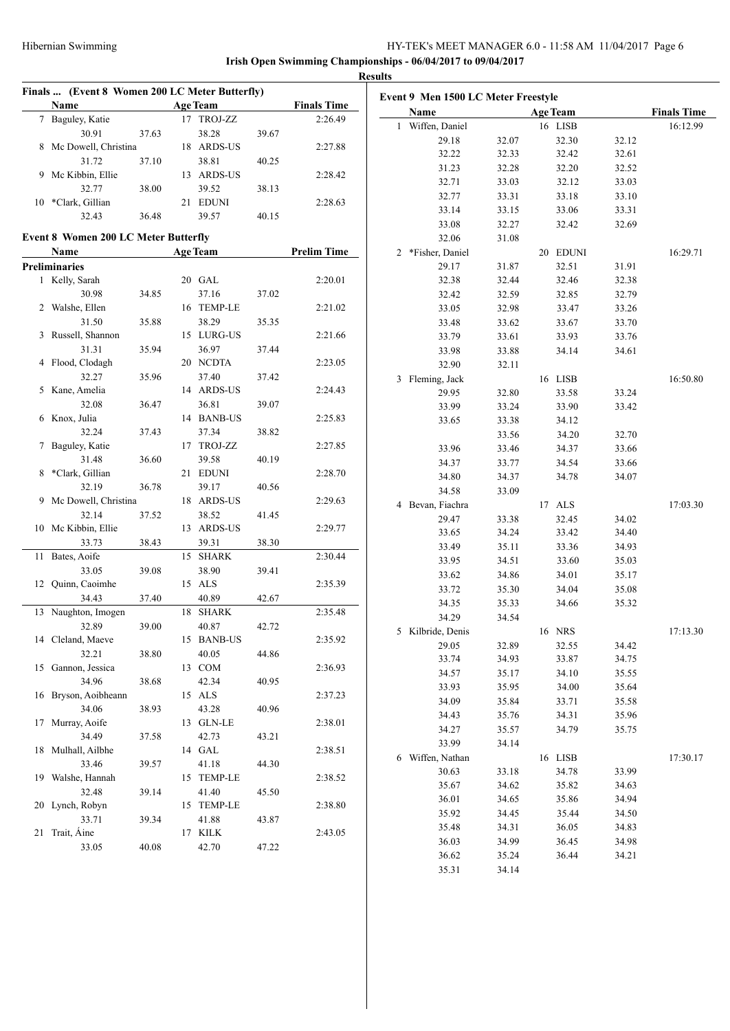**Irish Open Swimming Championships - 06/04/2017 to 09/04/2017**

**Results**

### Finals ... (Event 8 Women 200 LC Meter Butterfly)

| | Name | Age | Team | | | | Finals Time |
|---|---|---|---|---|---|---|---|
| 7 | Baguley, Katie | 17 | TROJ-ZZ | | | | 2:26.49 |
| | 30.91 | 37.63 | 38.28 | 39.67 | | | |
| 8 | Mc Dowell, Christina | 18 | ARDS-US | | | | 2:27.88 |
| | 31.72 | 37.10 | 38.81 | 40.25 | | | |
| 9 | Mc Kibbin, Ellie | 13 | ARDS-US | | | | 2:28.42 |
| | 32.77 | 38.00 | 39.52 | 38.13 | | | |
| 10 | *Clark, Gillian | 21 | EDUNI | | | | 2:28.63 |
| | 32.43 | 36.48 | 39.57 | 40.15 | | | |

### Event 8 Women 200 LC Meter Butterfly

| | Name | Age | Team | | | | Prelim Time |
|---|---|---|---|---|---|---|---|
| **Preliminaries** | | | | | | | |
| 1 | Kelly, Sarah | 20 | GAL | | | | 2:20.01 |
| | 30.98 | 34.85 | 37.16 | 37.02 | | | |
| 2 | Walshe, Ellen | 16 | TEMP-LE | | | | 2:21.02 |
| | 31.50 | 35.88 | 38.29 | 35.35 | | | |
| 3 | Russell, Shannon | 15 | LURG-US | | | | 2:21.66 |
| | 31.31 | 35.94 | 36.97 | 37.44 | | | |
| 4 | Flood, Clodagh | 20 | NCDTA | | | | 2:23.05 |
| | 32.27 | 35.96 | 37.40 | 37.42 | | | |
| 5 | Kane, Amelia | 14 | ARDS-US | | | | 2:24.43 |
| | 32.08 | 36.47 | 36.81 | 39.07 | | | |
| 6 | Knox, Julia | 14 | BANB-US | | | | 2:25.83 |
| | 32.24 | 37.43 | 37.34 | 38.82 | | | |
| 7 | Baguley, Katie | 17 | TROJ-ZZ | | | | 2:27.85 |
| | 31.48 | 36.60 | 39.58 | 40.19 | | | |
| 8 | *Clark, Gillian | 21 | EDUNI | | | | 2:28.70 |
| | 32.19 | 36.78 | 39.17 | 40.56 | | | |
| 9 | Mc Dowell, Christina | 18 | ARDS-US | | | | 2:29.63 |
| | 32.14 | 37.52 | 38.52 | 41.45 | | | |
| 10 | Mc Kibbin, Ellie | 13 | ARDS-US | | | | 2:29.77 |
| | 33.73 | 38.43 | 39.31 | 38.30 | | | |
| 11 | Bates, Aoife | 15 | SHARK | | | | 2:30.44 |
| | 33.05 | 39.08 | 38.90 | 39.41 | | | |
| 12 | Quinn, Caoimhe | 15 | ALS | | | | 2:35.39 |
| | 34.43 | 37.40 | 40.89 | 42.67 | | | |
| 13 | Naughton, Imogen | 18 | SHARK | | | | 2:35.48 |
| | 32.89 | 39.00 | 40.87 | 42.72 | | | |
| 14 | Cleland, Maeve | 15 | BANB-US | | | | 2:35.92 |
| | 32.21 | 38.80 | 40.05 | 44.86 | | | |
| 15 | Gannon, Jessica | 13 | COM | | | | 2:36.93 |
| | 34.96 | 38.68 | 42.34 | 40.95 | | | |
| 16 | Bryson, Aoibheann | 15 | ALS | | | | 2:37.23 |
| | 34.06 | 38.93 | 43.28 | 40.96 | | | |
| 17 | Murray, Aoife | 13 | GLN-LE | | | | 2:38.01 |
| | 34.49 | 37.58 | 42.73 | 43.21 | | | |
| 18 | Mulhall, Ailbhe | 14 | GAL | | | | 2:38.51 |
| | 33.46 | 39.57 | 41.18 | 44.30 | | | |
| 19 | Walshe, Hannah | 15 | TEMP-LE | | | | 2:38.52 |
| | 32.48 | 39.14 | 41.40 | 45.50 | | | |
| 20 | Lynch, Robyn | 15 | TEMP-LE | | | | 2:38.80 |
| | 33.71 | 39.34 | 41.88 | 43.87 | | | |
| 21 | Trait, Áine | 17 | KILK | | | | 2:43.05 |
| | 33.05 | 40.08 | 42.70 | 47.22 | | | |

### Event 9 Men 1500 LC Meter Freestyle

| | Name | Age | Team | | | | Finals Time |
|---|---|---|---|---|---|---|---|
| 1 | Wiffen, Daniel | 16 | LISB | | | | 16:12.99 |
| | 29.18 | 32.07 | 32.30 | 32.12 | | | |
| | 32.22 | 32.33 | 32.42 | 32.61 | | | |
| | 31.23 | 32.28 | 32.20 | 32.52 | | | |
| | 32.71 | 33.03 | 32.12 | 33.03 | | | |
| | 32.77 | 33.31 | 33.18 | 33.10 | | | |
| | 33.14 | 33.15 | 33.06 | 33.31 | | | |
| | 33.08 | 32.27 | 32.42 | 32.69 | | | |
| | 32.06 | 31.08 | | | | | |
| 2 | *Fisher, Daniel | 20 | EDUNI | | | | 16:29.71 |
| | 29.17 | 31.87 | 32.51 | 31.91 | | | |
| | 32.38 | 32.44 | 32.46 | 32.38 | | | |
| | 32.42 | 32.59 | 32.85 | 32.79 | | | |
| | 33.05 | 32.98 | 33.47 | 33.26 | | | |
| | 33.48 | 33.62 | 33.67 | 33.70 | | | |
| | 33.79 | 33.61 | 33.93 | 33.76 | | | |
| | 33.98 | 33.88 | 34.14 | 34.61 | | | |
| | 32.90 | 32.11 | | | | | |
| 3 | Fleming, Jack | 16 | LISB | | | | 16:50.80 |
| | 29.95 | 32.80 | 33.58 | 33.24 | | | |
| | 33.99 | 33.24 | 33.90 | 33.42 | | | |
| | 33.65 | 33.38 | 34.12 | | | | |
| | | 33.56 | 34.20 | 32.70 | | | |
| | 33.96 | 33.46 | 34.37 | 33.66 | | | |
| | 34.37 | 33.77 | 34.54 | 33.66 | | | |
| | 34.80 | 34.37 | 34.78 | 34.07 | | | |
| | 34.58 | 33.09 | | | | | |
| 4 | Bevan, Fiachra | 17 | ALS | | | | 17:03.30 |
| | 29.47 | 33.38 | 32.45 | 34.02 | | | |
| | 33.65 | 34.24 | 33.42 | 34.40 | | | |
| | 33.49 | 35.11 | 33.36 | 34.93 | | | |
| | 33.95 | 34.51 | 33.60 | 35.03 | | | |
| | 33.62 | 34.86 | 34.01 | 35.17 | | | |
| | 33.72 | 35.30 | 34.04 | 35.08 | | | |
| | 34.35 | 35.33 | 34.66 | 35.32 | | | |
| | 34.29 | 34.54 | | | | | |
| 5 | Kilbride, Denis | 16 | NRS | | | | 17:13.30 |
| | 29.05 | 32.89 | 32.55 | 34.42 | | | |
| | 33.74 | 34.93 | 33.87 | 34.75 | | | |
| | 34.57 | 35.17 | 34.10 | 35.55 | | | |
| | 33.93 | 35.95 | 34.00 | 35.64 | | | |
| | 34.09 | 35.84 | 33.71 | 35.58 | | | |
| | 34.43 | 35.76 | 34.31 | 35.96 | | | |
| | 34.27 | 35.57 | 34.79 | 35.75 | | | |
| | 33.99 | 34.14 | | | | | |
| 6 | Wiffen, Nathan | 16 | LISB | | | | 17:30.17 |
| | 30.63 | 33.18 | 34.78 | 33.99 | | | |
| | 35.67 | 34.62 | 35.82 | 34.63 | | | |
| | 36.01 | 34.65 | 35.86 | 34.94 | | | |
| | 35.92 | 34.45 | 35.44 | 34.50 | | | |
| | 35.48 | 34.31 | 36.05 | 34.83 | | | |
| | 36.03 | 34.99 | 36.45 | 34.98 | | | |
| | 36.62 | 35.24 | 36.44 | 34.21 | | | |
| | 35.31 | 34.14 | | | | | |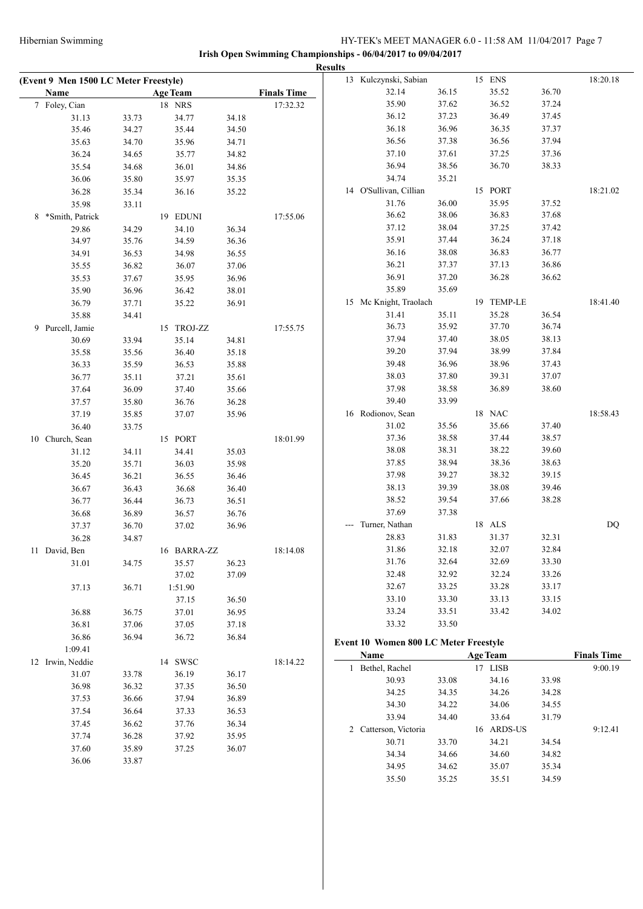**Irish Open Swimming Championships - 06/04/2017 to 09/04/2017**

**Results**

**(Event 9 Men 1500 LC Meter Freestyle)**

| Name | | Age Team | | Finals Time |
|---|---|---|---|---|
| 7 Foley, Cian | | 18 NRS | | 17:32.32 |
| 31.13 | 33.73 | 34.77 | 34.18 | |
| 35.46 | 34.27 | 35.44 | 34.50 | |
| 35.63 | 34.70 | 35.96 | 34.71 | |
| 36.24 | 34.65 | 35.77 | 34.82 | |
| 35.54 | 34.68 | 36.01 | 34.86 | |
| 36.06 | 35.80 | 35.97 | 35.35 | |
| 36.28 | 35.34 | 36.16 | 35.22 | |
| 35.98 | 33.11 | | | |
| 8 *Smith, Patrick | | 19 EDUNI | | 17:55.06 |
| 29.86 | 34.29 | 34.10 | 36.34 | |
| 34.97 | 35.76 | 34.59 | 36.36 | |
| 34.91 | 36.53 | 34.98 | 36.55 | |
| 35.55 | 36.82 | 36.07 | 37.06 | |
| 35.53 | 37.67 | 35.95 | 36.96 | |
| 35.90 | 36.96 | 36.42 | 38.01 | |
| 36.79 | 37.71 | 35.22 | 36.91 | |
| 35.88 | 34.41 | | | |
| 9 Purcell, Jamie | | 15 TROJ-ZZ | | 17:55.75 |
| 30.69 | 33.94 | 35.14 | 34.81 | |
| 35.58 | 35.56 | 36.40 | 35.18 | |
| 36.33 | 35.59 | 36.53 | 35.88 | |
| 36.77 | 35.11 | 37.21 | 35.61 | |
| 37.64 | 36.09 | 37.40 | 35.66 | |
| 37.57 | 35.80 | 36.76 | 36.28 | |
| 37.19 | 35.85 | 37.07 | 35.96 | |
| 36.40 | 33.75 | | | |
| 10 Church, Sean | | 15 PORT | | 18:01.99 |
| 31.12 | 34.11 | 34.41 | 35.03 | |
| 35.20 | 35.71 | 36.03 | 35.98 | |
| 36.45 | 36.21 | 36.55 | 36.46 | |
| 36.67 | 36.43 | 36.68 | 36.40 | |
| 36.77 | 36.44 | 36.73 | 36.51 | |
| 36.68 | 36.89 | 36.57 | 36.76 | |
| 37.37 | 36.70 | 37.02 | 36.96 | |
| 36.28 | 34.87 | | | |
| 11 David, Ben | | 16 BARRA-ZZ | | 18:14.08 |
| 31.01 | 34.75 | 35.57 | 36.23 | |
| | | 37.02 | 37.09 | |
| 37.13 | 36.71 | 1:51.90 | | |
| | | 37.15 | 36.50 | |
| 36.88 | 36.75 | 37.01 | 36.95 | |
| 36.81 | 37.06 | 37.05 | 37.18 | |
| 36.86 | 36.94 | 36.72 | 36.84 | |
| 1:09.41 | | | | |
| 12 Irwin, Neddie | | 14 SWSC | | 18:14.22 |
| 31.07 | 33.78 | 36.19 | 36.17 | |
| 36.98 | 36.32 | 37.35 | 36.50 | |
| 37.53 | 36.66 | 37.94 | 36.89 | |
| 37.54 | 36.64 | 37.33 | 36.53 | |
| 37.45 | 36.62 | 37.76 | 36.34 | |
| 37.74 | 36.28 | 37.92 | 35.95 | |
| 37.60 | 35.89 | 37.25 | 36.07 | |
| 36.06 | 33.87 | | | |
| 13 Kulczynski, Sabian | | 15 ENS | | 18:20.18 |
| 32.14 | 36.15 | 35.52 | 36.70 | |
| 35.90 | 37.62 | 36.52 | 37.24 | |
| 36.12 | 37.23 | 36.49 | 37.45 | |
| 36.18 | 36.96 | 36.35 | 37.37 | |
| 36.56 | 37.38 | 36.56 | 37.94 | |
| 37.10 | 37.61 | 37.25 | 37.36 | |
| 36.94 | 38.56 | 36.70 | 38.33 | |
| 34.74 | 35.21 | | | |
| 14 O'Sullivan, Cillian | | 15 PORT | | 18:21.02 |
| 31.76 | 36.00 | 35.95 | 37.52 | |
| 36.62 | 38.06 | 36.83 | 37.68 | |
| 37.12 | 38.04 | 37.25 | 37.42 | |
| 35.91 | 37.44 | 36.24 | 37.18 | |
| 36.16 | 38.08 | 36.83 | 36.77 | |
| 36.21 | 37.37 | 37.13 | 36.86 | |
| 36.91 | 37.20 | 36.28 | 36.62 | |
| 35.89 | 35.69 | | | |
| 15 Mc Knight, Traolach | | 19 TEMP-LE | | 18:41.40 |
| 31.41 | 35.11 | 35.28 | 36.54 | |
| 36.73 | 35.92 | 37.70 | 36.74 | |
| 37.94 | 37.40 | 38.05 | 38.13 | |
| 39.20 | 37.94 | 38.99 | 37.84 | |
| 39.48 | 36.96 | 38.96 | 37.43 | |
| 38.03 | 37.80 | 39.31 | 37.07 | |
| 37.98 | 38.58 | 36.89 | 38.60 | |
| 39.40 | 33.99 | | | |
| 16 Rodionov, Sean | | 18 NAC | | 18:58.43 |
| 31.02 | 35.56 | 35.66 | 37.40 | |
| 37.36 | 38.58 | 37.44 | 38.57 | |
| 38.08 | 38.31 | 38.22 | 39.60 | |
| 37.85 | 38.94 | 38.36 | 38.63 | |
| 37.98 | 39.27 | 38.32 | 39.15 | |
| 38.13 | 39.39 | 38.08 | 39.46 | |
| 38.52 | 39.54 | 37.66 | 38.28 | |
| 37.69 | 37.38 | | | |
| --- Turner, Nathan | | 18 ALS | | DQ |
| 28.83 | 31.83 | 31.37 | 32.31 | |
| 31.86 | 32.18 | 32.07 | 32.84 | |
| 31.76 | 32.64 | 32.69 | 33.30 | |
| 32.48 | 32.92 | 32.24 | 33.26 | |
| 32.67 | 33.25 | 33.28 | 33.17 | |
| 33.10 | 33.30 | 33.13 | 33.15 | |
| 33.24 | 33.51 | 33.42 | 34.02 | |
| 33.32 | 33.50 | | | |

**Event 10 Women 800 LC Meter Freestyle**

| Name | | Age Team | | Finals Time |
|---|---|---|---|---|
| 1 Bethel, Rachel | | 17 LISB | | 9:00.19 |
| 30.93 | 33.08 | 34.16 | 33.98 | |
| 34.25 | 34.35 | 34.26 | 34.28 | |
| 34.30 | 34.22 | 34.06 | 34.55 | |
| 33.94 | 34.40 | 33.64 | 31.79 | |
| 2 Catterson, Victoria | | 16 ARDS-US | | 9:12.41 |
| 30.71 | 33.70 | 34.21 | 34.54 | |
| 34.34 | 34.66 | 34.60 | 34.82 | |
| 34.95 | 34.62 | 35.07 | 35.34 | |
| 35.50 | 35.25 | 35.51 | 34.59 | |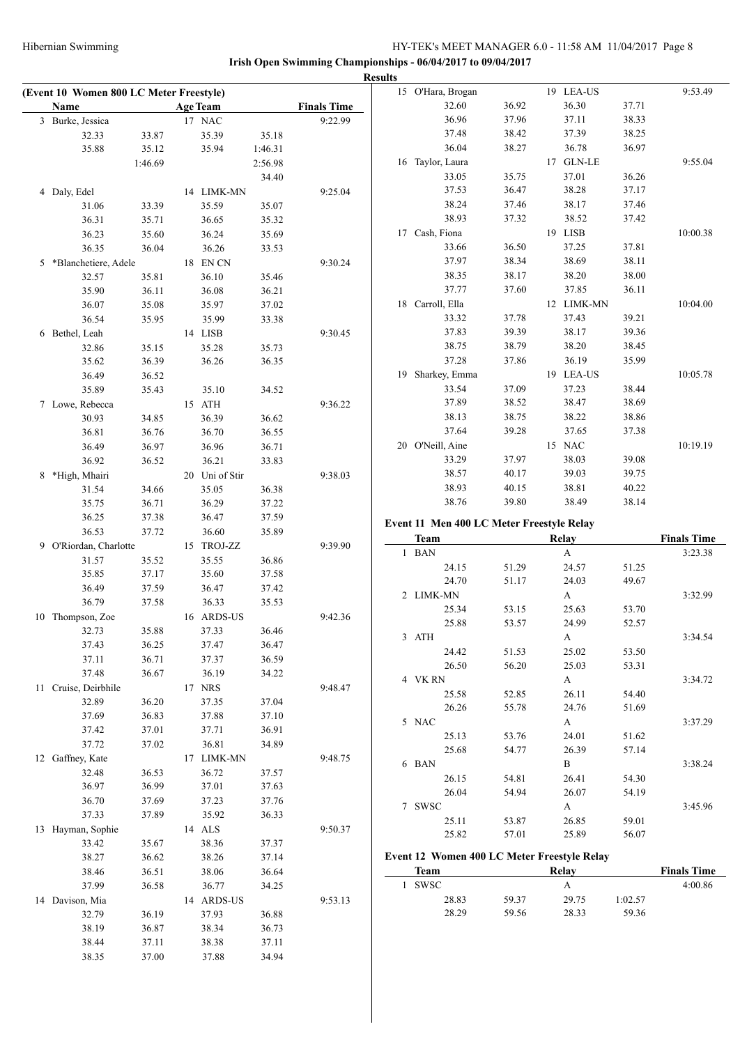**Irish Open Swimming Championships - 06/04/2017 to 09/04/2017**

**Results**

## (Event 10 Women 800 LC Meter Freestyle)

| Name | | Age | Team | | Finals Time |
|---|---|---|---|---|---|
| 3 Burke, Jessica | | 17 | NAC | | 9:22.99 |
| 32.33 | 33.87 | | 35.39 | 35.18 | |
| 35.88 | 35.12 | | 35.94 | 1:46.31 | |
| | 1:46.69 | | | 2:56.98 | |
| | | | | 34.40 | |
| 4 Daly, Edel | | 14 | LIMK-MN | | 9:25.04 |
| 31.06 | 33.39 | | 35.59 | 35.07 | |
| 36.31 | 35.71 | | 36.65 | 35.32 | |
| 36.23 | 35.60 | | 36.24 | 35.69 | |
| 36.35 | 36.04 | | 36.26 | 33.53 | |
| 5 *Blanchetiere, Adele | | 18 | EN CN | | 9:30.24 |
| 32.57 | 35.81 | | 36.10 | 35.46 | |
| 35.90 | 36.11 | | 36.08 | 36.21 | |
| 36.07 | 35.08 | | 35.97 | 37.02 | |
| 36.54 | 35.95 | | 35.99 | 33.38 | |
| 6 Bethel, Leah | | 14 | LISB | | 9:30.45 |
| 32.86 | 35.15 | | 35.28 | 35.73 | |
| 35.62 | 36.39 | | 36.26 | 36.35 | |
| 36.49 | 36.52 | | | | |
| 35.89 | 35.43 | | 35.10 | 34.52 | |
| 7 Lowe, Rebecca | | 15 | ATH | | 9:36.22 |
| 30.93 | 34.85 | | 36.39 | 36.62 | |
| 36.81 | 36.76 | | 36.70 | 36.55 | |
| 36.49 | 36.97 | | 36.96 | 36.71 | |
| 36.92 | 36.52 | | 36.21 | 33.83 | |
| 8 *High, Mhairi | | 20 | Uni of Stir | | 9:38.03 |
| 31.54 | 34.66 | | 35.05 | 36.38 | |
| 35.75 | 36.71 | | 36.29 | 37.22 | |
| 36.25 | 37.38 | | 36.47 | 37.59 | |
| 36.53 | 37.72 | | 36.60 | 35.89 | |
| 9 O'Riordan, Charlotte | | 15 | TROJ-ZZ | | 9:39.90 |
| 31.57 | 35.52 | | 35.55 | 36.86 | |
| 35.85 | 37.17 | | 35.60 | 37.58 | |
| 36.49 | 37.59 | | 36.47 | 37.42 | |
| 36.79 | 37.58 | | 36.33 | 35.53 | |
| 10 Thompson, Zoe | | 16 | ARDS-US | | 9:42.36 |
| 32.73 | 35.88 | | 37.33 | 36.46 | |
| 37.43 | 36.25 | | 37.47 | 36.47 | |
| 37.11 | 36.71 | | 37.37 | 36.59 | |
| 37.48 | 36.67 | | 36.19 | 34.22 | |
| 11 Cruise, Deirbhile | | 17 | NRS | | 9:48.47 |
| 32.89 | 36.20 | | 37.35 | 37.04 | |
| 37.69 | 36.83 | | 37.88 | 37.10 | |
| 37.42 | 37.01 | | 37.71 | 36.91 | |
| 37.72 | 37.02 | | 36.81 | 34.89 | |
| 12 Gaffney, Kate | | 17 | LIMK-MN | | 9:48.75 |
| 32.48 | 36.53 | | 36.72 | 37.57 | |
| 36.97 | 36.99 | | 37.01 | 37.63 | |
| 36.70 | 37.69 | | 37.23 | 37.76 | |
| 37.33 | 37.89 | | 35.92 | 36.33 | |
| 13 Hayman, Sophie | | 14 | ALS | | 9:50.37 |
| 33.42 | 35.67 | | 38.36 | 37.37 | |
| 38.27 | 36.62 | | 38.26 | 37.14 | |
| 38.46 | 36.51 | | 38.06 | 36.64 | |
| 37.99 | 36.58 | | 36.77 | 34.25 | |
| 14 Davison, Mia | | 14 | ARDS-US | | 9:53.13 |
| 32.79 | 36.19 | | 37.93 | 36.88 | |
| 38.19 | 36.87 | | 38.34 | 36.73 | |
| 38.44 | 37.11 | | 38.38 | 37.11 | |
| 38.35 | 37.00 | | 37.88 | 34.94 | |
| 15 O'Hara, Brogan | | 19 | LEA-US | | 9:53.49 |
| 32.60 | 36.92 | | 36.30 | 37.71 | |
| 36.96 | 37.96 | | 37.11 | 38.33 | |
| 37.48 | 38.42 | | 37.39 | 38.25 | |
| 36.04 | 38.27 | | 36.78 | 36.97 | |
| 16 Taylor, Laura | | 17 | GLN-LE | | 9:55.04 |
| 33.05 | 35.75 | | 37.01 | 36.26 | |
| 37.53 | 36.47 | | 38.28 | 37.17 | |
| 38.24 | 37.46 | | 38.17 | 37.46 | |
| 38.93 | 37.32 | | 38.52 | 37.42 | |
| 17 Cash, Fiona | | 19 | LISB | | 10:00.38 |
| 33.66 | 36.50 | | 37.25 | 37.81 | |
| 37.97 | 38.34 | | 38.69 | 38.11 | |
| 38.35 | 38.17 | | 38.20 | 38.00 | |
| 37.77 | 37.60 | | 37.85 | 36.11 | |
| 18 Carroll, Ella | | 12 | LIMK-MN | | 10:04.00 |
| 33.32 | 37.78 | | 37.43 | 39.21 | |
| 37.83 | 39.39 | | 38.17 | 39.36 | |
| 38.75 | 38.79 | | 38.20 | 38.45 | |
| 37.28 | 37.86 | | 36.19 | 35.99 | |
| 19 Sharkey, Emma | | 19 | LEA-US | | 10:05.78 |
| 33.54 | 37.09 | | 37.23 | 38.44 | |
| 37.89 | 38.52 | | 38.47 | 38.69 | |
| 38.13 | 38.75 | | 38.22 | 38.86 | |
| 37.64 | 39.28 | | 37.65 | 37.38 | |
| 20 O'Neill, Aine | | 15 | NAC | | 10:19.19 |
| 33.29 | 37.97 | | 38.03 | 39.08 | |
| 38.57 | 40.17 | | 39.03 | 39.75 | |
| 38.93 | 40.15 | | 38.81 | 40.22 | |
| 38.76 | 39.80 | | 38.49 | 38.14 | |

## Event 11 Men 400 LC Meter Freestyle Relay

| Team | | Relay | | Finals Time |
|---|---|---|---|---|
| 1 BAN | | A | | 3:23.38 |
| 24.15 | 51.29 | 24.57 | 51.25 | |
| 24.70 | 51.17 | 24.03 | 49.67 | |
| 2 LIMK-MN | | A | | 3:32.99 |
| 25.34 | 53.15 | 25.63 | 53.70 | |
| 25.88 | 53.57 | 24.99 | 52.57 | |
| 3 ATH | | A | | 3:34.54 |
| 24.42 | 51.53 | 25.02 | 53.50 | |
| 26.50 | 56.20 | 25.03 | 53.31 | |
| 4 VK RN | | A | | 3:34.72 |
| 25.58 | 52.85 | 26.11 | 54.40 | |
| 26.26 | 55.78 | 24.76 | 51.69 | |
| 5 NAC | | A | | 3:37.29 |
| 25.13 | 53.76 | 24.01 | 51.62 | |
| 25.68 | 54.77 | 26.39 | 57.14 | |
| 6 BAN | | B | | 3:38.24 |
| 26.15 | 54.81 | 26.41 | 54.30 | |
| 26.04 | 54.94 | 26.07 | 54.19 | |
| 7 SWSC | | A | | 3:45.96 |
| 25.11 | 53.87 | 26.85 | 59.01 | |
| 25.82 | 57.01 | 25.89 | 56.07 | |

## Event 12 Women 400 LC Meter Freestyle Relay

| Team | | Relay | | Finals Time |
|---|---|---|---|---|
| 1 SWSC | | A | | 4:00.86 |
| 28.83 | 59.37 | 29.75 | 1:02.57 | |
| 28.29 | 59.56 | 28.33 | 59.36 | |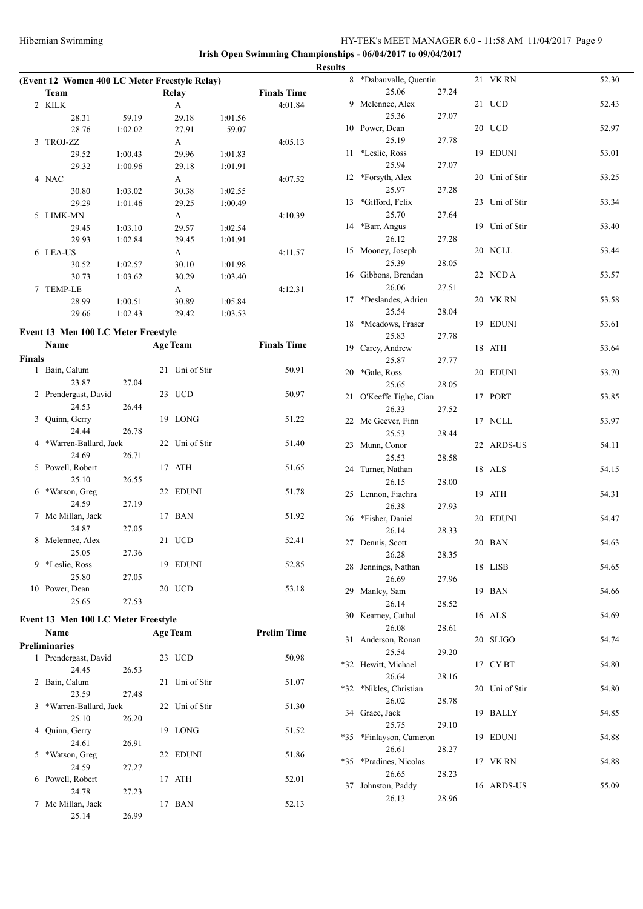Hibernian Swimming

**Irish Open Swimming Championships - 06/04/2017 to 09/04/2017**

**Results**

### (Event 12 Women 400 LC Meter Freestyle Relay)

| | Team | | Relay | | Finals Time |
|---|---|---|---|---|---|
| 2 | KILK | | A | | 4:01.84 |
| | 28.31 | 59.19 | 29.18 | 1:01.56 | |
| | 28.76 | 1:02.02 | 27.91 | 59.07 | |
| 3 | TROJ-ZZ | | A | | 4:05.13 |
| | 29.52 | 1:00.43 | 29.96 | 1:01.83 | |
| | 29.32 | 1:00.96 | 29.18 | 1:01.91 | |
| 4 | NAC | | A | | 4:07.52 |
| | 30.80 | 1:03.02 | 30.38 | 1:02.55 | |
| | 29.29 | 1:01.46 | 29.25 | 1:00.49 | |
| 5 | LIMK-MN | | A | | 4:10.39 |
| | 29.45 | 1:03.10 | 29.57 | 1:02.54 | |
| | 29.93 | 1:02.84 | 29.45 | 1:01.91 | |
| 6 | LEA-US | | A | | 4:11.57 |
| | 30.52 | 1:02.57 | 30.10 | 1:01.98 | |
| | 30.73 | 1:03.62 | 30.29 | 1:03.40 | |
| 7 | TEMP-LE | | A | | 4:12.31 |
| | 28.99 | 1:00.51 | 30.89 | 1:05.84 | |
| | 29.66 | 1:02.43 | 29.42 | 1:03.53 | |

### Event 13 Men 100 LC Meter Freestyle

| | Name | | Age | Team | Finals Time |
|---|---|---|---|---|---|
| **Finals** | | | | | |
| 1 | Bain, Calum | | 21 | Uni of Stir | 50.91 |
| | 23.87 | 27.04 | | | |
| 2 | Prendergast, David | | 23 | UCD | 50.97 |
| | 24.53 | 26.44 | | | |
| 3 | Quinn, Gerry | | 19 | LONG | 51.22 |
| | 24.44 | 26.78 | | | |
| 4 | *Warren-Ballard, Jack | | 22 | Uni of Stir | 51.40 |
| | 24.69 | 26.71 | | | |
| 5 | Powell, Robert | | 17 | ATH | 51.65 |
| | 25.10 | 26.55 | | | |
| 6 | *Watson, Greg | | 22 | EDUNI | 51.78 |
| | 24.59 | 27.19 | | | |
| 7 | Mc Millan, Jack | | 17 | BAN | 51.92 |
| | 24.87 | 27.05 | | | |
| 8 | Melennec, Alex | | 21 | UCD | 52.41 |
| | 25.05 | 27.36 | | | |
| 9 | *Leslie, Ross | | 19 | EDUNI | 52.85 |
| | 25.80 | 27.05 | | | |
| 10 | Power, Dean | | 20 | UCD | 53.18 |
| | 25.65 | 27.53 | | | |

### Event 13 Men 100 LC Meter Freestyle

| | Name | | Age | Team | Prelim Time |
|---|---|---|---|---|---|
| **Preliminaries** | | | | | |
| 1 | Prendergast, David | | 23 | UCD | 50.98 |
| | 24.45 | 26.53 | | | |
| 2 | Bain, Calum | | 21 | Uni of Stir | 51.07 |
| | 23.59 | 27.48 | | | |
| 3 | *Warren-Ballard, Jack | | 22 | Uni of Stir | 51.30 |
| | 25.10 | 26.20 | | | |
| 4 | Quinn, Gerry | | 19 | LONG | 51.52 |
| | 24.61 | 26.91 | | | |
| 5 | *Watson, Greg | | 22 | EDUNI | 51.86 |
| | 24.59 | 27.27 | | | |
| 6 | Powell, Robert | | 17 | ATH | 52.01 |
| | 24.78 | 27.23 | | | |
| 7 | Mc Millan, Jack | | 17 | BAN | 52.13 |
| | 25.14 | 26.99 | | | |
| 8 | *Dabauvalle, Quentin | | 21 | VK RN | 52.30 |
| | 25.06 | 27.24 | | | |
| 9 | Melennec, Alex | | 21 | UCD | 52.43 |
| | 25.36 | 27.07 | | | |
| 10 | Power, Dean | | 20 | UCD | 52.97 |
| | 25.19 | 27.78 | | | |
| 11 | *Leslie, Ross | | 19 | EDUNI | 53.01 |
| | 25.94 | 27.07 | | | |
| 12 | *Forsyth, Alex | | 20 | Uni of Stir | 53.25 |
| | 25.97 | 27.28 | | | |
| 13 | *Gifford, Felix | | 23 | Uni of Stir | 53.34 |
| | 25.70 | 27.64 | | | |
| 14 | *Barr, Angus | | 19 | Uni of Stir | 53.40 |
| | 26.12 | 27.28 | | | |
| 15 | Mooney, Joseph | | 20 | NCLL | 53.44 |
| | 25.39 | 28.05 | | | |
| 16 | Gibbons, Brendan | | 22 | NCD A | 53.57 |
| | 26.06 | 27.51 | | | |
| 17 | *Deslandes, Adrien | | 20 | VK RN | 53.58 |
| | 25.54 | 28.04 | | | |
| 18 | *Meadows, Fraser | | 19 | EDUNI | 53.61 |
| | 25.83 | 27.78 | | | |
| 19 | Carey, Andrew | | 18 | ATH | 53.64 |
| | 25.87 | 27.77 | | | |
| 20 | *Gale, Ross | | 20 | EDUNI | 53.70 |
| | 25.65 | 28.05 | | | |
| 21 | O'Keeffe Tighe, Cian | | 17 | PORT | 53.85 |
| | 26.33 | 27.52 | | | |
| 22 | Mc Geever, Finn | | 17 | NCLL | 53.97 |
| | 25.53 | 28.44 | | | |
| 23 | Munn, Conor | | 22 | ARDS-US | 54.11 |
| | 25.53 | 28.58 | | | |
| 24 | Turner, Nathan | | 18 | ALS | 54.15 |
| | 26.15 | 28.00 | | | |
| 25 | Lennon, Fiachra | | 19 | ATH | 54.31 |
| | 26.38 | 27.93 | | | |
| 26 | *Fisher, Daniel | | 20 | EDUNI | 54.47 |
| | 26.14 | 28.33 | | | |
| 27 | Dennis, Scott | | 20 | BAN | 54.63 |
| | 26.28 | 28.35 | | | |
| 28 | Jennings, Nathan | | 18 | LISB | 54.65 |
| | 26.69 | 27.96 | | | |
| 29 | Manley, Sam | | 19 | BAN | 54.66 |
| | 26.14 | 28.52 | | | |
| 30 | Kearney, Cathal | | 16 | ALS | 54.69 |
| | 26.08 | 28.61 | | | |
| 31 | Anderson, Ronan | | 20 | SLIGO | 54.74 |
| | 25.54 | 29.20 | | | |
| *32 | Hewitt, Michael | | 17 | CY BT | 54.80 |
| | 26.64 | 28.16 | | | |
| *32 | *Nikles, Christian | | 20 | Uni of Stir | 54.80 |
| | 26.02 | 28.78 | | | |
| 34 | Grace, Jack | | 19 | BALLY | 54.85 |
| | 25.75 | 29.10 | | | |
| *35 | *Finlayson, Cameron | | 19 | EDUNI | 54.88 |
| | 26.61 | 28.27 | | | |
| *35 | *Pradines, Nicolas | | 17 | VK RN | 54.88 |
| | 26.65 | 28.23 | | | |
| 37 | Johnston, Paddy | | 16 | ARDS-US | 55.09 |
| | 26.13 | 28.96 | | | |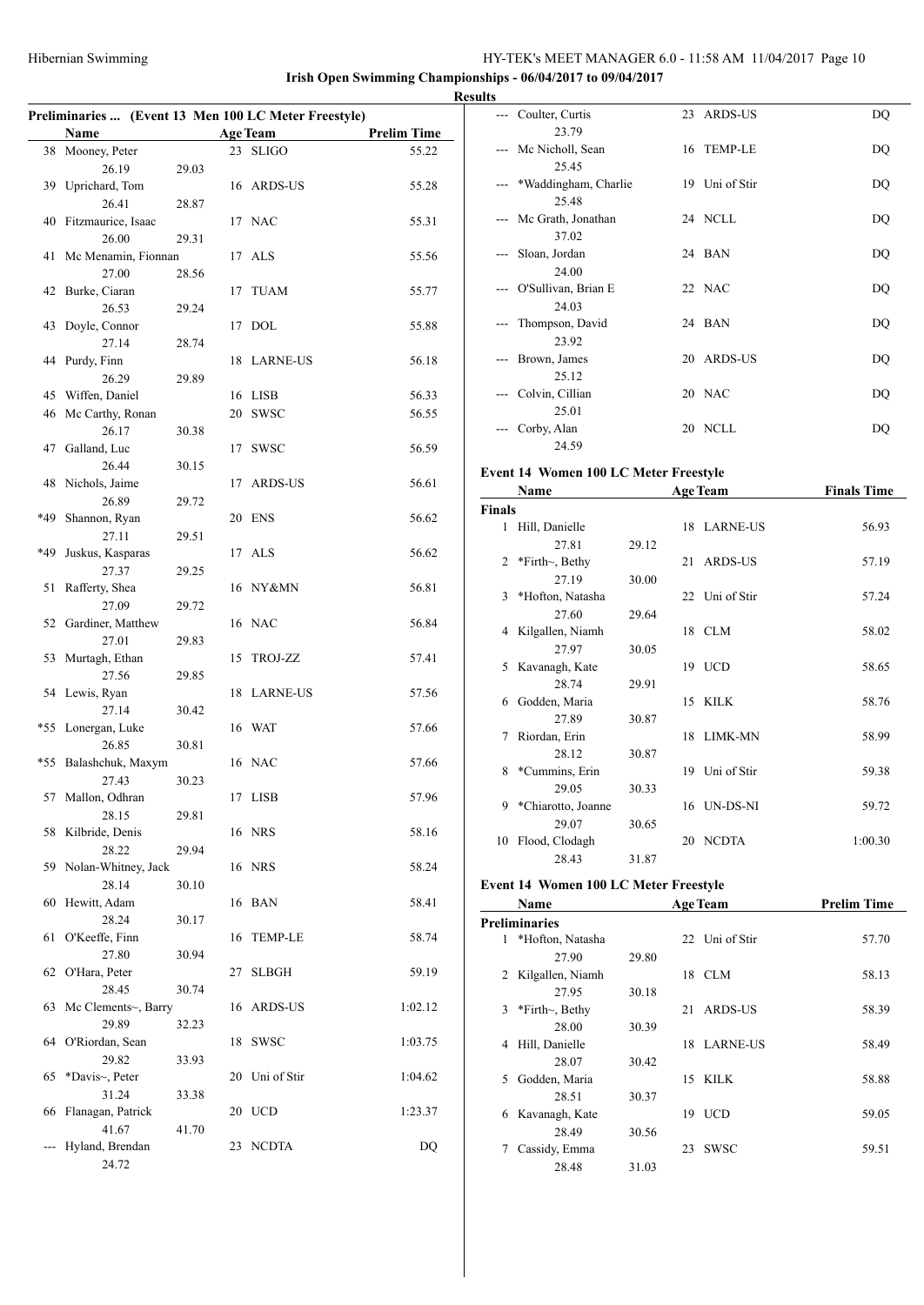**Irish Open Swimming Championships - 06/04/2017 to 09/04/2017**

**Results**

### Preliminaries ... (Event 13 Men 100 LC Meter Freestyle)

| | Name | Age | Team | Prelim Time | |
|---|---|---|---|---|---|
| 38 | Mooney, Peter | 23 | SLIGO | 55.22 | |
| | 26.19 | 29.03 | | | |
| 39 | Uprichard, Tom | 16 | ARDS-US | 55.28 | |
| | 26.41 | 28.87 | | | |
| 40 | Fitzmaurice, Isaac | 17 | NAC | 55.31 | |
| | 26.00 | 29.31 | | | |
| 41 | Mc Menamin, Fionnan | 17 | ALS | 55.56 | |
| | 27.00 | 28.56 | | | |
| 42 | Burke, Ciaran | 17 | TUAM | 55.77 | |
| | 26.53 | 29.24 | | | |
| 43 | Doyle, Connor | 17 | DOL | 55.88 | |
| | 27.14 | 28.74 | | | |
| 44 | Purdy, Finn | 18 | LARNE-US | 56.18 | |
| | 26.29 | 29.89 | | | |
| 45 | Wiffen, Daniel | 16 | LISB | 56.33 | |
| 46 | Mc Carthy, Ronan | 20 | SWSC | 56.55 | |
| | 26.17 | 30.38 | | | |
| 47 | Galland, Luc | 17 | SWSC | 56.59 | |
| | 26.44 | 30.15 | | | |
| 48 | Nichols, Jaime | 17 | ARDS-US | 56.61 | |
| | 26.89 | 29.72 | | | |
| *49 | Shannon, Ryan | 20 | ENS | 56.62 | |
| | 27.11 | 29.51 | | | |
| *49 | Juskus, Kasparas | 17 | ALS | 56.62 | |
| | 27.37 | 29.25 | | | |
| 51 | Rafferty, Shea | 16 | NY&MN | 56.81 | |
| | 27.09 | 29.72 | | | |
| 52 | Gardiner, Matthew | 16 | NAC | 56.84 | |
| | 27.01 | 29.83 | | | |
| 53 | Murtagh, Ethan | 15 | TROJ-ZZ | 57.41 | |
| | 27.56 | 29.85 | | | |
| 54 | Lewis, Ryan | 18 | LARNE-US | 57.56 | |
| | 27.14 | 30.42 | | | |
| *55 | Lonergan, Luke | 16 | WAT | 57.66 | |
| | 26.85 | 30.81 | | | |
| *55 | Balashchuk, Maxym | 16 | NAC | 57.66 | |
| | 27.43 | 30.23 | | | |
| 57 | Mallon, Odhran | 17 | LISB | 57.96 | |
| | 28.15 | 29.81 | | | |
| 58 | Kilbride, Denis | 16 | NRS | 58.16 | |
| | 28.22 | 29.94 | | | |
| 59 | Nolan-Whitney, Jack | 16 | NRS | 58.24 | |
| | 28.14 | 30.10 | | | |
| 60 | Hewitt, Adam | 16 | BAN | 58.41 | |
| | 28.24 | 30.17 | | | |
| 61 | O'Keeffe, Finn | 16 | TEMP-LE | 58.74 | |
| | 27.80 | 30.94 | | | |
| 62 | O'Hara, Peter | 27 | SLBGH | 59.19 | |
| | 28.45 | 30.74 | | | |
| 63 | Mc Clements~, Barry | 16 | ARDS-US | 1:02.12 | |
| | 29.89 | 32.23 | | | |
| 64 | O'Riordan, Sean | 18 | SWSC | 1:03.75 | |
| | 29.82 | 33.93 | | | |
| 65 | *Davis~, Peter | 20 | Uni of Stir | 1:04.62 | |
| | 31.24 | 33.38 | | | |
| 66 | Flanagan, Patrick | 20 | UCD | 1:23.37 | |
| | 41.67 | 41.70 | | | |
| --- | Hyland, Brendan | 23 | NCDTA | DQ | |
| | 24.72 | | | | |
| --- | Coulter, Curtis | 23 | ARDS-US | DQ | |
| | 23.79 | | | | |
| --- | Mc Nicholl, Sean | 16 | TEMP-LE | DQ | |
| | 25.45 | | | | |
| --- | *Waddingham, Charlie | 19 | Uni of Stir | DQ | |
| | 25.48 | | | | |
| --- | Mc Grath, Jonathan | 24 | NCLL | DQ | |
| | 37.02 | | | | |
| --- | Sloan, Jordan | 24 | BAN | DQ | |
| | 24.00 | | | | |
| --- | O'Sullivan, Brian E | 22 | NAC | DQ | |
| | 24.03 | | | | |
| --- | Thompson, David | 24 | BAN | DQ | |
| | 23.92 | | | | |
| --- | Brown, James | 20 | ARDS-US | DQ | |
| | 25.12 | | | | |
| --- | Colvin, Cillian | 20 | NAC | DQ | |
| | 25.01 | | | | |
| --- | Corby, Alan | 20 | NCLL | DQ | |
| | 24.59 | | | | |

### Event 14 Women 100 LC Meter Freestyle

| | Name | Age | Team | Finals Time |
|---|---|---|---|---|
| **Finals** | | | | |
| 1 | Hill, Danielle | 18 | LARNE-US | 56.93 |
| | 27.81 | 29.12 | | |
| 2 | *Firth~, Bethy | 21 | ARDS-US | 57.19 |
| | 27.19 | 30.00 | | |
| 3 | *Hofton, Natasha | 22 | Uni of Stir | 57.24 |
| | 27.60 | 29.64 | | |
| 4 | Kilgallen, Niamh | 18 | CLM | 58.02 |
| | 27.97 | 30.05 | | |
| 5 | Kavanagh, Kate | 19 | UCD | 58.65 |
| | 28.74 | 29.91 | | |
| 6 | Godden, Maria | 15 | KILK | 58.76 |
| | 27.89 | 30.87 | | |
| 7 | Riordan, Erin | 18 | LIMK-MN | 58.99 |
| | 28.12 | 30.87 | | |
| 8 | *Cummins, Erin | 19 | Uni of Stir | 59.38 |
| | 29.05 | 30.33 | | |
| 9 | *Chiarotto, Joanne | 16 | UN-DS-NI | 59.72 |
| | 29.07 | 30.65 | | |
| 10 | Flood, Clodagh | 20 | NCDTA | 1:00.30 |
| | 28.43 | 31.87 | | |

### Event 14 Women 100 LC Meter Freestyle

| | Name | Age | Team | Prelim Time |
|---|---|---|---|---|
| **Preliminaries** | | | | |
| 1 | *Hofton, Natasha | 22 | Uni of Stir | 57.70 |
| | 27.90 | 29.80 | | |
| 2 | Kilgallen, Niamh | 18 | CLM | 58.13 |
| | 27.95 | 30.18 | | |
| 3 | *Firth~, Bethy | 21 | ARDS-US | 58.39 |
| | 28.00 | 30.39 | | |
| 4 | Hill, Danielle | 18 | LARNE-US | 58.49 |
| | 28.07 | 30.42 | | |
| 5 | Godden, Maria | 15 | KILK | 58.88 |
| | 28.51 | 30.37 | | |
| 6 | Kavanagh, Kate | 19 | UCD | 59.05 |
| | 28.49 | 30.56 | | |
| 7 | Cassidy, Emma | 23 | SWSC | 59.51 |
| | 28.48 | 31.03 | | |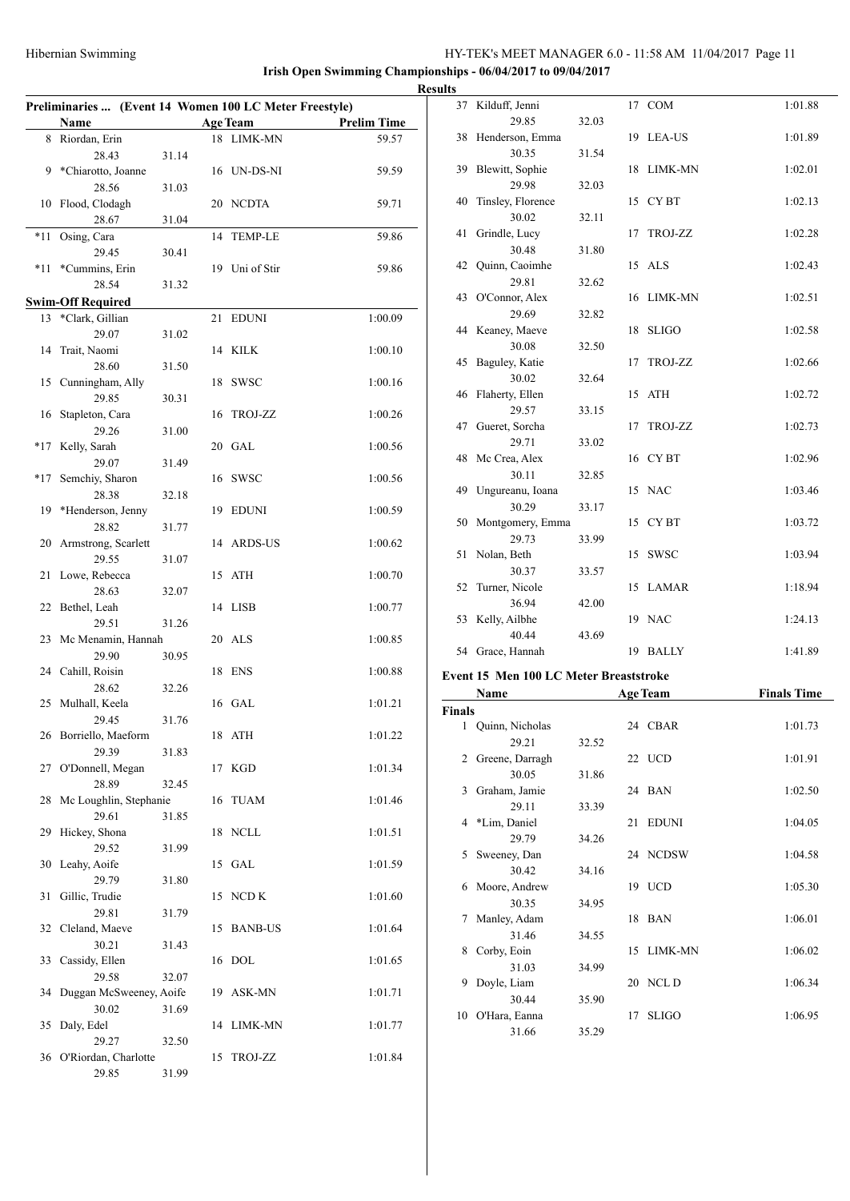## Irish Open Swimming Championships - 06/04/2017 to 09/04/2017

### Results

**Preliminaries ... (Event 14 Women 100 LC Meter Freestyle)**

| | Name | Age | Team | Prelim Time |
|---|---|---|---|---|
| 8 | Riordan, Erin | 18 | LIMK-MN | 59.57 |
| | 28.43 31.14 | | | |
| 9 | *Chiarotto, Joanne | 16 | UN-DS-NI | 59.59 |
| | 28.56 31.03 | | | |
| 10 | Flood, Clodagh | 20 | NCDTA | 59.71 |
| | 28.67 31.04 | | | |
| *11 | Osing, Cara | 14 | TEMP-LE | 59.86 |
| | 29.45 30.41 | | | |
| *11 | *Cummins, Erin | 19 | Uni of Stir | 59.86 |
| | 28.54 31.32 | | | |
| **Swim-Off Required** | | | | |
| 13 | *Clark, Gillian | 21 | EDUNI | 1:00.09 |
| | 29.07 31.02 | | | |
| 14 | Trait, Naomi | 14 | KILK | 1:00.10 |
| | 28.60 31.50 | | | |
| 15 | Cunningham, Ally | 18 | SWSC | 1:00.16 |
| | 29.85 30.31 | | | |
| 16 | Stapleton, Cara | 16 | TROJ-ZZ | 1:00.26 |
| | 29.26 31.00 | | | |
| *17 | Kelly, Sarah | 20 | GAL | 1:00.56 |
| | 29.07 31.49 | | | |
| *17 | Semchiy, Sharon | 16 | SWSC | 1:00.56 |
| | 28.38 32.18 | | | |
| 19 | *Henderson, Jenny | 19 | EDUNI | 1:00.59 |
| | 28.82 31.77 | | | |
| 20 | Armstrong, Scarlett | 14 | ARDS-US | 1:00.62 |
| | 29.55 31.07 | | | |
| 21 | Lowe, Rebecca | 15 | ATH | 1:00.70 |
| | 28.63 32.07 | | | |
| 22 | Bethel, Leah | 14 | LISB | 1:00.77 |
| | 29.51 31.26 | | | |
| 23 | Mc Menamin, Hannah | 20 | ALS | 1:00.85 |
| | 29.90 30.95 | | | |
| 24 | Cahill, Roisin | 18 | ENS | 1:00.88 |
| | 28.62 32.26 | | | |
| 25 | Mulhall, Keela | 16 | GAL | 1:01.21 |
| | 29.45 31.76 | | | |
| 26 | Borriello, Maeform | 18 | ATH | 1:01.22 |
| | 29.39 31.83 | | | |
| 27 | O'Donnell, Megan | 17 | KGD | 1:01.34 |
| | 28.89 32.45 | | | |
| 28 | Mc Loughlin, Stephanie | 16 | TUAM | 1:01.46 |
| | 29.61 31.85 | | | |
| 29 | Hickey, Shona | 18 | NCLL | 1:01.51 |
| | 29.52 31.99 | | | |
| 30 | Leahy, Aoife | 15 | GAL | 1:01.59 |
| | 29.79 31.80 | | | |
| 31 | Gillic, Trudie | 15 | NCD K | 1:01.60 |
| | 29.81 31.79 | | | |
| 32 | Cleland, Maeve | 15 | BANB-US | 1:01.64 |
| | 30.21 31.43 | | | |
| 33 | Cassidy, Ellen | 16 | DOL | 1:01.65 |
| | 29.58 32.07 | | | |
| 34 | Duggan McSweeney, Aoife | 19 | ASK-MN | 1:01.71 |
| | 30.02 31.69 | | | |
| 35 | Daly, Edel | 14 | LIMK-MN | 1:01.77 |
| | 29.27 32.50 | | | |
| 36 | O'Riordan, Charlotte | 15 | TROJ-ZZ | 1:01.84 |
| | 29.85 31.99 | | | |
| 37 | Kilduff, Jenni | 17 | COM | 1:01.88 |
| | 29.85 32.03 | | | |
| 38 | Henderson, Emma | 19 | LEA-US | 1:01.89 |
| | 30.35 31.54 | | | |
| 39 | Blewitt, Sophie | 18 | LIMK-MN | 1:02.01 |
| | 29.98 32.03 | | | |
| 40 | Tinsley, Florence | 15 | CY BT | 1:02.13 |
| | 30.02 32.11 | | | |
| 41 | Grindle, Lucy | 17 | TROJ-ZZ | 1:02.28 |
| | 30.48 31.80 | | | |
| 42 | Quinn, Caoimhe | 15 | ALS | 1:02.43 |
| | 29.81 32.62 | | | |
| 43 | O'Connor, Alex | 16 | LIMK-MN | 1:02.51 |
| | 29.69 32.82 | | | |
| 44 | Keaney, Maeve | 18 | SLIGO | 1:02.58 |
| | 30.08 32.50 | | | |
| 45 | Baguley, Katie | 17 | TROJ-ZZ | 1:02.66 |
| | 30.02 32.64 | | | |
| 46 | Flaherty, Ellen | 15 | ATH | 1:02.72 |
| | 29.57 33.15 | | | |
| 47 | Gueret, Sorcha | 17 | TROJ-ZZ | 1:02.73 |
| | 29.71 33.02 | | | |
| 48 | Mc Crea, Alex | 16 | CY BT | 1:02.96 |
| | 30.11 32.85 | | | |
| 49 | Ungureanu, Ioana | 15 | NAC | 1:03.46 |
| | 30.29 33.17 | | | |
| 50 | Montgomery, Emma | 15 | CY BT | 1:03.72 |
| | 29.73 33.99 | | | |
| 51 | Nolan, Beth | 15 | SWSC | 1:03.94 |
| | 30.37 33.57 | | | |
| 52 | Turner, Nicole | 15 | LAMAR | 1:18.94 |
| | 36.94 42.00 | | | |
| 53 | Kelly, Ailbhe | 19 | NAC | 1:24.13 |
| | 40.44 43.69 | | | |
| 54 | Grace, Hannah | 19 | BALLY | 1:41.89 |

**Event 15 Men 100 LC Meter Breaststroke**

| | Name | Age | Team | Finals Time |
|---|---|---|---|---|
| **Finals** | | | | |
| 1 | Quinn, Nicholas | 24 | CBAR | 1:01.73 |
| | 29.21 32.52 | | | |
| 2 | Greene, Darragh | 22 | UCD | 1:01.91 |
| | 30.05 31.86 | | | |
| 3 | Graham, Jamie | 24 | BAN | 1:02.50 |
| | 29.11 33.39 | | | |
| 4 | *Lim, Daniel | 21 | EDUNI | 1:04.05 |
| | 29.79 34.26 | | | |
| 5 | Sweeney, Dan | 24 | NCDSW | 1:04.58 |
| | 30.42 34.16 | | | |
| 6 | Moore, Andrew | 19 | UCD | 1:05.30 |
| | 30.35 34.95 | | | |
| 7 | Manley, Adam | 18 | BAN | 1:06.01 |
| | 31.46 34.55 | | | |
| 8 | Corby, Eoin | 15 | LIMK-MN | 1:06.02 |
| | 31.03 34.99 | | | |
| 9 | Doyle, Liam | 20 | NCL D | 1:06.34 |
| | 30.44 35.90 | | | |
| 10 | O'Hara, Eanna | 17 | SLIGO | 1:06.95 |
| | 31.66 35.29 | | | |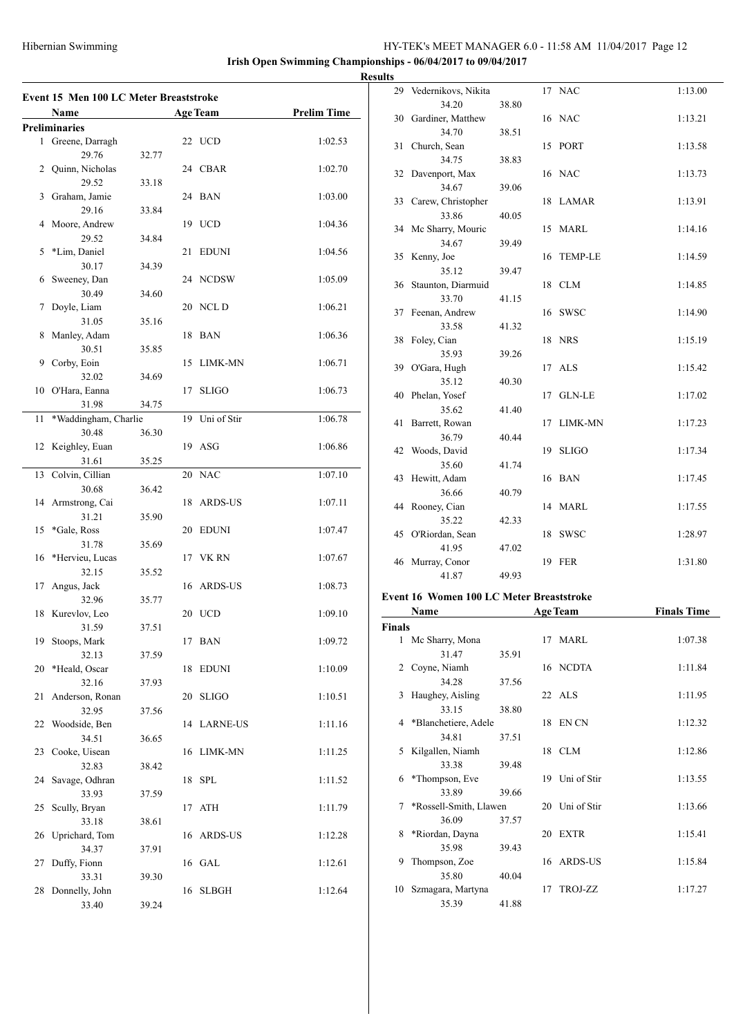## Irish Open Swimming Championships - 06/04/2017 to 09/04/2017

### Results

### Event 15 Men 100 LC Meter Breaststroke

| | Name | Age | Team | Prelim Time |
|---|---|---|---|---|
| **Preliminaries** | | | | |
| 1 | Greene, Darragh | 22 | UCD | 1:02.53 |
| | 29.76 32.77 | | | |
| 2 | Quinn, Nicholas | 24 | CBAR | 1:02.70 |
| | 29.52 33.18 | | | |
| 3 | Graham, Jamie | 24 | BAN | 1:03.00 |
| | 29.16 33.84 | | | |
| 4 | Moore, Andrew | 19 | UCD | 1:04.36 |
| | 29.52 34.84 | | | |
| 5 | *Lim, Daniel | 21 | EDUNI | 1:04.56 |
| | 30.17 34.39 | | | |
| 6 | Sweeney, Dan | 24 | NCDSW | 1:05.09 |
| | 30.49 34.60 | | | |
| 7 | Doyle, Liam | 20 | NCL D | 1:06.21 |
| | 31.05 35.16 | | | |
| 8 | Manley, Adam | 18 | BAN | 1:06.36 |
| | 30.51 35.85 | | | |
| 9 | Corby, Eoin | 15 | LIMK-MN | 1:06.71 |
| | 32.02 34.69 | | | |
| 10 | O'Hara, Eanna | 17 | SLIGO | 1:06.73 |
| | 31.98 34.75 | | | |
| 11 | *Waddingham, Charlie | 19 | Uni of Stir | 1:06.78 |
| | 30.48 36.30 | | | |
| 12 | Keighley, Euan | 19 | ASG | 1:06.86 |
| | 31.61 35.25 | | | |
| 13 | Colvin, Cillian | 20 | NAC | 1:07.10 |
| | 30.68 36.42 | | | |
| 14 | Armstrong, Cai | 18 | ARDS-US | 1:07.11 |
| | 31.21 35.90 | | | |
| 15 | *Gale, Ross | 20 | EDUNI | 1:07.47 |
| | 31.78 35.69 | | | |
| 16 | *Hervieu, Lucas | 17 | VK RN | 1:07.67 |
| | 32.15 35.52 | | | |
| 17 | Angus, Jack | 16 | ARDS-US | 1:08.73 |
| | 32.96 35.77 | | | |
| 18 | Kurevlov, Leo | 20 | UCD | 1:09.10 |
| | 31.59 37.51 | | | |
| 19 | Stoops, Mark | 17 | BAN | 1:09.72 |
| | 32.13 37.59 | | | |
| 20 | *Heald, Oscar | 18 | EDUNI | 1:10.09 |
| | 32.16 37.93 | | | |
| 21 | Anderson, Ronan | 20 | SLIGO | 1:10.51 |
| | 32.95 37.56 | | | |
| 22 | Woodside, Ben | 14 | LARNE-US | 1:11.16 |
| | 34.51 36.65 | | | |
| 23 | Cooke, Uisean | 16 | LIMK-MN | 1:11.25 |
| | 32.83 38.42 | | | |
| 24 | Savage, Odhran | 18 | SPL | 1:11.52 |
| | 33.93 37.59 | | | |
| 25 | Scully, Bryan | 17 | ATH | 1:11.79 |
| | 33.18 38.61 | | | |
| 26 | Uprichard, Tom | 16 | ARDS-US | 1:12.28 |
| | 34.37 37.91 | | | |
| 27 | Duffy, Fionn | 16 | GAL | 1:12.61 |
| | 33.31 39.30 | | | |
| 28 | Donnelly, John | 16 | SLBGH | 1:12.64 |
| | 33.40 39.24 | | | |
| 29 | Vedernikovs, Nikita | 17 | NAC | 1:13.00 |
| | 34.20 38.80 | | | |
| 30 | Gardiner, Matthew | 16 | NAC | 1:13.21 |
| | 34.70 38.51 | | | |
| 31 | Church, Sean | 15 | PORT | 1:13.58 |
| | 34.75 38.83 | | | |
| 32 | Davenport, Max | 16 | NAC | 1:13.73 |
| | 34.67 39.06 | | | |
| 33 | Carew, Christopher | 18 | LAMAR | 1:13.91 |
| | 33.86 40.05 | | | |
| 34 | Mc Sharry, Mouric | 15 | MARL | 1:14.16 |
| | 34.67 39.49 | | | |
| 35 | Kenny, Joe | 16 | TEMP-LE | 1:14.59 |
| | 35.12 39.47 | | | |
| 36 | Staunton, Diarmuid | 18 | CLM | 1:14.85 |
| | 33.70 41.15 | | | |
| 37 | Feenan, Andrew | 16 | SWSC | 1:14.90 |
| | 33.58 41.32 | | | |
| 38 | Foley, Cian | 18 | NRS | 1:15.19 |
| | 35.93 39.26 | | | |
| 39 | O'Gara, Hugh | 17 | ALS | 1:15.42 |
| | 35.12 40.30 | | | |
| 40 | Phelan, Yosef | 17 | GLN-LE | 1:17.02 |
| | 35.62 41.40 | | | |
| 41 | Barrett, Rowan | 17 | LIMK-MN | 1:17.23 |
| | 36.79 40.44 | | | |
| 42 | Woods, David | 19 | SLIGO | 1:17.34 |
| | 35.60 41.74 | | | |
| 43 | Hewitt, Adam | 16 | BAN | 1:17.45 |
| | 36.66 40.79 | | | |
| 44 | Rooney, Cian | 14 | MARL | 1:17.55 |
| | 35.22 42.33 | | | |
| 45 | O'Riordan, Sean | 18 | SWSC | 1:28.97 |
| | 41.95 47.02 | | | |
| 46 | Murray, Conor | 19 | FER | 1:31.80 |
| | 41.87 49.93 | | | |

### Event 16 Women 100 LC Meter Breaststroke

| | Name | Age | Team | Finals Time |
|---|---|---|---|---|
| **Finals** | | | | |
| 1 | Mc Sharry, Mona | 17 | MARL | 1:07.38 |
| | 31.47 35.91 | | | |
| 2 | Coyne, Niamh | 16 | NCDTA | 1:11.84 |
| | 34.28 37.56 | | | |
| 3 | Haughey, Aisling | 22 | ALS | 1:11.95 |
| | 33.15 38.80 | | | |
| 4 | *Blanchetiere, Adele | 18 | EN CN | 1:12.32 |
| | 34.81 37.51 | | | |
| 5 | Kilgallen, Niamh | 18 | CLM | 1:12.86 |
| | 33.38 39.48 | | | |
| 6 | *Thompson, Eve | 19 | Uni of Stir | 1:13.55 |
| | 33.89 39.66 | | | |
| 7 | *Rossell-Smith, Llawen | 20 | Uni of Stir | 1:13.66 |
| | 36.09 37.57 | | | |
| 8 | *Riordan, Dayna | 20 | EXTR | 1:15.41 |
| | 35.98 39.43 | | | |
| 9 | Thompson, Zoe | 16 | ARDS-US | 1:15.84 |
| | 35.80 40.04 | | | |
| 10 | Szmagara, Martyna | 17 | TROJ-ZZ | 1:17.27 |
| | 35.39 41.88 | | | |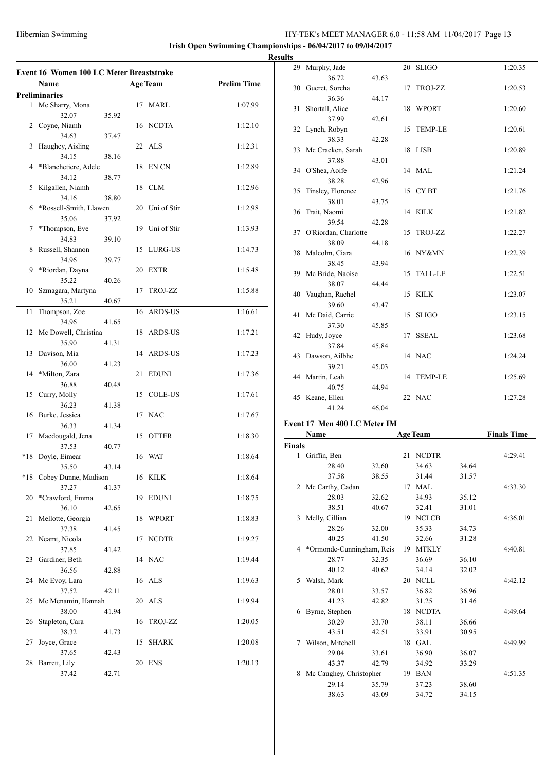Hibernian Swimming

**Irish Open Swimming Championships - 06/04/2017 to 09/04/2017**

**Results**

### Event 16 Women 100 LC Meter Breaststroke

| | Name | Age | Team | Prelim Time |
|---|---|---|---|---|
| **Preliminaries** | | | | |
| 1 | Mc Sharry, Mona | 17 | MARL | 1:07.99 |
| | 32.07 35.92 | | | |
| 2 | Coyne, Niamh | 16 | NCDTA | 1:12.10 |
| | 34.63 37.47 | | | |
| 3 | Haughey, Aisling | 22 | ALS | 1:12.31 |
| | 34.15 38.16 | | | |
| 4 | *Blanchetiere, Adele | 18 | EN CN | 1:12.89 |
| | 34.12 38.77 | | | |
| 5 | Kilgallen, Niamh | 18 | CLM | 1:12.96 |
| | 34.16 38.80 | | | |
| 6 | *Rossell-Smith, Llawen | 20 | Uni of Stir | 1:12.98 |
| | 35.06 37.92 | | | |
| 7 | *Thompson, Eve | 19 | Uni of Stir | 1:13.93 |
| | 34.83 39.10 | | | |
| 8 | Russell, Shannon | 15 | LURG-US | 1:14.73 |
| | 34.96 39.77 | | | |
| 9 | *Riordan, Dayna | 20 | EXTR | 1:15.48 |
| | 35.22 40.26 | | | |
| 10 | Szmagara, Martyna | 17 | TROJ-ZZ | 1:15.88 |
| | 35.21 40.67 | | | |
| 11 | Thompson, Zoe | 16 | ARDS-US | 1:16.61 |
| | 34.96 41.65 | | | |
| 12 | Mc Dowell, Christina | 18 | ARDS-US | 1:17.21 |
| | 35.90 41.31 | | | |
| 13 | Davison, Mia | 14 | ARDS-US | 1:17.23 |
| | 36.00 41.23 | | | |
| 14 | *Milton, Zara | 21 | EDUNI | 1:17.36 |
| | 36.88 40.48 | | | |
| 15 | Curry, Molly | 15 | COLE-US | 1:17.61 |
| | 36.23 41.38 | | | |
| 16 | Burke, Jessica | 17 | NAC | 1:17.67 |
| | 36.33 41.34 | | | |
| 17 | Macdougald, Jena | 15 | OTTER | 1:18.30 |
| | 37.53 40.77 | | | |
| *18 | Doyle, Eimear | 16 | WAT | 1:18.64 |
| | 35.50 43.14 | | | |
| *18 | Cobey Dunne, Madison | 16 | KILK | 1:18.64 |
| | 37.27 41.37 | | | |
| 20 | *Crawford, Emma | 19 | EDUNI | 1:18.75 |
| | 36.10 42.65 | | | |
| 21 | Mellotte, Georgia | 18 | WPORT | 1:18.83 |
| | 37.38 41.45 | | | |
| 22 | Neamt, Nicola | 17 | NCDTR | 1:19.27 |
| | 37.85 41.42 | | | |
| 23 | Gardiner, Beth | 14 | NAC | 1:19.44 |
| | 36.56 42.88 | | | |
| 24 | Mc Evoy, Lara | 16 | ALS | 1:19.63 |
| | 37.52 42.11 | | | |
| 25 | Mc Menamin, Hannah | 20 | ALS | 1:19.94 |
| | 38.00 41.94 | | | |
| 26 | Stapleton, Cara | 16 | TROJ-ZZ | 1:20.05 |
| | 38.32 41.73 | | | |
| 27 | Joyce, Grace | 15 | SHARK | 1:20.08 |
| | 37.65 42.43 | | | |
| 28 | Barrett, Lily | 20 | ENS | 1:20.13 |
| | 37.42 42.71 | | | |
| 29 | Murphy, Jade | 20 | SLIGO | 1:20.35 |
| | 36.72 43.63 | | | |
| 30 | Gueret, Sorcha | 17 | TROJ-ZZ | 1:20.53 |
| | 36.36 44.17 | | | |
| 31 | Shortall, Alice | 18 | WPORT | 1:20.60 |
| | 37.99 42.61 | | | |
| 32 | Lynch, Robyn | 15 | TEMP-LE | 1:20.61 |
| | 38.33 42.28 | | | |
| 33 | Mc Cracken, Sarah | 18 | LISB | 1:20.89 |
| | 37.88 43.01 | | | |
| 34 | O'Shea, Aoife | 14 | MAL | 1:21.24 |
| | 38.28 42.96 | | | |
| 35 | Tinsley, Florence | 15 | CY BT | 1:21.76 |
| | 38.01 43.75 | | | |
| 36 | Trait, Naomi | 14 | KILK | 1:21.82 |
| | 39.54 42.28 | | | |
| 37 | O'Riordan, Charlotte | 15 | TROJ-ZZ | 1:22.27 |
| | 38.09 44.18 | | | |
| 38 | Malcolm, Ciara | 16 | NY&MN | 1:22.39 |
| | 38.45 43.94 | | | |
| 39 | Mc Bride, Naoise | 15 | TALL-LE | 1:22.51 |
| | 38.07 44.44 | | | |
| 40 | Vaughan, Rachel | 15 | KILK | 1:23.07 |
| | 39.60 43.47 | | | |
| 41 | Mc Daid, Carrie | 15 | SLIGO | 1:23.15 |
| | 37.30 45.85 | | | |
| 42 | Hudy, Joyce | 17 | SSEAL | 1:23.68 |
| | 37.84 45.84 | | | |
| 43 | Dawson, Ailbhe | 14 | NAC | 1:24.24 |
| | 39.21 45.03 | | | |
| 44 | Martin, Leah | 14 | TEMP-LE | 1:25.69 |
| | 40.75 44.94 | | | |
| 45 | Keane, Ellen | 22 | NAC | 1:27.28 |
| | 41.24 46.04 | | | |

### Event 17 Men 400 LC Meter IM

| | Name | Age | Team | Finals Time |
|---|---|---|---|---|
| **Finals** | | | | |
| 1 | Griffin, Ben | 21 | NCDTR | 4:29.41 |
| | 28.40 32.60 34.63 34.64 | | | |
| | 37.58 38.55 31.44 31.57 | | | |
| 2 | Mc Carthy, Cadan | 17 | MAL | 4:33.30 |
| | 28.03 32.62 34.93 35.12 | | | |
| | 38.51 40.67 32.41 31.01 | | | |
| 3 | Melly, Cillian | 19 | NCLCB | 4:36.01 |
| | 28.26 32.00 35.33 34.73 | | | |
| | 40.25 41.50 32.66 31.28 | | | |
| 4 | *Ormonde-Cunningham, Reis | 19 | MTKLY | 4:40.81 |
| | 28.77 32.35 36.69 36.10 | | | |
| | 40.12 40.62 34.14 32.02 | | | |
| 5 | Walsh, Mark | 20 | NCLL | 4:42.12 |
| | 28.01 33.57 36.82 36.96 | | | |
| | 41.23 42.82 31.25 31.46 | | | |
| 6 | Byrne, Stephen | 18 | NCDTA | 4:49.64 |
| | 30.29 33.70 38.11 36.66 | | | |
| | 43.51 42.51 33.91 30.95 | | | |
| 7 | Wilson, Mitchell | 18 | GAL | 4:49.99 |
| | 29.04 33.61 36.90 36.07 | | | |
| | 43.37 42.79 34.92 33.29 | | | |
| 8 | Mc Caughey, Christopher | 19 | BAN | 4:51.35 |
| | 29.14 35.79 37.23 38.60 | | | |
| | 38.63 43.09 34.72 34.15 | | | |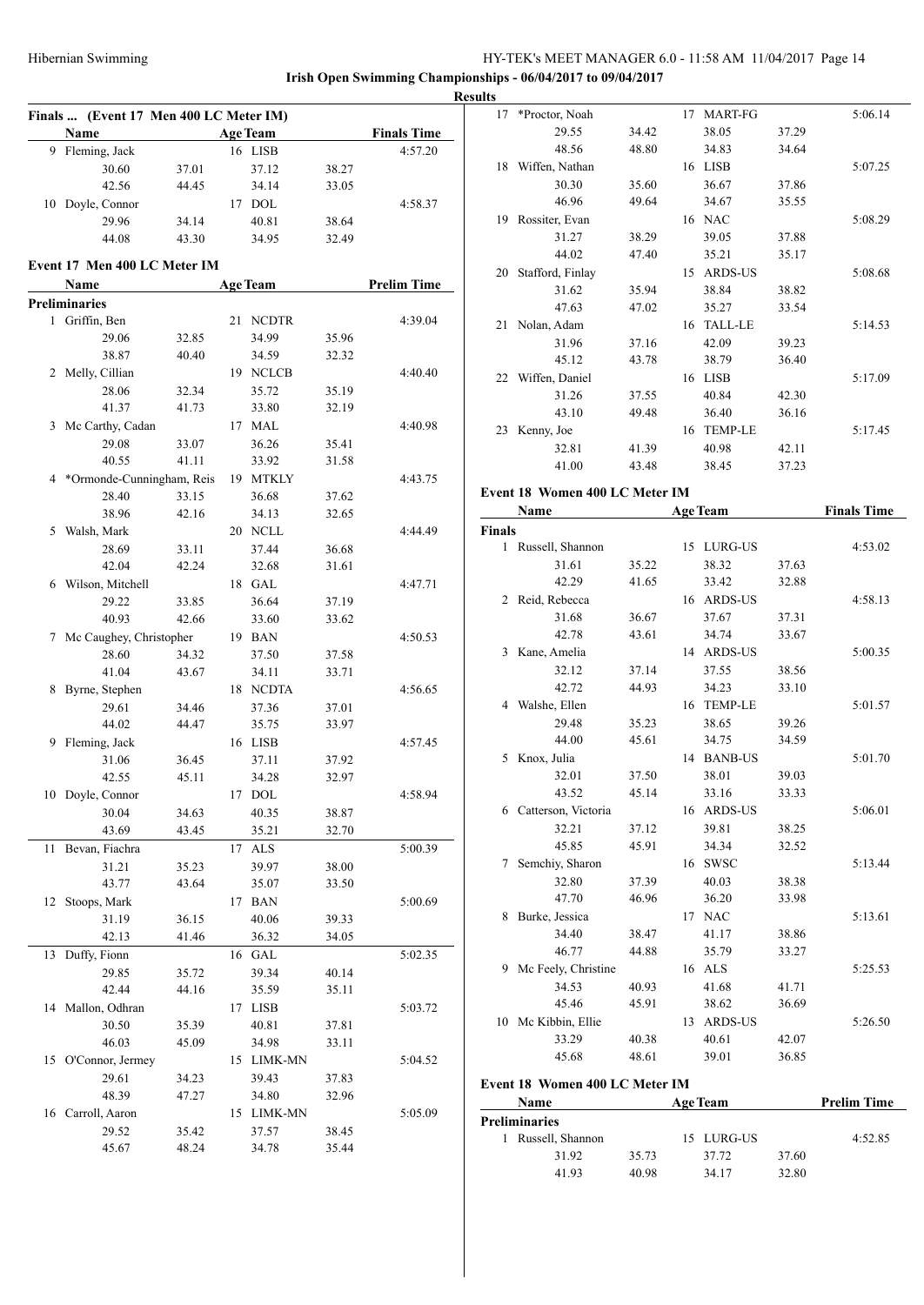## Irish Open Swimming Championships - 06/04/2017 to 09/04/2017

### Results

### Finals ... (Event 17 Men 400 LC Meter IM)

| | Name | Age | Team | | Finals Time |
|---|---|---|---|---|---|
| 9 | Fleming, Jack | 16 | LISB | | 4:57.20 |
| | 30.60 | 37.01 | 37.12 | 38.27 | |
| | 42.56 | 44.45 | 34.14 | 33.05 | |
| 10 | Doyle, Connor | 17 | DOL | | 4:58.37 |
| | 29.96 | 34.14 | 40.81 | 38.64 | |
| | 44.08 | 43.30 | 34.95 | 32.49 | |

### Event 17 Men 400 LC Meter IM

| | Name | Age | Team | | Prelim Time |
|---|---|---|---|---|---|
| **Preliminaries** | | | | | |
| 1 | Griffin, Ben | 21 | NCDTR | | 4:39.04 |
| | 29.06 | 32.85 | 34.99 | 35.96 | |
| | 38.87 | 40.40 | 34.59 | 32.32 | |
| 2 | Melly, Cillian | 19 | NCLCB | | 4:40.40 |
| | 28.06 | 32.34 | 35.72 | 35.19 | |
| | 41.37 | 41.73 | 33.80 | 32.19 | |
| 3 | Mc Carthy, Cadan | 17 | MAL | | 4:40.98 |
| | 29.08 | 33.07 | 36.26 | 35.41 | |
| | 40.55 | 41.11 | 33.92 | 31.58 | |
| 4 | *Ormonde-Cunningham, Reis | 19 | MTKLY | | 4:43.75 |
| | 28.40 | 33.15 | 36.68 | 37.62 | |
| | 38.96 | 42.16 | 34.13 | 32.65 | |
| 5 | Walsh, Mark | 20 | NCLL | | 4:44.49 |
| | 28.69 | 33.11 | 37.44 | 36.68 | |
| | 42.04 | 42.24 | 32.68 | 31.61 | |
| 6 | Wilson, Mitchell | 18 | GAL | | 4:47.71 |
| | 29.22 | 33.85 | 36.64 | 37.19 | |
| | 40.93 | 42.66 | 33.60 | 33.62 | |
| 7 | Mc Caughey, Christopher | 19 | BAN | | 4:50.53 |
| | 28.60 | 34.32 | 37.50 | 37.58 | |
| | 41.04 | 43.67 | 34.11 | 33.71 | |
| 8 | Byrne, Stephen | 18 | NCDTA | | 4:56.65 |
| | 29.61 | 34.46 | 37.36 | 37.01 | |
| | 44.02 | 44.47 | 35.75 | 33.97 | |
| 9 | Fleming, Jack | 16 | LISB | | 4:57.45 |
| | 31.06 | 36.45 | 37.11 | 37.92 | |
| | 42.55 | 45.11 | 34.28 | 32.97 | |
| 10 | Doyle, Connor | 17 | DOL | | 4:58.94 |
| | 30.04 | 34.63 | 40.35 | 38.87 | |
| | 43.69 | 43.45 | 35.21 | 32.70 | |
| 11 | Bevan, Fiachra | 17 | ALS | | 5:00.39 |
| | 31.21 | 35.23 | 39.97 | 38.00 | |
| | 43.77 | 43.64 | 35.07 | 33.50 | |
| 12 | Stoops, Mark | 17 | BAN | | 5:00.69 |
| | 31.19 | 36.15 | 40.06 | 39.33 | |
| | 42.13 | 41.46 | 36.32 | 34.05 | |
| 13 | Duffy, Fionn | 16 | GAL | | 5:02.35 |
| | 29.85 | 35.72 | 39.34 | 40.14 | |
| | 42.44 | 44.16 | 35.59 | 35.11 | |
| 14 | Mallon, Odhran | 17 | LISB | | 5:03.72 |
| | 30.50 | 35.39 | 40.81 | 37.81 | |
| | 46.03 | 45.09 | 34.98 | 33.11 | |
| 15 | O'Connor, Jermey | 15 | LIMK-MN | | 5:04.52 |
| | 29.61 | 34.23 | 39.43 | 37.83 | |
| | 48.39 | 47.27 | 34.80 | 32.96 | |
| 16 | Carroll, Aaron | 15 | LIMK-MN | | 5:05.09 |
| | 29.52 | 35.42 | 37.57 | 38.45 | |
| | 45.67 | 48.24 | 34.78 | 35.44 | |
| 17 | *Proctor, Noah | 17 | MART-FG | | 5:06.14 |
| | 29.55 | 34.42 | 38.05 | 37.29 | |
| | 48.56 | 48.80 | 34.83 | 34.64 | |
| 18 | Wiffen, Nathan | 16 | LISB | | 5:07.25 |
| | 30.30 | 35.60 | 36.67 | 37.86 | |
| | 46.96 | 49.64 | 34.67 | 35.55 | |
| 19 | Rossiter, Evan | 16 | NAC | | 5:08.29 |
| | 31.27 | 38.29 | 39.05 | 37.88 | |
| | 44.02 | 47.40 | 35.21 | 35.17 | |
| 20 | Stafford, Finlay | 15 | ARDS-US | | 5:08.68 |
| | 31.62 | 35.94 | 38.84 | 38.82 | |
| | 47.63 | 47.02 | 35.27 | 33.54 | |
| 21 | Nolan, Adam | 16 | TALL-LE | | 5:14.53 |
| | 31.96 | 37.16 | 42.09 | 39.23 | |
| | 45.12 | 43.78 | 38.79 | 36.40 | |
| 22 | Wiffen, Daniel | 16 | LISB | | 5:17.09 |
| | 31.26 | 37.55 | 40.84 | 42.30 | |
| | 43.10 | 49.48 | 36.40 | 36.16 | |
| 23 | Kenny, Joe | 16 | TEMP-LE | | 5:17.45 |
| | 32.81 | 41.39 | 40.98 | 42.11 | |
| | 41.00 | 43.48 | 38.45 | 37.23 | |

### Event 18 Women 400 LC Meter IM

| | Name | Age | Team | | Finals Time |
|---|---|---|---|---|---|
| **Finals** | | | | | |
| 1 | Russell, Shannon | 15 | LURG-US | | 4:53.02 |
| | 31.61 | 35.22 | 38.32 | 37.63 | |
| | 42.29 | 41.65 | 33.42 | 32.88 | |
| 2 | Reid, Rebecca | 16 | ARDS-US | | 4:58.13 |
| | 31.68 | 36.67 | 37.67 | 37.31 | |
| | 42.78 | 43.61 | 34.74 | 33.67 | |
| 3 | Kane, Amelia | 14 | ARDS-US | | 5:00.35 |
| | 32.12 | 37.14 | 37.55 | 38.56 | |
| | 42.72 | 44.93 | 34.23 | 33.10 | |
| 4 | Walshe, Ellen | 16 | TEMP-LE | | 5:01.57 |
| | 29.48 | 35.23 | 38.65 | 39.26 | |
| | 44.00 | 45.61 | 34.75 | 34.59 | |
| 5 | Knox, Julia | 14 | BANB-US | | 5:01.70 |
| | 32.01 | 37.50 | 38.01 | 39.03 | |
| | 43.52 | 45.14 | 33.16 | 33.33 | |
| 6 | Catterson, Victoria | 16 | ARDS-US | | 5:06.01 |
| | 32.21 | 37.12 | 39.81 | 38.25 | |
| | 45.85 | 45.91 | 34.34 | 32.52 | |
| 7 | Semchiy, Sharon | 16 | SWSC | | 5:13.44 |
| | 32.80 | 37.39 | 40.03 | 38.38 | |
| | 47.70 | 46.96 | 36.20 | 33.98 | |
| 8 | Burke, Jessica | 17 | NAC | | 5:13.61 |
| | 34.40 | 38.47 | 41.17 | 38.86 | |
| | 46.77 | 44.88 | 35.79 | 33.27 | |
| 9 | Mc Feely, Christine | 16 | ALS | | 5:25.53 |
| | 34.53 | 40.93 | 41.68 | 41.71 | |
| | 45.46 | 45.91 | 38.62 | 36.69 | |
| 10 | Mc Kibbin, Ellie | 13 | ARDS-US | | 5:26.50 |
| | 33.29 | 40.38 | 40.61 | 42.07 | |
| | 45.68 | 48.61 | 39.01 | 36.85 | |

### Event 18 Women 400 LC Meter IM

| | Name | Age | Team | | Prelim Time |
|---|---|---|---|---|---|
| **Preliminaries** | | | | | |
| 1 | Russell, Shannon | 15 | LURG-US | | 4:52.85 |
| | 31.92 | 35.73 | 37.72 | 37.60 | |
| | 41.93 | 40.98 | 34.17 | 32.80 | |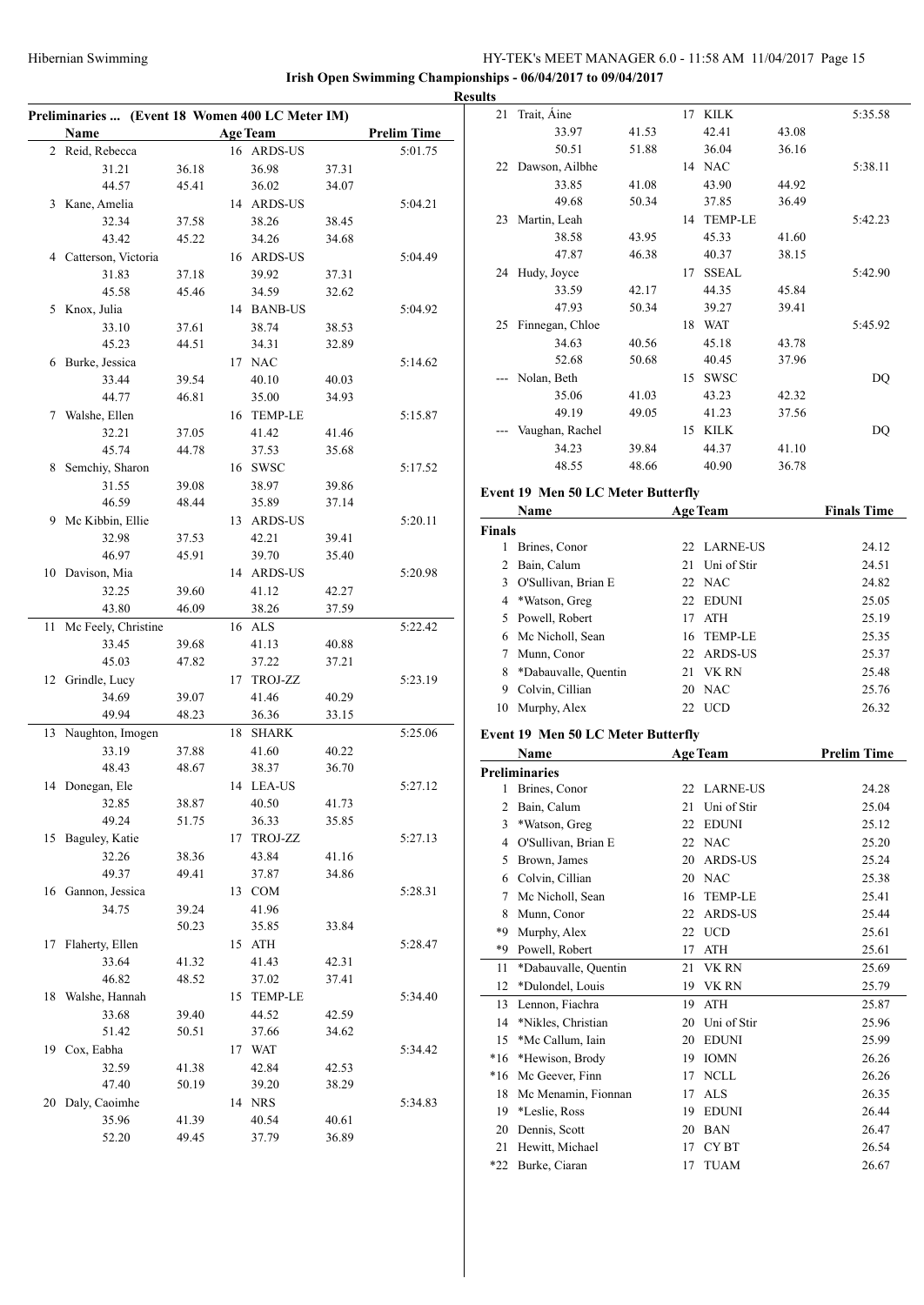**Irish Open Swimming Championships - 06/04/2017 to 09/04/2017**

**Results**

## Preliminaries ... (Event 18 Women 400 LC Meter IM)

| | Name | Age | Team | | Prelim Time |
|---|---|---|---|---|---|
| 2 | Reid, Rebecca | 16 | ARDS-US | | 5:01.75 |
| | 31.21 | 36.18 | 36.98 | 37.31 | |
| | 44.57 | 45.41 | 36.02 | 34.07 | |
| 3 | Kane, Amelia | 14 | ARDS-US | | 5:04.21 |
| | 32.34 | 37.58 | 38.26 | 38.45 | |
| | 43.42 | 45.22 | 34.26 | 34.68 | |
| 4 | Catterson, Victoria | 16 | ARDS-US | | 5:04.49 |
| | 31.83 | 37.18 | 39.92 | 37.31 | |
| | 45.58 | 45.46 | 34.59 | 32.62 | |
| 5 | Knox, Julia | 14 | BANB-US | | 5:04.92 |
| | 33.10 | 37.61 | 38.74 | 38.53 | |
| | 45.23 | 44.51 | 34.31 | 32.89 | |
| 6 | Burke, Jessica | 17 | NAC | | 5:14.62 |
| | 33.44 | 39.54 | 40.10 | 40.03 | |
| | 44.77 | 46.81 | 35.00 | 34.93 | |
| 7 | Walshe, Ellen | 16 | TEMP-LE | | 5:15.87 |
| | 32.21 | 37.05 | 41.42 | 41.46 | |
| | 45.74 | 44.78 | 37.53 | 35.68 | |
| 8 | Semchiy, Sharon | 16 | SWSC | | 5:17.52 |
| | 31.55 | 39.08 | 38.97 | 39.86 | |
| | 46.59 | 48.44 | 35.89 | 37.14 | |
| 9 | Mc Kibbin, Ellie | 13 | ARDS-US | | 5:20.11 |
| | 32.98 | 37.53 | 42.21 | 39.41 | |
| | 46.97 | 45.91 | 39.70 | 35.40 | |
| 10 | Davison, Mia | 14 | ARDS-US | | 5:20.98 |
| | 32.25 | 39.60 | 41.12 | 42.27 | |
| | 43.80 | 46.09 | 38.26 | 37.59 | |
| 11 | Mc Feely, Christine | 16 | ALS | | 5:22.42 |
| | 33.45 | 39.68 | 41.13 | 40.88 | |
| | 45.03 | 47.82 | 37.22 | 37.21 | |
| 12 | Grindle, Lucy | 17 | TROJ-ZZ | | 5:23.19 |
| | 34.69 | 39.07 | 41.46 | 40.29 | |
| | 49.94 | 48.23 | 36.36 | 33.15 | |
| 13 | Naughton, Imogen | 18 | SHARK | | 5:25.06 |
| | 33.19 | 37.88 | 41.60 | 40.22 | |
| | 48.43 | 48.67 | 38.37 | 36.70 | |
| 14 | Donegan, Ele | 14 | LEA-US | | 5:27.12 |
| | 32.85 | 38.87 | 40.50 | 41.73 | |
| | 49.24 | 51.75 | 36.33 | 35.85 | |
| 15 | Baguley, Katie | 17 | TROJ-ZZ | | 5:27.13 |
| | 32.26 | 38.36 | 43.84 | 41.16 | |
| | 49.37 | 49.41 | 37.87 | 34.86 | |
| 16 | Gannon, Jessica | 13 | COM | | 5:28.31 |
| | 34.75 | 39.24 | 41.96 | | |
| | | 50.23 | 35.85 | 33.84 | |
| 17 | Flaherty, Ellen | 15 | ATH | | 5:28.47 |
| | 33.64 | 41.32 | 41.43 | 42.31 | |
| | 46.82 | 48.52 | 37.02 | 37.41 | |
| 18 | Walshe, Hannah | 15 | TEMP-LE | | 5:34.40 |
| | 33.68 | 39.40 | 44.52 | 42.59 | |
| | 51.42 | 50.51 | 37.66 | 34.62 | |
| 19 | Cox, Eabha | 17 | WAT | | 5:34.42 |
| | 32.59 | 41.38 | 42.84 | 42.53 | |
| | 47.40 | 50.19 | 39.20 | 38.29 | |
| 20 | Daly, Caoimhe | 14 | NRS | | 5:34.83 |
| | 35.96 | 41.39 | 40.54 | 40.61 | |
| | 52.20 | 49.45 | 37.79 | 36.89 | |
| 21 | Trait, Áine | 17 | KILK | | 5:35.58 |
| | 33.97 | 41.53 | 42.41 | 43.08 | |
| | 50.51 | 51.88 | 36.04 | 36.16 | |
| 22 | Dawson, Ailbhe | 14 | NAC | | 5:38.11 |
| | 33.85 | 41.08 | 43.90 | 44.92 | |
| | 49.68 | 50.34 | 37.85 | 36.49 | |
| 23 | Martin, Leah | 14 | TEMP-LE | | 5:42.23 |
| | 38.58 | 43.95 | 45.33 | 41.60 | |
| | 47.87 | 46.38 | 40.37 | 38.15 | |
| 24 | Hudy, Joyce | 17 | SSEAL | | 5:42.90 |
| | 33.59 | 42.17 | 44.35 | 45.84 | |
| | 47.93 | 50.34 | 39.27 | 39.41 | |
| 25 | Finnegan, Chloe | 18 | WAT | | 5:45.92 |
| | 34.63 | 40.56 | 45.18 | 43.78 | |
| | 52.68 | 50.68 | 40.45 | 37.96 | |
| --- | Nolan, Beth | 15 | SWSC | | DQ |
| | 35.06 | 41.03 | 43.23 | 42.32 | |
| | 49.19 | 49.05 | 41.23 | 37.56 | |
| --- | Vaughan, Rachel | 15 | KILK | | DQ |
| | 34.23 | 39.84 | 44.37 | 41.10 | |
| | 48.55 | 48.66 | 40.90 | 36.78 | |

## Event 19 Men 50 LC Meter Butterfly

| | Name | Age | Team | Finals Time |
|---|---|---|---|---|
| **Finals** | | | | |
| 1 | Brines, Conor | 22 | LARNE-US | 24.12 |
| 2 | Bain, Calum | 21 | Uni of Stir | 24.51 |
| 3 | O'Sullivan, Brian E | 22 | NAC | 24.82 |
| 4 | *Watson, Greg | 22 | EDUNI | 25.05 |
| 5 | Powell, Robert | 17 | ATH | 25.19 |
| 6 | Mc Nicholl, Sean | 16 | TEMP-LE | 25.35 |
| 7 | Munn, Conor | 22 | ARDS-US | 25.37 |
| 8 | *Dabauvalle, Quentin | 21 | VK RN | 25.48 |
| 9 | Colvin, Cillian | 20 | NAC | 25.76 |
| 10 | Murphy, Alex | 22 | UCD | 26.32 |

## Event 19 Men 50 LC Meter Butterfly

| | Name | Age | Team | Prelim Time |
|---|---|---|---|---|
| **Preliminaries** | | | | |
| 1 | Brines, Conor | 22 | LARNE-US | 24.28 |
| 2 | Bain, Calum | 21 | Uni of Stir | 25.04 |
| 3 | *Watson, Greg | 22 | EDUNI | 25.12 |
| 4 | O'Sullivan, Brian E | 22 | NAC | 25.20 |
| 5 | Brown, James | 20 | ARDS-US | 25.24 |
| 6 | Colvin, Cillian | 20 | NAC | 25.38 |
| 7 | Mc Nicholl, Sean | 16 | TEMP-LE | 25.41 |
| 8 | Munn, Conor | 22 | ARDS-US | 25.44 |
| *9 | Murphy, Alex | 22 | UCD | 25.61 |
| *9 | Powell, Robert | 17 | ATH | 25.61 |
| 11 | *Dabauvalle, Quentin | 21 | VK RN | 25.69 |
| 12 | *Dulondel, Louis | 19 | VK RN | 25.79 |
| 13 | Lennon, Fiachra | 19 | ATH | 25.87 |
| 14 | *Nikles, Christian | 20 | Uni of Stir | 25.96 |
| 15 | *Mc Callum, Iain | 20 | EDUNI | 25.99 |
| *16 | *Hewison, Brody | 19 | IOMN | 26.26 |
| *16 | Mc Geever, Finn | 17 | NCLL | 26.26 |
| 18 | Mc Menamin, Fionnan | 17 | ALS | 26.35 |
| 19 | *Leslie, Ross | 19 | EDUNI | 26.44 |
| 20 | Dennis, Scott | 20 | BAN | 26.47 |
| 21 | Hewitt, Michael | 17 | CY BT | 26.54 |
| *22 | Burke, Ciaran | 17 | TUAM | 26.67 |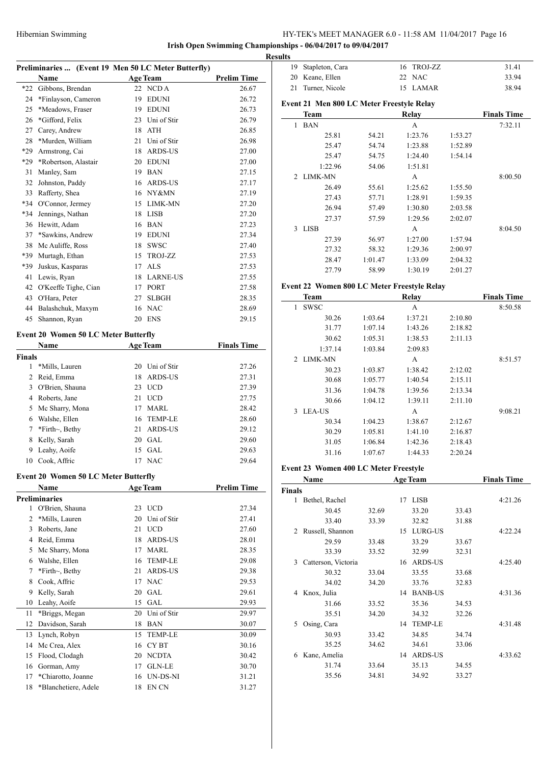## Preliminaries ... (Event 19 Men 50 LC Meter Butterfly)

| | Name | Age | Team | Prelim Time |
|---|---|---|---|---|
| *22 | Gibbons, Brendan | 22 | NCD A | 26.67 |
| 24 | *Finlayson, Cameron | 19 | EDUNI | 26.72 |
| 25 | *Meadows, Fraser | 19 | EDUNI | 26.73 |
| 26 | *Gifford, Felix | 23 | Uni of Stir | 26.79 |
| 27 | Carey, Andrew | 18 | ATH | 26.85 |
| 28 | *Murden, William | 21 | Uni of Stir | 26.98 |
| *29 | Armstrong, Cai | 18 | ARDS-US | 27.00 |
| *29 | *Robertson, Alastair | 20 | EDUNI | 27.00 |
| 31 | Manley, Sam | 19 | BAN | 27.15 |
| 32 | Johnston, Paddy | 16 | ARDS-US | 27.17 |
| 33 | Rafferty, Shea | 16 | NY&MN | 27.19 |
| *34 | O'Connor, Jermey | 15 | LIMK-MN | 27.20 |
| *34 | Jennings, Nathan | 18 | LISB | 27.20 |
| 36 | Hewitt, Adam | 16 | BAN | 27.23 |
| 37 | *Sawkins, Andrew | 19 | EDUNI | 27.34 |
| 38 | Mc Auliffe, Ross | 18 | SWSC | 27.40 |
| *39 | Murtagh, Ethan | 15 | TROJ-ZZ | 27.53 |
| *39 | Juskus, Kasparas | 17 | ALS | 27.53 |
| 41 | Lewis, Ryan | 18 | LARNE-US | 27.55 |
| 42 | O'Keeffe Tighe, Cian | 17 | PORT | 27.58 |
| 43 | O'Hara, Peter | 27 | SLBGH | 28.35 |
| 44 | Balashchuk, Maxym | 16 | NAC | 28.69 |
| 45 | Shannon, Ryan | 20 | ENS | 29.15 |

## Event 20 Women 50 LC Meter Butterfly

| | Name | Age | Team | Finals Time |
|---|---|---|---|---|
| **Finals** | | | | |
| 1 | *Mills, Lauren | 20 | Uni of Stir | 27.26 |
| 2 | Reid, Emma | 18 | ARDS-US | 27.31 |
| 3 | O'Brien, Shauna | 23 | UCD | 27.39 |
| 4 | Roberts, Jane | 21 | UCD | 27.75 |
| 5 | Mc Sharry, Mona | 17 | MARL | 28.42 |
| 6 | Walshe, Ellen | 16 | TEMP-LE | 28.60 |
| 7 | *Firth~, Bethy | 21 | ARDS-US | 29.12 |
| 8 | Kelly, Sarah | 20 | GAL | 29.60 |
| 9 | Leahy, Aoife | 15 | GAL | 29.63 |
| 10 | Cook, Affric | 17 | NAC | 29.64 |

## Event 20 Women 50 LC Meter Butterfly

| | Name | Age | Team | Prelim Time |
|---|---|---|---|---|
| **Preliminaries** | | | | |
| 1 | O'Brien, Shauna | 23 | UCD | 27.34 |
| 2 | *Mills, Lauren | 20 | Uni of Stir | 27.41 |
| 3 | Roberts, Jane | 21 | UCD | 27.60 |
| 4 | Reid, Emma | 18 | ARDS-US | 28.01 |
| 5 | Mc Sharry, Mona | 17 | MARL | 28.35 |
| 6 | Walshe, Ellen | 16 | TEMP-LE | 29.08 |
| 7 | *Firth~, Bethy | 21 | ARDS-US | 29.38 |
| 8 | Cook, Affric | 17 | NAC | 29.53 |
| 9 | Kelly, Sarah | 20 | GAL | 29.61 |
| 10 | Leahy, Aoife | 15 | GAL | 29.93 |
| 11 | *Briggs, Megan | 20 | Uni of Stir | 29.97 |
| 12 | Davidson, Sarah | 18 | BAN | 30.07 |
| 13 | Lynch, Robyn | 15 | TEMP-LE | 30.09 |
| 14 | Mc Crea, Alex | 16 | CY BT | 30.16 |
| 15 | Flood, Clodagh | 20 | NCDTA | 30.42 |
| 16 | Gorman, Amy | 17 | GLN-LE | 30.70 |
| 17 | *Chiarotto, Joanne | 16 | UN-DS-NI | 31.21 |
| 18 | *Blanchetiere, Adele | 18 | EN CN | 31.27 |
| 19 | Stapleton, Cara | 16 | TROJ-ZZ | 31.41 |
| 20 | Keane, Ellen | 22 | NAC | 33.94 |
| 21 | Turner, Nicole | 15 | LAMAR | 38.94 |

## Event 21 Men 800 LC Meter Freestyle Relay

| | Team | | Relay | | Finals Time |
|---|---|---|---|---|---|
| 1 | BAN | | A | | 7:32.11 |
| | 25.81 | 54.21 | 1:23.76 | 1:53.27 | |
| | 25.47 | 54.74 | 1:23.88 | 1:52.89 | |
| | 25.47 | 54.75 | 1:24.40 | 1:54.14 | |
| | 1:22.96 | 54.06 | 1:51.81 | | |
| 2 | LIMK-MN | | A | | 8:00.50 |
| | 26.49 | 55.61 | 1:25.62 | 1:55.50 | |
| | 27.43 | 57.71 | 1:28.91 | 1:59.35 | |
| | 26.94 | 57.49 | 1:30.80 | 2:03.58 | |
| | 27.37 | 57.59 | 1:29.56 | 2:02.07 | |
| 3 | LISB | | A | | 8:04.50 |
| | 27.39 | 56.97 | 1:27.00 | 1:57.94 | |
| | 27.32 | 58.32 | 1:29.36 | 2:00.97 | |
| | 28.47 | 1:01.47 | 1:33.09 | 2:04.32 | |
| | 27.79 | 58.99 | 1:30.19 | 2:01.27 | |

## Event 22 Women 800 LC Meter Freestyle Relay

| | Team | | Relay | | Finals Time |
|---|---|---|---|---|---|
| 1 | SWSC | | A | | 8:50.58 |
| | 30.26 | 1:03.64 | 1:37.21 | 2:10.80 | |
| | 31.77 | 1:07.14 | 1:43.26 | 2:18.82 | |
| | 30.62 | 1:05.31 | 1:38.53 | 2:11.13 | |
| | 1:37.14 | 1:03.84 | 2:09.83 | | |
| 2 | LIMK-MN | | A | | 8:51.57 |
| | 30.23 | 1:03.87 | 1:38.42 | 2:12.02 | |
| | 30.68 | 1:05.77 | 1:40.54 | 2:15.11 | |
| | 31.36 | 1:04.78 | 1:39.56 | 2:13.34 | |
| | 30.66 | 1:04.12 | 1:39.11 | 2:11.10 | |
| 3 | LEA-US | | A | | 9:08.21 |
| | 30.34 | 1:04.23 | 1:38.67 | 2:12.67 | |
| | 30.29 | 1:05.81 | 1:41.10 | 2:16.87 | |
| | 31.05 | 1:06.84 | 1:42.36 | 2:18.43 | |
| | 31.16 | 1:07.67 | 1:44.33 | 2:20.24 | |

## Event 23 Women 400 LC Meter Freestyle

| | Name | | Age | Team | | Finals Time |
|---|---|---|---|---|---|---|
| **Finals** | | | | | | |
| 1 | Bethel, Rachel | | 17 | LISB | | 4:21.26 |
| | 30.45 | 32.69 | 33.20 | 33.43 | | |
| | 33.40 | 33.39 | 32.82 | 31.88 | | |
| 2 | Russell, Shannon | | 15 | LURG-US | | 4:22.24 |
| | 29.59 | 33.48 | 33.29 | 33.67 | | |
| | 33.39 | 33.52 | 32.99 | 32.31 | | |
| 3 | Catterson, Victoria | | 16 | ARDS-US | | 4:25.40 |
| | 30.32 | 33.04 | 33.55 | 33.68 | | |
| | 34.02 | 34.20 | 33.76 | 32.83 | | |
| 4 | Knox, Julia | | 14 | BANB-US | | 4:31.36 |
| | 31.66 | 33.52 | 35.36 | 34.53 | | |
| | 35.51 | 34.20 | 34.32 | 32.26 | | |
| 5 | Osing, Cara | | 14 | TEMP-LE | | 4:31.48 |
| | 30.93 | 33.42 | 34.85 | 34.74 | | |
| | 35.25 | 34.62 | 34.61 | 33.06 | | |
| 6 | Kane, Amelia | | 14 | ARDS-US | | 4:33.62 |
| | 31.74 | 33.64 | 35.13 | 34.55 | | |
| | 35.56 | 34.81 | 34.92 | 33.27 | | |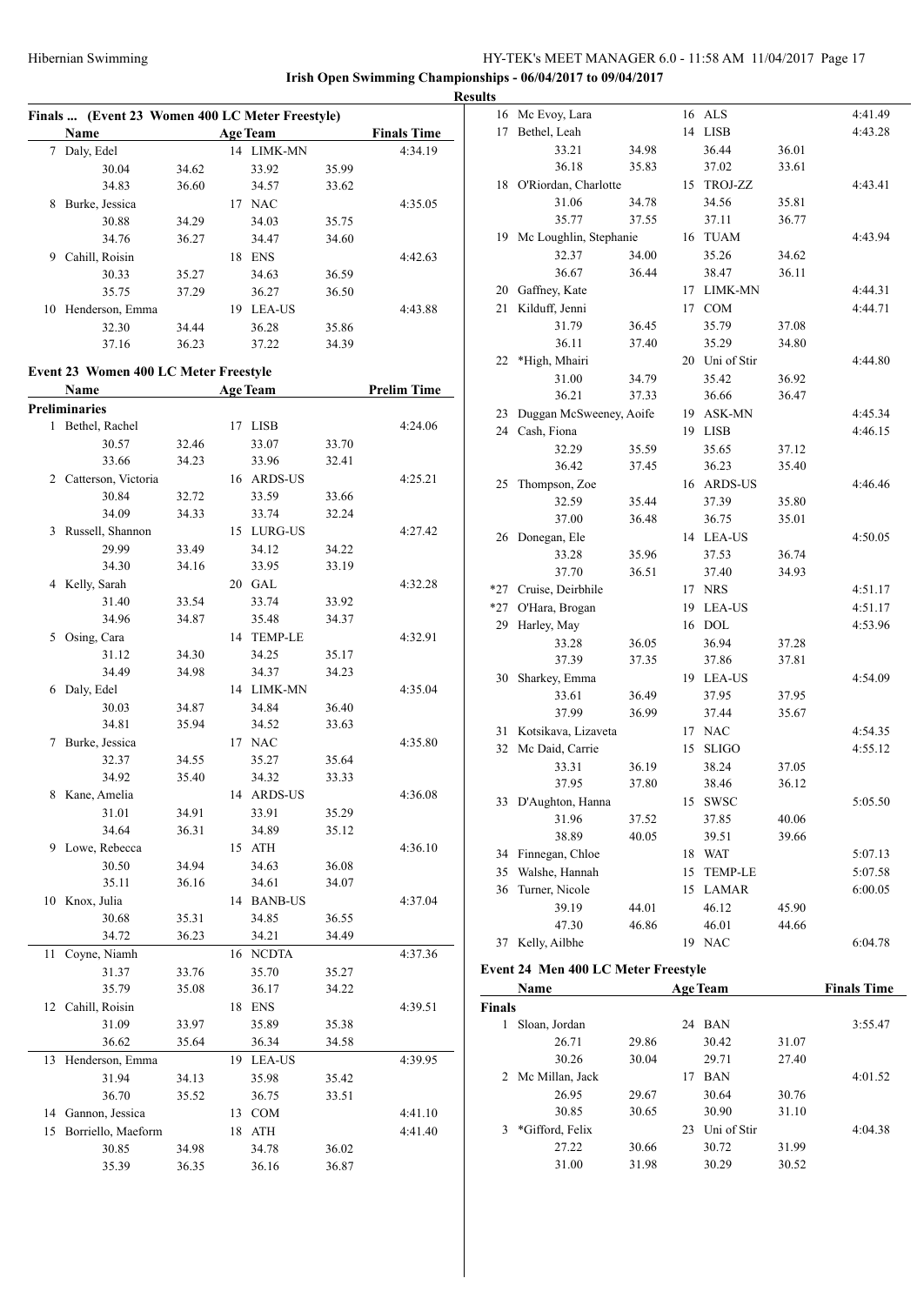**Irish Open Swimming Championships - 06/04/2017 to 09/04/2017**

**Results**

### Finals ... (Event 23 Women 400 LC Meter Freestyle)

| | Name | Age | Team | | Finals Time |
|---|---|---|---|---|---|
| 7 | Daly, Edel | 14 | LIMK-MN | | 4:34.19 |
| | 30.04 | 34.62 | 33.92 | 35.99 | |
| | 34.83 | 36.60 | 34.57 | 33.62 | |
| 8 | Burke, Jessica | 17 | NAC | | 4:35.05 |
| | 30.88 | 34.29 | 34.03 | 35.75 | |
| | 34.76 | 36.27 | 34.47 | 34.60 | |
| 9 | Cahill, Roisin | 18 | ENS | | 4:42.63 |
| | 30.33 | 35.27 | 34.63 | 36.59 | |
| | 35.75 | 37.29 | 36.27 | 36.50 | |
| 10 | Henderson, Emma | 19 | LEA-US | | 4:43.88 |
| | 32.30 | 34.44 | 36.28 | 35.86 | |
| | 37.16 | 36.23 | 37.22 | 34.39 | |

### Event 23 Women 400 LC Meter Freestyle

| | Name | Age | Team | | Prelim Time |
|---|---|---|---|---|---|
| **Preliminaries** | | | | | |
| 1 | Bethel, Rachel | 17 | LISB | | 4:24.06 |
| | 30.57 | 32.46 | 33.07 | 33.70 | |
| | 33.66 | 34.23 | 33.96 | 32.41 | |
| 2 | Catterson, Victoria | 16 | ARDS-US | | 4:25.21 |
| | 30.84 | 32.72 | 33.59 | 33.66 | |
| | 34.09 | 34.33 | 33.74 | 32.24 | |
| 3 | Russell, Shannon | 15 | LURG-US | | 4:27.42 |
| | 29.99 | 33.49 | 34.12 | 34.22 | |
| | 34.30 | 34.16 | 33.95 | 33.19 | |
| 4 | Kelly, Sarah | 20 | GAL | | 4:32.28 |
| | 31.40 | 33.54 | 33.74 | 33.92 | |
| | 34.96 | 34.87 | 35.48 | 34.37 | |
| 5 | Osing, Cara | 14 | TEMP-LE | | 4:32.91 |
| | 31.12 | 34.30 | 34.25 | 35.17 | |
| | 34.49 | 34.98 | 34.37 | 34.23 | |
| 6 | Daly, Edel | 14 | LIMK-MN | | 4:35.04 |
| | 30.03 | 34.87 | 34.84 | 36.40 | |
| | 34.81 | 35.94 | 34.52 | 33.63 | |
| 7 | Burke, Jessica | 17 | NAC | | 4:35.80 |
| | 32.37 | 34.55 | 35.27 | 35.64 | |
| | 34.92 | 35.40 | 34.32 | 33.33 | |
| 8 | Kane, Amelia | 14 | ARDS-US | | 4:36.08 |
| | 31.01 | 34.91 | 33.91 | 35.29 | |
| | 34.64 | 36.31 | 34.89 | 35.12 | |
| 9 | Lowe, Rebecca | 15 | ATH | | 4:36.10 |
| | 30.50 | 34.94 | 34.63 | 36.08 | |
| | 35.11 | 36.16 | 34.61 | 34.07 | |
| 10 | Knox, Julia | 14 | BANB-US | | 4:37.04 |
| | 30.68 | 35.31 | 34.85 | 36.55 | |
| | 34.72 | 36.23 | 34.21 | 34.49 | |
| 11 | Coyne, Niamh | 16 | NCDTA | | 4:37.36 |
| | 31.37 | 33.76 | 35.70 | 35.27 | |
| | 35.79 | 35.08 | 36.17 | 34.22 | |
| 12 | Cahill, Roisin | 18 | ENS | | 4:39.51 |
| | 31.09 | 33.97 | 35.89 | 35.38 | |
| | 36.62 | 35.64 | 36.34 | 34.58 | |
| 13 | Henderson, Emma | 19 | LEA-US | | 4:39.95 |
| | 31.94 | 34.13 | 35.98 | 35.42 | |
| | 36.70 | 35.52 | 36.75 | 33.51 | |
| 14 | Gannon, Jessica | 13 | COM | | 4:41.10 |
| 15 | Borriello, Maeform | 18 | ATH | | 4:41.40 |
| | 30.85 | 34.98 | 34.78 | 36.02 | |
| | 35.39 | 36.35 | 36.16 | 36.87 | |
| 16 | Mc Evoy, Lara | 16 | ALS | | 4:41.49 |
| 17 | Bethel, Leah | 14 | LISB | | 4:43.28 |
| | 33.21 | 34.98 | 36.44 | 36.01 | |
| | 36.18 | 35.83 | 37.02 | 33.61 | |
| 18 | O'Riordan, Charlotte | 15 | TROJ-ZZ | | 4:43.41 |
| | 31.06 | 34.78 | 34.56 | 35.81 | |
| | 35.77 | 37.55 | 37.11 | 36.77 | |
| 19 | Mc Loughlin, Stephanie | 16 | TUAM | | 4:43.94 |
| | 32.37 | 34.00 | 35.26 | 34.62 | |
| | 36.67 | 36.44 | 38.47 | 36.11 | |
| 20 | Gaffney, Kate | 17 | LIMK-MN | | 4:44.31 |
| 21 | Kilduff, Jenni | 17 | COM | | 4:44.71 |
| | 31.79 | 36.45 | 35.79 | 37.08 | |
| | 36.11 | 37.40 | 35.29 | 34.80 | |
| 22 | *High, Mhairi | 20 | Uni of Stir | | 4:44.80 |
| | 31.00 | 34.79 | 35.42 | 36.92 | |
| | 36.21 | 37.33 | 36.66 | 36.47 | |
| 23 | Duggan McSweeney, Aoife | 19 | ASK-MN | | 4:45.34 |
| 24 | Cash, Fiona | 19 | LISB | | 4:46.15 |
| | 32.29 | 35.59 | 35.65 | 37.12 | |
| | 36.42 | 37.45 | 36.23 | 35.40 | |
| 25 | Thompson, Zoe | 16 | ARDS-US | | 4:46.46 |
| | 32.59 | 35.44 | 37.39 | 35.80 | |
| | 37.00 | 36.48 | 36.75 | 35.01 | |
| 26 | Donegan, Ele | 14 | LEA-US | | 4:50.05 |
| | 33.28 | 35.96 | 37.53 | 36.74 | |
| | 37.70 | 36.51 | 37.40 | 34.93 | |
| *27 | Cruise, Deirbhile | 17 | NRS | | 4:51.17 |
| *27 | O'Hara, Brogan | 19 | LEA-US | | 4:51.17 |
| 29 | Harley, May | 16 | DOL | | 4:53.96 |
| | 33.28 | 36.05 | 36.94 | 37.28 | |
| | 37.39 | 37.35 | 37.86 | 37.81 | |
| 30 | Sharkey, Emma | 19 | LEA-US | | 4:54.09 |
| | 33.61 | 36.49 | 37.95 | 37.95 | |
| | 37.99 | 36.99 | 37.44 | 35.67 | |
| 31 | Kotsikava, Lizaveta | 17 | NAC | | 4:54.35 |
| 32 | Mc Daid, Carrie | 15 | SLIGO | | 4:55.12 |
| | 33.31 | 36.19 | 38.24 | 37.05 | |
| | 37.95 | 37.80 | 38.46 | 36.12 | |
| 33 | D'Aughton, Hanna | 15 | SWSC | | 5:05.50 |
| | 31.96 | 37.52 | 37.85 | 40.06 | |
| | 38.89 | 40.05 | 39.51 | 39.66 | |
| 34 | Finnegan, Chloe | 18 | WAT | | 5:07.13 |
| 35 | Walshe, Hannah | 15 | TEMP-LE | | 5:07.58 |
| 36 | Turner, Nicole | 15 | LAMAR | | 6:00.05 |
| | 39.19 | 44.01 | 46.12 | 45.90 | |
| | 47.30 | 46.86 | 46.01 | 44.66 | |
| 37 | Kelly, Ailbhe | 19 | NAC | | 6:04.78 |

### Event 24 Men 400 LC Meter Freestyle

| | Name | Age | Team | | Finals Time |
|---|---|---|---|---|---|
| **Finals** | | | | | |
| 1 | Sloan, Jordan | 24 | BAN | | 3:55.47 |
| | 26.71 | 29.86 | 30.42 | 31.07 | |
| | 30.26 | 30.04 | 29.71 | 27.40 | |
| 2 | Mc Millan, Jack | 17 | BAN | | 4:01.52 |
| | 26.95 | 29.67 | 30.64 | 30.76 | |
| | 30.85 | 30.65 | 30.90 | 31.10 | |
| 3 | *Gifford, Felix | 23 | Uni of Stir | | 4:04.38 |
| | 27.22 | 30.66 | 30.72 | 31.99 | |
| | 31.00 | 31.98 | 30.29 | 30.52 | |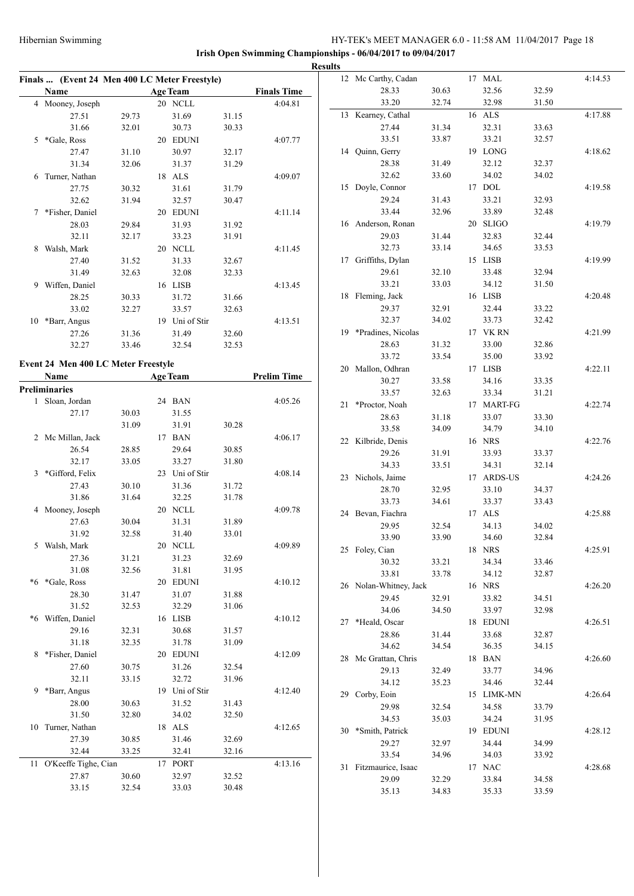# Irish Open Swimming Championships - 06/04/2017 to 09/04/2017

## Results

### Finals ... (Event 24 Men 400 LC Meter Freestyle)

| | Name | Age | Team | Finals Time |
|---|---|---|---|---|
| 4 | Mooney, Joseph | 20 | NCLL | 4:04.81 |
| | 27.51 29.73 31.69 31.15 31.66 32.01 30.73 30.33 | | | |
| 5 | *Gale, Ross | 20 | EDUNI | 4:07.77 |
| | 27.47 31.10 30.97 32.17 31.34 32.06 31.37 31.29 | | | |
| 6 | Turner, Nathan | 18 | ALS | 4:09.07 |
| | 27.75 30.32 31.61 31.79 32.62 31.94 32.57 30.47 | | | |
| 7 | *Fisher, Daniel | 20 | EDUNI | 4:11.14 |
| | 28.03 29.84 31.93 31.92 32.11 32.17 33.23 31.91 | | | |
| 8 | Walsh, Mark | 20 | NCLL | 4:11.45 |
| | 27.40 31.52 31.33 32.67 31.49 32.63 32.08 32.33 | | | |
| 9 | Wiffen, Daniel | 16 | LISB | 4:13.45 |
| | 28.25 30.33 31.72 31.66 33.02 32.27 33.57 32.63 | | | |
| 10 | *Barr, Angus | 19 | Uni of Stir | 4:13.51 |
| | 27.26 31.36 31.49 32.60 32.27 33.46 32.54 32.53 | | | |

### Event 24 Men 400 LC Meter Freestyle

| | Name | Age | Team | Prelim Time |
|---|---|---|---|---|
| **Preliminaries** | | | | |
| 1 | Sloan, Jordan | 24 | BAN | 4:05.26 |
| | 27.17 30.03 31.55 31.09 31.91 30.28 | | | |
| 2 | Mc Millan, Jack | 17 | BAN | 4:06.17 |
| | 26.54 28.85 29.64 30.85 32.17 33.05 33.27 31.80 | | | |
| 3 | *Gifford, Felix | 23 | Uni of Stir | 4:08.14 |
| | 27.43 30.10 31.36 31.72 31.86 31.64 32.25 31.78 | | | |
| 4 | Mooney, Joseph | 20 | NCLL | 4:09.78 |
| | 27.63 30.04 31.31 31.89 31.92 32.58 31.40 33.01 | | | |
| 5 | Walsh, Mark | 20 | NCLL | 4:09.89 |
| | 27.36 31.21 31.23 32.69 31.08 32.56 31.81 31.95 | | | |
| *6 | *Gale, Ross | 20 | EDUNI | 4:10.12 |
| | 28.30 31.47 31.07 31.88 31.52 32.53 32.29 31.06 | | | |
| *6 | Wiffen, Daniel | 16 | LISB | 4:10.12 |
| | 29.16 32.31 30.68 31.57 31.18 32.35 31.78 31.09 | | | |
| 8 | *Fisher, Daniel | 20 | EDUNI | 4:12.09 |
| | 27.60 30.75 31.26 32.54 32.11 33.15 32.72 31.96 | | | |
| 9 | *Barr, Angus | 19 | Uni of Stir | 4:12.40 |
| | 28.00 30.63 31.52 31.43 31.50 32.80 34.02 32.50 | | | |
| 10 | Turner, Nathan | 18 | ALS | 4:12.65 |
| | 27.39 30.85 31.46 32.69 32.44 33.25 32.41 32.16 | | | |
| 11 | O'Keeffe Tighe, Cian | 17 | PORT | 4:13.16 |
| | 27.87 30.60 32.97 32.52 33.15 32.54 33.03 30.48 | | | |
| 12 | Mc Carthy, Cadan | 17 | MAL | 4:14.53 |
| | 28.33 30.63 32.56 32.59 33.20 32.74 32.98 31.50 | | | |
| 13 | Kearney, Cathal | 16 | ALS | 4:17.88 |
| | 27.44 31.34 32.31 33.63 33.51 33.87 33.21 32.57 | | | |
| 14 | Quinn, Gerry | 19 | LONG | 4:18.62 |
| | 28.38 31.49 32.12 32.37 32.62 33.60 34.02 34.02 | | | |
| 15 | Doyle, Connor | 17 | DOL | 4:19.58 |
| | 29.24 31.43 33.21 32.93 33.44 32.96 33.89 32.48 | | | |
| 16 | Anderson, Ronan | 20 | SLIGO | 4:19.79 |
| | 29.03 31.44 32.83 32.44 32.73 33.14 34.65 33.53 | | | |
| 17 | Griffiths, Dylan | 15 | LISB | 4:19.99 |
| | 29.61 32.10 33.48 32.94 33.21 33.03 34.12 31.50 | | | |
| 18 | Fleming, Jack | 16 | LISB | 4:20.48 |
| | 29.37 32.91 32.44 33.22 32.37 34.02 33.73 32.42 | | | |
| 19 | *Pradines, Nicolas | 17 | VK RN | 4:21.99 |
| | 28.63 31.32 33.00 32.86 33.72 33.54 35.00 33.92 | | | |
| 20 | Mallon, Odhran | 17 | LISB | 4:22.11 |
| | 30.27 33.58 34.16 33.35 33.57 32.63 33.34 31.21 | | | |
| 21 | *Proctor, Noah | 17 | MART-FG | 4:22.74 |
| | 28.63 31.18 33.07 33.30 33.58 34.09 34.79 34.10 | | | |
| 22 | Kilbride, Denis | 16 | NRS | 4:22.76 |
| | 29.26 31.91 33.93 33.37 34.33 33.51 34.31 32.14 | | | |
| 23 | Nichols, Jaime | 17 | ARDS-US | 4:24.26 |
| | 28.70 32.95 33.10 34.37 33.73 34.61 33.37 33.43 | | | |
| 24 | Bevan, Fiachra | 17 | ALS | 4:25.88 |
| | 29.95 32.54 34.13 34.02 33.90 33.90 34.60 32.84 | | | |
| 25 | Foley, Cian | 18 | NRS | 4:25.91 |
| | 30.32 33.21 34.34 33.46 33.81 33.78 34.12 32.87 | | | |
| 26 | Nolan-Whitney, Jack | 16 | NRS | 4:26.20 |
| | 29.45 32.91 33.82 34.51 34.06 34.50 33.97 32.98 | | | |
| 27 | *Heald, Oscar | 18 | EDUNI | 4:26.51 |
| | 28.86 31.44 33.68 32.87 34.62 34.54 36.35 34.15 | | | |
| 28 | Mc Grattan, Chris | 18 | BAN | 4:26.60 |
| | 29.13 32.49 33.77 34.96 34.12 35.23 34.46 32.44 | | | |
| 29 | Corby, Eoin | 15 | LIMK-MN | 4:26.64 |
| | 29.98 32.54 34.58 33.79 34.53 35.03 34.24 31.95 | | | |
| 30 | *Smith, Patrick | 19 | EDUNI | 4:28.12 |
| | 29.27 32.97 34.44 34.99 33.54 34.96 34.03 33.92 | | | |
| 31 | Fitzmaurice, Isaac | 17 | NAC | 4:28.68 |
| | 29.09 32.29 33.84 34.58 35.13 34.83 35.33 33.59 | | | |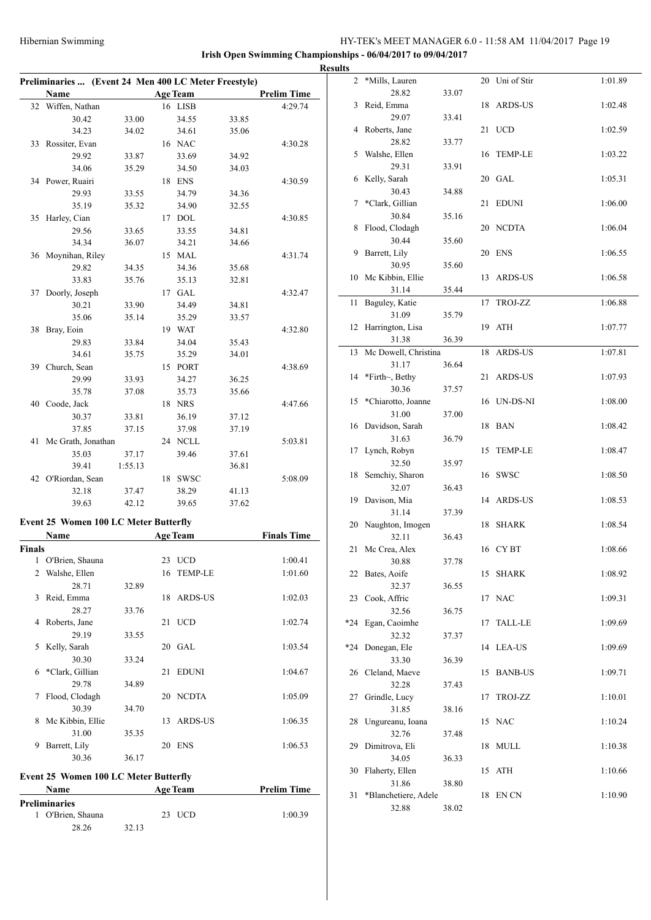## Irish Open Swimming Championships - 06/04/2017 to 09/04/2017

### Results

### Preliminaries ... (Event 24 Men 400 LC Meter Freestyle)

| | Name | Age | Team | Prelim Time |
|---|---|---|---|---|
| 32 | Wiffen, Nathan | 16 | LISB | 4:29.74 |
| | 30.42 33.00 34.55 33.85 34.23 34.02 34.61 35.06 | | | |
| 33 | Rossiter, Evan | 16 | NAC | 4:30.28 |
| | 29.92 33.87 33.69 34.92 34.06 35.29 34.50 34.03 | | | |
| 34 | Power, Ruairi | 18 | ENS | 4:30.59 |
| | 29.93 33.55 34.79 34.36 35.19 35.32 34.90 32.55 | | | |
| 35 | Harley, Cian | 17 | DOL | 4:30.85 |
| | 29.56 33.65 33.55 34.81 34.34 36.07 34.21 34.66 | | | |
| 36 | Moynihan, Riley | 15 | MAL | 4:31.74 |
| | 29.82 34.35 34.36 35.68 33.83 35.76 35.13 32.81 | | | |
| 37 | Doorly, Joseph | 17 | GAL | 4:32.47 |
| | 30.21 33.90 34.49 34.81 35.06 35.14 35.29 33.57 | | | |
| 38 | Bray, Eoin | 19 | WAT | 4:32.80 |
| | 29.83 33.84 34.04 35.43 34.61 35.75 35.29 34.01 | | | |
| 39 | Church, Sean | 15 | PORT | 4:38.69 |
| | 29.99 33.93 34.27 36.25 35.78 37.08 35.73 35.66 | | | |
| 40 | Coode, Jack | 18 | NRS | 4:47.66 |
| | 30.37 33.81 36.19 37.12 37.85 37.15 37.98 37.19 | | | |
| 41 | Mc Grath, Jonathan | 24 | NCLL | 5:03.81 |
| | 35.03 37.17 39.46 37.61 39.41 1:55.13 36.81 | | | |
| 42 | O'Riordan, Sean | 18 | SWSC | 5:08.09 |
| | 32.18 37.47 38.29 41.13 39.63 42.12 39.65 37.62 | | | |

### Event 25 Women 100 LC Meter Butterfly

| | Name | Age | Team | Finals Time |
|---|---|---|---|---|
| **Finals** | | | | |
| 1 | O'Brien, Shauna | 23 | UCD | 1:00.41 |
| 2 | Walshe, Ellen | 16 | TEMP-LE | 1:01.60 |
| | 28.71 32.89 | | | |
| 3 | Reid, Emma | 18 | ARDS-US | 1:02.03 |
| | 28.27 33.76 | | | |
| 4 | Roberts, Jane | 21 | UCD | 1:02.74 |
| | 29.19 33.55 | | | |
| 5 | Kelly, Sarah | 20 | GAL | 1:03.54 |
| | 30.30 33.24 | | | |
| 6 | *Clark, Gillian | 21 | EDUNI | 1:04.67 |
| | 29.78 34.89 | | | |
| 7 | Flood, Clodagh | 20 | NCDTA | 1:05.09 |
| | 30.39 34.70 | | | |
| 8 | Mc Kibbin, Ellie | 13 | ARDS-US | 1:06.35 |
| | 31.00 35.35 | | | |
| 9 | Barrett, Lily | 20 | ENS | 1:06.53 |
| | 30.36 36.17 | | | |

### Event 25 Women 100 LC Meter Butterfly

| | Name | Age | Team | Prelim Time |
|---|---|---|---|---|
| **Preliminaries** | | | | |
| 1 | O'Brien, Shauna | 23 | UCD | 1:00.39 |
| | 28.26 32.13 | | | |
| 2 | *Mills, Lauren | 20 | Uni of Stir | 1:01.89 |
| | 28.82 33.07 | | | |
| 3 | Reid, Emma | 18 | ARDS-US | 1:02.48 |
| | 29.07 33.41 | | | |
| 4 | Roberts, Jane | 21 | UCD | 1:02.59 |
| | 28.82 33.77 | | | |
| 5 | Walshe, Ellen | 16 | TEMP-LE | 1:03.22 |
| | 29.31 33.91 | | | |
| 6 | Kelly, Sarah | 20 | GAL | 1:05.31 |
| | 30.43 34.88 | | | |
| 7 | *Clark, Gillian | 21 | EDUNI | 1:06.00 |
| | 30.84 35.16 | | | |
| 8 | Flood, Clodagh | 20 | NCDTA | 1:06.04 |
| | 30.44 35.60 | | | |
| 9 | Barrett, Lily | 20 | ENS | 1:06.55 |
| | 30.95 35.60 | | | |
| 10 | Mc Kibbin, Ellie | 13 | ARDS-US | 1:06.58 |
| | 31.14 35.44 | | | |
| 11 | Baguley, Katie | 17 | TROJ-ZZ | 1:06.88 |
| | 31.09 35.79 | | | |
| 12 | Harrington, Lisa | 19 | ATH | 1:07.77 |
| | 31.38 36.39 | | | |
| 13 | Mc Dowell, Christina | 18 | ARDS-US | 1:07.81 |
| | 31.17 36.64 | | | |
| 14 | *Firth~, Bethy | 21 | ARDS-US | 1:07.93 |
| | 30.36 37.57 | | | |
| 15 | *Chiarotto, Joanne | 16 | UN-DS-NI | 1:08.00 |
| | 31.00 37.00 | | | |
| 16 | Davidson, Sarah | 18 | BAN | 1:08.42 |
| | 31.63 36.79 | | | |
| 17 | Lynch, Robyn | 15 | TEMP-LE | 1:08.47 |
| | 32.50 35.97 | | | |
| 18 | Semchiy, Sharon | 16 | SWSC | 1:08.50 |
| | 32.07 36.43 | | | |
| 19 | Davison, Mia | 14 | ARDS-US | 1:08.53 |
| | 31.14 37.39 | | | |
| 20 | Naughton, Imogen | 18 | SHARK | 1:08.54 |
| | 32.11 36.43 | | | |
| 21 | Mc Crea, Alex | 16 | CY BT | 1:08.66 |
| | 30.88 37.78 | | | |
| 22 | Bates, Aoife | 15 | SHARK | 1:08.92 |
| | 32.37 36.55 | | | |
| 23 | Cook, Affric | 17 | NAC | 1:09.31 |
| | 32.56 36.75 | | | |
| *24 | Egan, Caoimhe | 17 | TALL-LE | 1:09.69 |
| | 32.32 37.37 | | | |
| *24 | Donegan, Ele | 14 | LEA-US | 1:09.69 |
| | 33.30 36.39 | | | |
| 26 | Cleland, Maeve | 15 | BANB-US | 1:09.71 |
| | 32.28 37.43 | | | |
| 27 | Grindle, Lucy | 17 | TROJ-ZZ | 1:10.01 |
| | 31.85 38.16 | | | |
| 28 | Ungureanu, Ioana | 15 | NAC | 1:10.24 |
| | 32.76 37.48 | | | |
| 29 | Dimitrova, Eli | 18 | MULL | 1:10.38 |
| | 34.05 36.33 | | | |
| 30 | Flaherty, Ellen | 15 | ATH | 1:10.66 |
| | 31.86 38.80 | | | |
| 31 | *Blanchetiere, Adele | 18 | EN CN | 1:10.90 |
| | 32.88 38.02 | | | |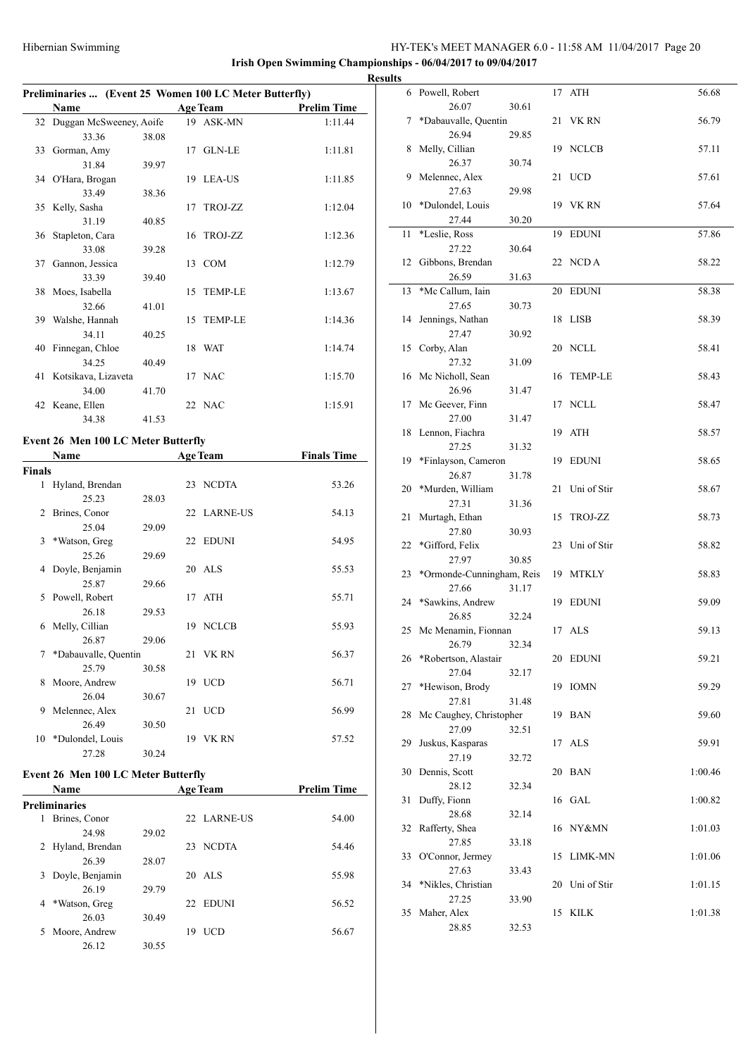## Irish Open Swimming Championships - 06/04/2017 to 09/04/2017

**Results**

### Preliminaries ... (Event 25 Women 100 LC Meter Butterfly)

| | Name | | Age | Team | Prelim Time |
|---|---|---|---|---|---|
| 32 | Duggan McSweeney, Aoife | | 19 | ASK-MN | 1:11.44 |
| | 33.36 | 38.08 | | | |
| 33 | Gorman, Amy | | 17 | GLN-LE | 1:11.81 |
| | 31.84 | 39.97 | | | |
| 34 | O'Hara, Brogan | | 19 | LEA-US | 1:11.85 |
| | 33.49 | 38.36 | | | |
| 35 | Kelly, Sasha | | 17 | TROJ-ZZ | 1:12.04 |
| | 31.19 | 40.85 | | | |
| 36 | Stapleton, Cara | | 16 | TROJ-ZZ | 1:12.36 |
| | 33.08 | 39.28 | | | |
| 37 | Gannon, Jessica | | 13 | COM | 1:12.79 |
| | 33.39 | 39.40 | | | |
| 38 | Moes, Isabella | | 15 | TEMP-LE | 1:13.67 |
| | 32.66 | 41.01 | | | |
| 39 | Walshe, Hannah | | 15 | TEMP-LE | 1:14.36 |
| | 34.11 | 40.25 | | | |
| 40 | Finnegan, Chloe | | 18 | WAT | 1:14.74 |
| | 34.25 | 40.49 | | | |
| 41 | Kotsikava, Lizaveta | | 17 | NAC | 1:15.70 |
| | 34.00 | 41.70 | | | |
| 42 | Keane, Ellen | | 22 | NAC | 1:15.91 |
| | 34.38 | 41.53 | | | |

### Event 26 Men 100 LC Meter Butterfly

**Finals**

| | Name | | Age | Team | Finals Time |
|---|---|---|---|---|---|
| 1 | Hyland, Brendan | | 23 | NCDTA | 53.26 |
| | 25.23 | 28.03 | | | |
| 2 | Brines, Conor | | 22 | LARNE-US | 54.13 |
| | 25.04 | 29.09 | | | |
| 3 | *Watson, Greg | | 22 | EDUNI | 54.95 |
| | 25.26 | 29.69 | | | |
| 4 | Doyle, Benjamin | | 20 | ALS | 55.53 |
| | 25.87 | 29.66 | | | |
| 5 | Powell, Robert | | 17 | ATH | 55.71 |
| | 26.18 | 29.53 | | | |
| 6 | Melly, Cillian | | 19 | NCLCB | 55.93 |
| | 26.87 | 29.06 | | | |
| 7 | *Dabauvalle, Quentin | | 21 | VK RN | 56.37 |
| | 25.79 | 30.58 | | | |
| 8 | Moore, Andrew | | 19 | UCD | 56.71 |
| | 26.04 | 30.67 | | | |
| 9 | Melennec, Alex | | 21 | UCD | 56.99 |
| | 26.49 | 30.50 | | | |
| 10 | *Dulondel, Louis | | 19 | VK RN | 57.52 |
| | 27.28 | 30.24 | | | |

### Event 26 Men 100 LC Meter Butterfly

**Preliminaries**

| | Name | | Age | Team | Prelim Time |
|---|---|---|---|---|---|
| 1 | Brines, Conor | | 22 | LARNE-US | 54.00 |
| | 24.98 | 29.02 | | | |
| 2 | Hyland, Brendan | | 23 | NCDTA | 54.46 |
| | 26.39 | 28.07 | | | |
| 3 | Doyle, Benjamin | | 20 | ALS | 55.98 |
| | 26.19 | 29.79 | | | |
| 4 | *Watson, Greg | | 22 | EDUNI | 56.52 |
| | 26.03 | 30.49 | | | |
| 5 | Moore, Andrew | | 19 | UCD | 56.67 |
| | 26.12 | 30.55 | | | |
| 6 | Powell, Robert | | 17 | ATH | 56.68 |
| | 26.07 | 30.61 | | | |
| 7 | *Dabauvalle, Quentin | | 21 | VK RN | 56.79 |
| | 26.94 | 29.85 | | | |
| 8 | Melly, Cillian | | 19 | NCLCB | 57.11 |
| | 26.37 | 30.74 | | | |
| 9 | Melennec, Alex | | 21 | UCD | 57.61 |
| | 27.63 | 29.98 | | | |
| 10 | *Dulondel, Louis | | 19 | VK RN | 57.64 |
| | 27.44 | 30.20 | | | |
| 11 | *Leslie, Ross | | 19 | EDUNI | 57.86 |
| | 27.22 | 30.64 | | | |
| 12 | Gibbons, Brendan | | 22 | NCD A | 58.22 |
| | 26.59 | 31.63 | | | |
| 13 | *Mc Callum, Iain | | 20 | EDUNI | 58.38 |
| | 27.65 | 30.73 | | | |
| 14 | Jennings, Nathan | | 18 | LISB | 58.39 |
| | 27.47 | 30.92 | | | |
| 15 | Corby, Alan | | 20 | NCLL | 58.41 |
| | 27.32 | 31.09 | | | |
| 16 | Mc Nicholl, Sean | | 16 | TEMP-LE | 58.43 |
| | 26.96 | 31.47 | | | |
| 17 | Mc Geever, Finn | | 17 | NCLL | 58.47 |
| | 27.00 | 31.47 | | | |
| 18 | Lennon, Fiachra | | 19 | ATH | 58.57 |
| | 27.25 | 31.32 | | | |
| 19 | *Finlayson, Cameron | | 19 | EDUNI | 58.65 |
| | 26.87 | 31.78 | | | |
| 20 | *Murden, William | | 21 | Uni of Stir | 58.67 |
| | 27.31 | 31.36 | | | |
| 21 | Murtagh, Ethan | | 15 | TROJ-ZZ | 58.73 |
| | 27.80 | 30.93 | | | |
| 22 | *Gifford, Felix | | 23 | Uni of Stir | 58.82 |
| | 27.97 | 30.85 | | | |
| 23 | *Ormonde-Cunningham, Reis | | 19 | MTKLY | 58.83 |
| | 27.66 | 31.17 | | | |
| 24 | *Sawkins, Andrew | | 19 | EDUNI | 59.09 |
| | 26.85 | 32.24 | | | |
| 25 | Mc Menamin, Fionnan | | 17 | ALS | 59.13 |
| | 26.79 | 32.34 | | | |
| 26 | *Robertson, Alastair | | 20 | EDUNI | 59.21 |
| | 27.04 | 32.17 | | | |
| 27 | *Hewison, Brody | | 19 | IOMN | 59.29 |
| | 27.81 | 31.48 | | | |
| 28 | Mc Caughey, Christopher | | 19 | BAN | 59.60 |
| | 27.09 | 32.51 | | | |
| 29 | Juskus, Kasparas | | 17 | ALS | 59.91 |
| | 27.19 | 32.72 | | | |
| 30 | Dennis, Scott | | 20 | BAN | 1:00.46 |
| | 28.12 | 32.34 | | | |
| 31 | Duffy, Fionn | | 16 | GAL | 1:00.82 |
| | 28.68 | 32.14 | | | |
| 32 | Rafferty, Shea | | 16 | NY&MN | 1:01.03 |
| | 27.85 | 33.18 | | | |
| 33 | O'Connor, Jermey | | 15 | LIMK-MN | 1:01.06 |
| | 27.63 | 33.43 | | | |
| 34 | *Nikles, Christian | | 20 | Uni of Stir | 1:01.15 |
| | 27.25 | 33.90 | | | |
| 35 | Maher, Alex | | 15 | KILK | 1:01.38 |
| | 28.85 | 32.53 | | | |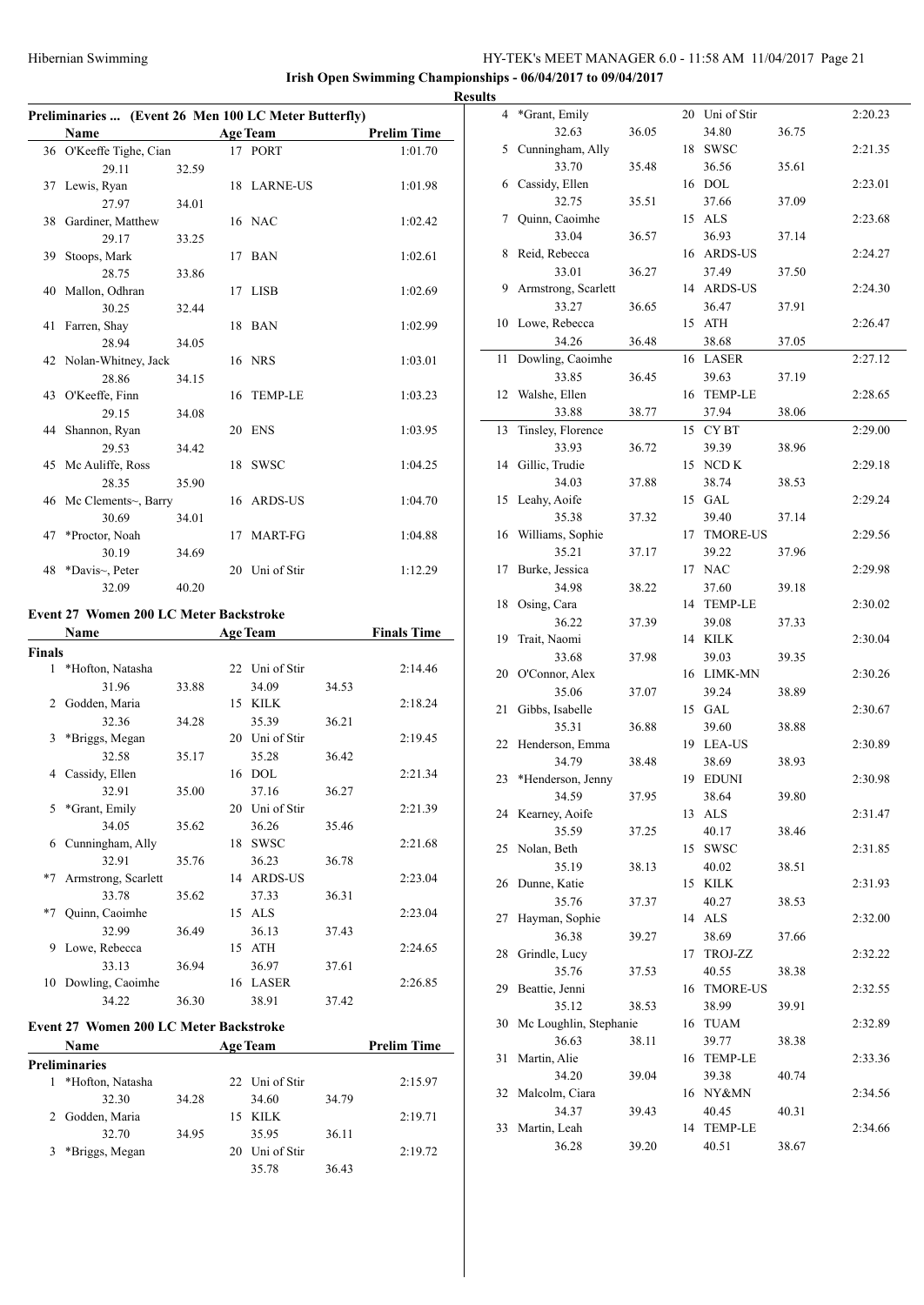Irish Open Swimming Championships - 06/04/2017 to 09/04/2017

Results

### Preliminaries ... (Event 26 Men 100 LC Meter Butterfly)

| | Name | Age | Team | Prelim Time |
|---|---|---|---|---|
| 36 | O'Keeffe Tighe, Cian | 17 | PORT | 1:01.70 |
| | 29.11 32.59 | | | |
| 37 | Lewis, Ryan | 18 | LARNE-US | 1:01.98 |
| | 27.97 34.01 | | | |
| 38 | Gardiner, Matthew | 16 | NAC | 1:02.42 |
| | 29.17 33.25 | | | |
| 39 | Stoops, Mark | 17 | BAN | 1:02.61 |
| | 28.75 33.86 | | | |
| 40 | Mallon, Odhran | 17 | LISB | 1:02.69 |
| | 30.25 32.44 | | | |
| 41 | Farren, Shay | 18 | BAN | 1:02.99 |
| | 28.94 34.05 | | | |
| 42 | Nolan-Whitney, Jack | 16 | NRS | 1:03.01 |
| | 28.86 34.15 | | | |
| 43 | O'Keeffe, Finn | 16 | TEMP-LE | 1:03.23 |
| | 29.15 34.08 | | | |
| 44 | Shannon, Ryan | 20 | ENS | 1:03.95 |
| | 29.53 34.42 | | | |
| 45 | Mc Auliffe, Ross | 18 | SWSC | 1:04.25 |
| | 28.35 35.90 | | | |
| 46 | Mc Clements~, Barry | 16 | ARDS-US | 1:04.70 |
| | 30.69 34.01 | | | |
| 47 | *Proctor, Noah | 17 | MART-FG | 1:04.88 |
| | 30.19 34.69 | | | |
| 48 | *Davis~, Peter | 20 | Uni of Stir | 1:12.29 |
| | 32.09 40.20 | | | |

### Event 27 Women 200 LC Meter Backstroke

| | Name | Age | Team | Finals Time |
|---|---|---|---|---|
| **Finals** | | | | |
| 1 | *Hofton, Natasha | 22 | Uni of Stir | 2:14.46 |
| | 31.96 33.88 34.09 34.53 | | | |
| 2 | Godden, Maria | 15 | KILK | 2:18.24 |
| | 32.36 34.28 35.39 36.21 | | | |
| 3 | *Briggs, Megan | 20 | Uni of Stir | 2:19.45 |
| | 32.58 35.17 35.28 36.42 | | | |
| 4 | Cassidy, Ellen | 16 | DOL | 2:21.34 |
| | 32.91 35.00 37.16 36.27 | | | |
| 5 | *Grant, Emily | 20 | Uni of Stir | 2:21.39 |
| | 34.05 35.62 36.26 35.46 | | | |
| 6 | Cunningham, Ally | 18 | SWSC | 2:21.68 |
| | 32.91 35.76 36.23 36.78 | | | |
| *7 | Armstrong, Scarlett | 14 | ARDS-US | 2:23.04 |
| | 33.78 35.62 37.33 36.31 | | | |
| *7 | Quinn, Caoimhe | 15 | ALS | 2:23.04 |
| | 32.99 36.49 36.13 37.43 | | | |
| 9 | Lowe, Rebecca | 15 | ATH | 2:24.65 |
| | 33.13 36.94 36.97 37.61 | | | |
| 10 | Dowling, Caoimhe | 16 | LASER | 2:26.85 |
| | 34.22 36.30 38.91 37.42 | | | |

### Event 27 Women 200 LC Meter Backstroke

| | Name | Age | Team | Prelim Time |
|---|---|---|---|---|
| **Preliminaries** | | | | |
| 1 | *Hofton, Natasha | 22 | Uni of Stir | 2:15.97 |
| | 32.30 34.28 34.60 34.79 | | | |
| 2 | Godden, Maria | 15 | KILK | 2:19.71 |
| | 32.70 34.95 35.95 36.11 | | | |
| 3 | *Briggs, Megan | 20 | Uni of Stir | 2:19.72 |
| | 35.78 36.43 | | | |
| 4 | *Grant, Emily | 20 | Uni of Stir | 2:20.23 |
| | 32.63 36.05 34.80 36.75 | | | |
| 5 | Cunningham, Ally | 18 | SWSC | 2:21.35 |
| | 33.70 35.48 36.56 35.61 | | | |
| 6 | Cassidy, Ellen | 16 | DOL | 2:23.01 |
| | 32.75 35.51 37.66 37.09 | | | |
| 7 | Quinn, Caoimhe | 15 | ALS | 2:23.68 |
| | 33.04 36.57 36.93 37.14 | | | |
| 8 | Reid, Rebecca | 16 | ARDS-US | 2:24.27 |
| | 33.01 36.27 37.49 37.50 | | | |
| 9 | Armstrong, Scarlett | 14 | ARDS-US | 2:24.30 |
| | 33.27 36.65 36.47 37.91 | | | |
| 10 | Lowe, Rebecca | 15 | ATH | 2:26.47 |
| | 34.26 36.48 38.68 37.05 | | | |
| 11 | Dowling, Caoimhe | 16 | LASER | 2:27.12 |
| | 33.85 36.45 39.63 37.19 | | | |
| 12 | Walshe, Ellen | 16 | TEMP-LE | 2:28.65 |
| | 33.88 38.77 37.94 38.06 | | | |
| 13 | Tinsley, Florence | 15 | CY BT | 2:29.00 |
| | 33.93 36.72 39.39 38.96 | | | |
| 14 | Gillic, Trudie | 15 | NCD K | 2:29.18 |
| | 34.03 37.88 38.74 38.53 | | | |
| 15 | Leahy, Aoife | 15 | GAL | 2:29.24 |
| | 35.38 37.32 39.40 37.14 | | | |
| 16 | Williams, Sophie | 17 | TMORE-US | 2:29.56 |
| | 35.21 37.17 39.22 37.96 | | | |
| 17 | Burke, Jessica | 17 | NAC | 2:29.98 |
| | 34.98 38.22 37.60 39.18 | | | |
| 18 | Osing, Cara | 14 | TEMP-LE | 2:30.02 |
| | 36.22 37.39 39.08 37.33 | | | |
| 19 | Trait, Naomi | 14 | KILK | 2:30.04 |
| | 33.68 37.98 39.03 39.35 | | | |
| 20 | O'Connor, Alex | 16 | LIMK-MN | 2:30.26 |
| | 35.06 37.07 39.24 38.89 | | | |
| 21 | Gibbs, Isabelle | 15 | GAL | 2:30.67 |
| | 35.31 36.88 39.60 38.88 | | | |
| 22 | Henderson, Emma | 19 | LEA-US | 2:30.89 |
| | 34.79 38.48 38.69 38.93 | | | |
| 23 | *Henderson, Jenny | 19 | EDUNI | 2:30.98 |
| | 34.59 37.95 38.64 39.80 | | | |
| 24 | Kearney, Aoife | 13 | ALS | 2:31.47 |
| | 35.59 37.25 40.17 38.46 | | | |
| 25 | Nolan, Beth | 15 | SWSC | 2:31.85 |
| | 35.19 38.13 40.02 38.51 | | | |
| 26 | Dunne, Katie | 15 | KILK | 2:31.93 |
| | 35.76 37.37 40.27 38.53 | | | |
| 27 | Hayman, Sophie | 14 | ALS | 2:32.00 |
| | 36.38 39.27 38.69 37.66 | | | |
| 28 | Grindle, Lucy | 17 | TROJ-ZZ | 2:32.22 |
| | 35.76 37.53 40.55 38.38 | | | |
| 29 | Beattie, Jenni | 16 | TMORE-US | 2:32.55 |
| | 35.12 38.53 38.99 39.91 | | | |
| 30 | Mc Loughlin, Stephanie | 16 | TUAM | 2:32.89 |
| | 36.63 38.11 39.77 38.38 | | | |
| 31 | Martin, Alie | 16 | TEMP-LE | 2:33.36 |
| | 34.20 39.04 39.38 40.74 | | | |
| 32 | Malcolm, Ciara | 16 | NY&MN | 2:34.56 |
| | 34.37 39.43 40.45 40.31 | | | |
| 33 | Martin, Leah | 14 | TEMP-LE | 2:34.66 |
| | 36.28 39.20 40.51 38.67 | | | |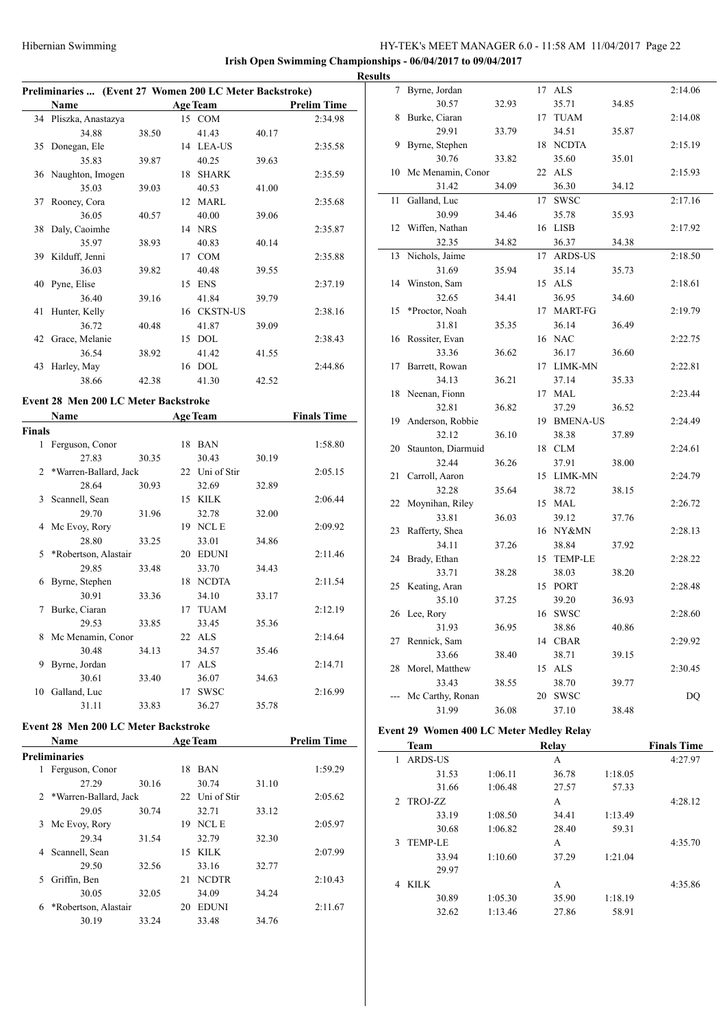Hibernian Swimming

**Irish Open Swimming Championships - 06/04/2017 to 09/04/2017**

**Results**

### Preliminaries ... (Event 27 Women 200 LC Meter Backstroke)

| | Name | Age | Team | | Prelim Time |
|---|---|---|---|---|---|
| 34 | Pliszka, Anastazya | 15 | COM | | 2:34.98 |
| | 34.88 | 38.50 | 41.43 | 40.17 | |
| 35 | Donegan, Ele | 14 | LEA-US | | 2:35.58 |
| | 35.83 | 39.87 | 40.25 | 39.63 | |
| 36 | Naughton, Imogen | 18 | SHARK | | 2:35.59 |
| | 35.03 | 39.03 | 40.53 | 41.00 | |
| 37 | Rooney, Cora | 12 | MARL | | 2:35.68 |
| | 36.05 | 40.57 | 40.00 | 39.06 | |
| 38 | Daly, Caoimhe | 14 | NRS | | 2:35.87 |
| | 35.97 | 38.93 | 40.83 | 40.14 | |
| 39 | Kilduff, Jenni | 17 | COM | | 2:35.88 |
| | 36.03 | 39.82 | 40.48 | 39.55 | |
| 40 | Pyne, Elise | 15 | ENS | | 2:37.19 |
| | 36.40 | 39.16 | 41.84 | 39.79 | |
| 41 | Hunter, Kelly | 16 | CKSTN-US | | 2:38.16 |
| | 36.72 | 40.48 | 41.87 | 39.09 | |
| 42 | Grace, Melanie | 15 | DOL | | 2:38.43 |
| | 36.54 | 38.92 | 41.42 | 41.55 | |
| 43 | Harley, May | 16 | DOL | | 2:44.86 |
| | 38.66 | 42.38 | 41.30 | 42.52 | |

### Event 28 Men 200 LC Meter Backstroke

| | Name | Age | Team | | Finals Time |
|---|---|---|---|---|---|
| **Finals** | | | | | |
| 1 | Ferguson, Conor | 18 | BAN | | 1:58.80 |
| | 27.83 | 30.35 | 30.43 | 30.19 | |
| 2 | *Warren-Ballard, Jack | 22 | Uni of Stir | | 2:05.15 |
| | 28.64 | 30.93 | 32.69 | 32.89 | |
| 3 | Scannell, Sean | 15 | KILK | | 2:06.44 |
| | 29.70 | 31.96 | 32.78 | 32.00 | |
| 4 | Mc Evoy, Rory | 19 | NCL E | | 2:09.92 |
| | 28.80 | 33.25 | 33.01 | 34.86 | |
| 5 | *Robertson, Alastair | 20 | EDUNI | | 2:11.46 |
| | 29.85 | 33.48 | 33.70 | 34.43 | |
| 6 | Byrne, Stephen | 18 | NCDTA | | 2:11.54 |
| | 30.91 | 33.36 | 34.10 | 33.17 | |
| 7 | Burke, Ciaran | 17 | TUAM | | 2:12.19 |
| | 29.53 | 33.85 | 33.45 | 35.36 | |
| 8 | Mc Menamin, Conor | 22 | ALS | | 2:14.64 |
| | 30.48 | 34.13 | 34.57 | 35.46 | |
| 9 | Byrne, Jordan | 17 | ALS | | 2:14.71 |
| | 30.61 | 33.40 | 36.07 | 34.63 | |
| 10 | Galland, Luc | 17 | SWSC | | 2:16.99 |
| | 31.11 | 33.83 | 36.27 | 35.78 | |

### Event 28 Men 200 LC Meter Backstroke

| | Name | Age | Team | | Prelim Time |
|---|---|---|---|---|---|
| **Preliminaries** | | | | | |
| 1 | Ferguson, Conor | 18 | BAN | | 1:59.29 |
| | 27.29 | 30.16 | 30.74 | 31.10 | |
| 2 | *Warren-Ballard, Jack | 22 | Uni of Stir | | 2:05.62 |
| | 29.05 | 30.74 | 32.71 | 33.12 | |
| 3 | Mc Evoy, Rory | 19 | NCL E | | 2:05.97 |
| | 29.34 | 31.54 | 32.79 | 32.30 | |
| 4 | Scannell, Sean | 15 | KILK | | 2:07.99 |
| | 29.50 | 32.56 | 33.16 | 32.77 | |
| 5 | Griffin, Ben | 21 | NCDTR | | 2:10.43 |
| | 30.05 | 32.05 | 34.09 | 34.24 | |
| 6 | *Robertson, Alastair | 20 | EDUNI | | 2:11.67 |
| | 30.19 | 33.24 | 33.48 | 34.76 | |
| 7 | Byrne, Jordan | 17 | ALS | | 2:14.06 |
| | 30.57 | 32.93 | 35.71 | 34.85 | |
| 8 | Burke, Ciaran | 17 | TUAM | | 2:14.08 |
| | 29.91 | 33.79 | 34.51 | 35.87 | |
| 9 | Byrne, Stephen | 18 | NCDTA | | 2:15.19 |
| | 30.76 | 33.82 | 35.60 | 35.01 | |
| 10 | Mc Menamin, Conor | 22 | ALS | | 2:15.93 |
| | 31.42 | 34.09 | 36.30 | 34.12 | |
| 11 | Galland, Luc | 17 | SWSC | | 2:17.16 |
| | 30.99 | 34.46 | 35.78 | 35.93 | |
| 12 | Wiffen, Nathan | 16 | LISB | | 2:17.92 |
| | 32.35 | 34.82 | 36.37 | 34.38 | |
| 13 | Nichols, Jaime | 17 | ARDS-US | | 2:18.50 |
| | 31.69 | 35.94 | 35.14 | 35.73 | |
| 14 | Winston, Sam | 15 | ALS | | 2:18.61 |
| | 32.65 | 34.41 | 36.95 | 34.60 | |
| 15 | *Proctor, Noah | 17 | MART-FG | | 2:19.79 |
| | 31.81 | 35.35 | 36.14 | 36.49 | |
| 16 | Rossiter, Evan | 16 | NAC | | 2:22.75 |
| | 33.36 | 36.62 | 36.17 | 36.60 | |
| 17 | Barrett, Rowan | 17 | LIMK-MN | | 2:22.81 |
| | 34.13 | 36.21 | 37.14 | 35.33 | |
| 18 | Neenan, Fionn | 17 | MAL | | 2:23.44 |
| | 32.81 | 36.82 | 37.29 | 36.52 | |
| 19 | Anderson, Robbie | 19 | BMENA-US | | 2:24.49 |
| | 32.12 | 36.10 | 38.38 | 37.89 | |
| 20 | Staunton, Diarmuid | 18 | CLM | | 2:24.61 |
| | 32.44 | 36.26 | 37.91 | 38.00 | |
| 21 | Carroll, Aaron | 15 | LIMK-MN | | 2:24.79 |
| | 32.28 | 35.64 | 38.72 | 38.15 | |
| 22 | Moynihan, Riley | 15 | MAL | | 2:26.72 |
| | 33.81 | 36.03 | 39.12 | 37.76 | |
| 23 | Rafferty, Shea | 16 | NY&MN | | 2:28.13 |
| | 34.11 | 37.26 | 38.84 | 37.92 | |
| 24 | Brady, Ethan | 15 | TEMP-LE | | 2:28.22 |
| | 33.71 | 38.28 | 38.03 | 38.20 | |
| 25 | Keating, Aran | 15 | PORT | | 2:28.48 |
| | 35.10 | 37.25 | 39.20 | 36.93 | |
| 26 | Lee, Rory | 16 | SWSC | | 2:28.60 |
| | 31.93 | 36.95 | 38.86 | 40.86 | |
| 27 | Rennick, Sam | 14 | CBAR | | 2:29.92 |
| | 33.66 | 38.40 | 38.71 | 39.15 | |
| 28 | Morel, Matthew | 15 | ALS | | 2:30.45 |
| | 33.43 | 38.55 | 38.70 | 39.77 | |
| --- | Mc Carthy, Ronan | 20 | SWSC | | DQ |
| | 31.99 | 36.08 | 37.10 | 38.48 | |

### Event 29 Women 400 LC Meter Medley Relay

| | Team | | Relay | | Finals Time |
|---|---|---|---|---|---|
| 1 | ARDS-US | | A | | 4:27.97 |
| | 31.53 | 1:06.11 | 36.78 | 1:18.05 | |
| | 31.66 | 1:06.48 | 27.57 | 57.33 | |
| 2 | TROJ-ZZ | | A | | 4:28.12 |
| | 33.19 | 1:08.50 | 34.41 | 1:13.49 | |
| | 30.68 | 1:06.82 | 28.40 | 59.31 | |
| 3 | TEMP-LE | | A | | 4:35.70 |
| | 33.94 | 1:10.60 | 37.29 | 1:21.04 | |
| | 29.97 | | | | |
| 4 | KILK | | A | | 4:35.86 |
| | 30.89 | 1:05.30 | 35.90 | 1:18.19 | |
| | 32.62 | 1:13.46 | 27.86 | 58.91 | |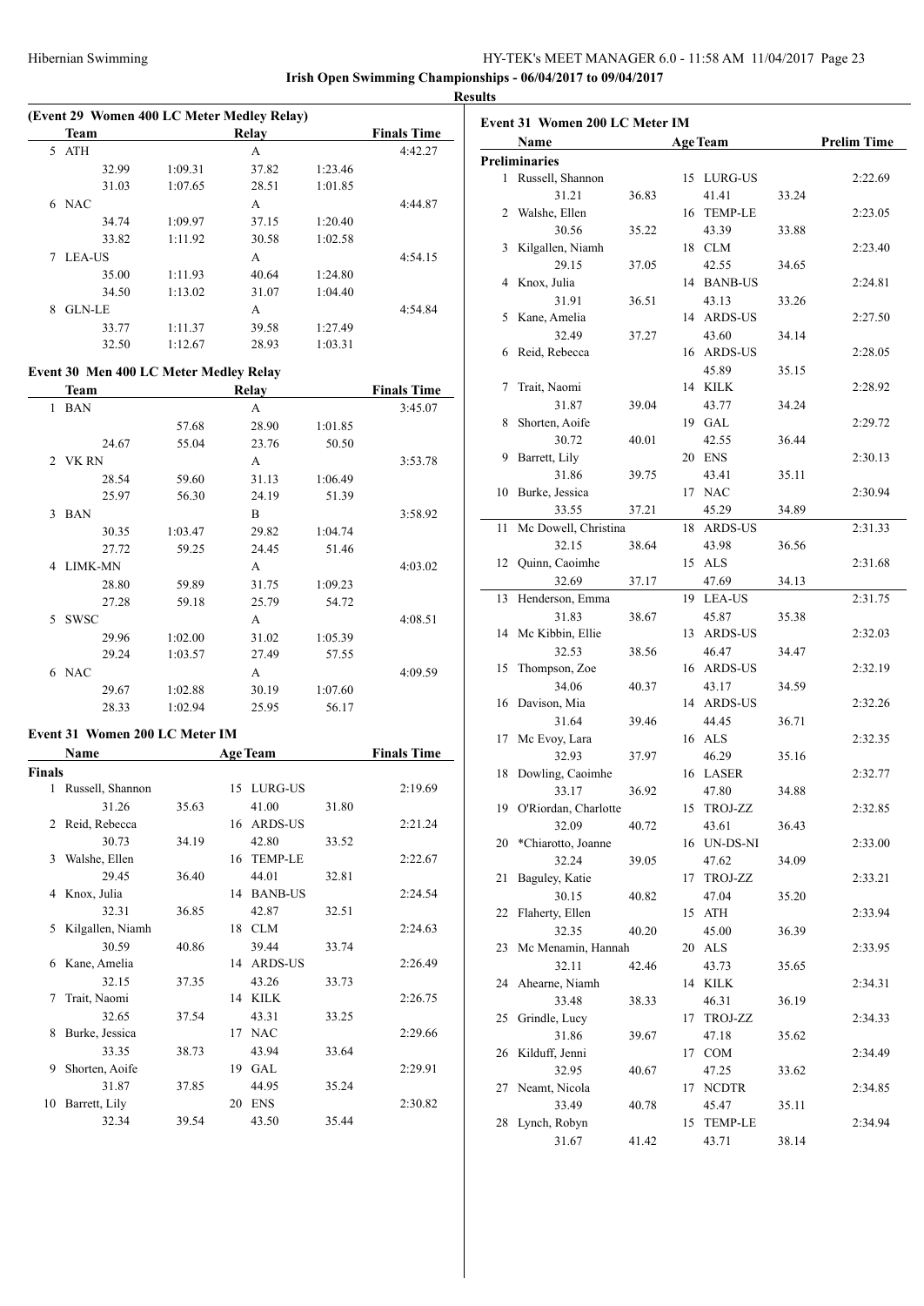**Irish Open Swimming Championships - 06/04/2017 to 09/04/2017**

**Results**

### (Event 29 Women 400 LC Meter Medley Relay)

| Team | | Relay | | Finals Time |
|---|---|---|---|---|
| 5 ATH | | A | | 4:42.27 |
| 32.99 | 1:09.31 | 37.82 | 1:23.46 | |
| 31.03 | 1:07.65 | 28.51 | 1:01.85 | |
| 6 NAC | | A | | 4:44.87 |
| 34.74 | 1:09.97 | 37.15 | 1:20.40 | |
| 33.82 | 1:11.92 | 30.58 | 1:02.58 | |
| 7 LEA-US | | A | | 4:54.15 |
| 35.00 | 1:11.93 | 40.64 | 1:24.80 | |
| 34.50 | 1:13.02 | 31.07 | 1:04.40 | |
| 8 GLN-LE | | A | | 4:54.84 |
| 33.77 | 1:11.37 | 39.58 | 1:27.49 | |
| 32.50 | 1:12.67 | 28.93 | 1:03.31 | |

### Event 30 Men 400 LC Meter Medley Relay

| Team | | Relay | | Finals Time |
|---|---|---|---|---|
| 1 BAN | | A | | 3:45.07 |
| | 57.68 | 28.90 | 1:01.85 | |
| 24.67 | 55.04 | 23.76 | 50.50 | |
| 2 VK RN | | A | | 3:53.78 |
| 28.54 | 59.60 | 31.13 | 1:06.49 | |
| 25.97 | 56.30 | 24.19 | 51.39 | |
| 3 BAN | | B | | 3:58.92 |
| 30.35 | 1:03.47 | 29.82 | 1:04.74 | |
| 27.72 | 59.25 | 24.45 | 51.46 | |
| 4 LIMK-MN | | A | | 4:03.02 |
| 28.80 | 59.89 | 31.75 | 1:09.23 | |
| 27.28 | 59.18 | 25.79 | 54.72 | |
| 5 SWSC | | A | | 4:08.51 |
| 29.96 | 1:02.00 | 31.02 | 1:05.39 | |
| 29.24 | 1:03.57 | 27.49 | 57.55 | |
| 6 NAC | | A | | 4:09.59 |
| 29.67 | 1:02.88 | 30.19 | 1:07.60 | |
| 28.33 | 1:02.94 | 25.95 | 56.17 | |

### Event 31 Women 200 LC Meter IM

| Name | | Age | Team | Finals Time |
|---|---|---|---|---|
| **Finals** | | | | |
| 1 Russell, Shannon | | 15 | LURG-US | 2:19.69 |
| 31.26 | 35.63 | 41.00 | 31.80 | |
| 2 Reid, Rebecca | | 16 | ARDS-US | 2:21.24 |
| 30.73 | 34.19 | 42.80 | 33.52 | |
| 3 Walshe, Ellen | | 16 | TEMP-LE | 2:22.67 |
| 29.45 | 36.40 | 44.01 | 32.81 | |
| 4 Knox, Julia | | 14 | BANB-US | 2:24.54 |
| 32.31 | 36.85 | 42.87 | 32.51 | |
| 5 Kilgallen, Niamh | | 18 | CLM | 2:24.63 |
| 30.59 | 40.86 | 39.44 | 33.74 | |
| 6 Kane, Amelia | | 14 | ARDS-US | 2:26.49 |
| 32.15 | 37.35 | 43.26 | 33.73 | |
| 7 Trait, Naomi | | 14 | KILK | 2:26.75 |
| 32.65 | 37.54 | 43.31 | 33.25 | |
| 8 Burke, Jessica | | 17 | NAC | 2:29.66 |
| 33.35 | 38.73 | 43.94 | 33.64 | |
| 9 Shorten, Aoife | | 19 | GAL | 2:29.91 |
| 31.87 | 37.85 | 44.95 | 35.24 | |
| 10 Barrett, Lily | | 20 | ENS | 2:30.82 |
| 32.34 | 39.54 | 43.50 | 35.44 | |

### Event 31 Women 200 LC Meter IM

| Name | | Age | Team | Prelim Time |
|---|---|---|---|---|
| **Preliminaries** | | | | |
| 1 Russell, Shannon | | 15 | LURG-US | 2:22.69 |
| 31.21 | 36.83 | 41.41 | 33.24 | |
| 2 Walshe, Ellen | | 16 | TEMP-LE | 2:23.05 |
| 30.56 | 35.22 | 43.39 | 33.88 | |
| 3 Kilgallen, Niamh | | 18 | CLM | 2:23.40 |
| 29.15 | 37.05 | 42.55 | 34.65 | |
| 4 Knox, Julia | | 14 | BANB-US | 2:24.81 |
| 31.91 | 36.51 | 43.13 | 33.26 | |
| 5 Kane, Amelia | | 14 | ARDS-US | 2:27.50 |
| 32.49 | 37.27 | 43.60 | 34.14 | |
| 6 Reid, Rebecca | | 16 | ARDS-US | 2:28.05 |
| | | 45.89 | 35.15 | |
| 7 Trait, Naomi | | 14 | KILK | 2:28.92 |
| 31.87 | 39.04 | 43.77 | 34.24 | |
| 8 Shorten, Aoife | | 19 | GAL | 2:29.72 |
| 30.72 | 40.01 | 42.55 | 36.44 | |
| 9 Barrett, Lily | | 20 | ENS | 2:30.13 |
| 31.86 | 39.75 | 43.41 | 35.11 | |
| 10 Burke, Jessica | | 17 | NAC | 2:30.94 |
| 33.55 | 37.21 | 45.29 | 34.89 | |
| 11 Mc Dowell, Christina | | 18 | ARDS-US | 2:31.33 |
| 32.15 | 38.64 | 43.98 | 36.56 | |
| 12 Quinn, Caoimhe | | 15 | ALS | 2:31.68 |
| 32.69 | 37.17 | 47.69 | 34.13 | |
| 13 Henderson, Emma | | 19 | LEA-US | 2:31.75 |
| 31.83 | 38.67 | 45.87 | 35.38 | |
| 14 Mc Kibbin, Ellie | | 13 | ARDS-US | 2:32.03 |
| 32.53 | 38.56 | 46.47 | 34.47 | |
| 15 Thompson, Zoe | | 16 | ARDS-US | 2:32.19 |
| 34.06 | 40.37 | 43.17 | 34.59 | |
| 16 Davison, Mia | | 14 | ARDS-US | 2:32.26 |
| 31.64 | 39.46 | 44.45 | 36.71 | |
| 17 Mc Evoy, Lara | | 16 | ALS | 2:32.35 |
| 32.93 | 37.97 | 46.29 | 35.16 | |
| 18 Dowling, Caoimhe | | 16 | LASER | 2:32.77 |
| 33.17 | 36.92 | 47.80 | 34.88 | |
| 19 O'Riordan, Charlotte | | 15 | TROJ-ZZ | 2:32.85 |
| 32.09 | 40.72 | 43.61 | 36.43 | |
| 20 *Chiarotto, Joanne | | 16 | UN-DS-NI | 2:33.00 |
| 32.24 | 39.05 | 47.62 | 34.09 | |
| 21 Baguley, Katie | | 17 | TROJ-ZZ | 2:33.21 |
| 30.15 | 40.82 | 47.04 | 35.20 | |
| 22 Flaherty, Ellen | | 15 | ATH | 2:33.94 |
| 32.35 | 40.20 | 45.00 | 36.39 | |
| 23 Mc Menamin, Hannah | | 20 | ALS | 2:33.95 |
| 32.11 | 42.46 | 43.73 | 35.65 | |
| 24 Ahearne, Niamh | | 14 | KILK | 2:34.31 |
| 33.48 | 38.33 | 46.31 | 36.19 | |
| 25 Grindle, Lucy | | 17 | TROJ-ZZ | 2:34.33 |
| 31.86 | 39.67 | 47.18 | 35.62 | |
| 26 Kilduff, Jenni | | 17 | COM | 2:34.49 |
| 32.95 | 40.67 | 47.25 | 33.62 | |
| 27 Neamt, Nicola | | 17 | NCDTR | 2:34.85 |
| 33.49 | 40.78 | 45.47 | 35.11 | |
| 28 Lynch, Robyn | | 15 | TEMP-LE | 2:34.94 |
| 31.67 | 41.42 | 43.71 | 38.14 | |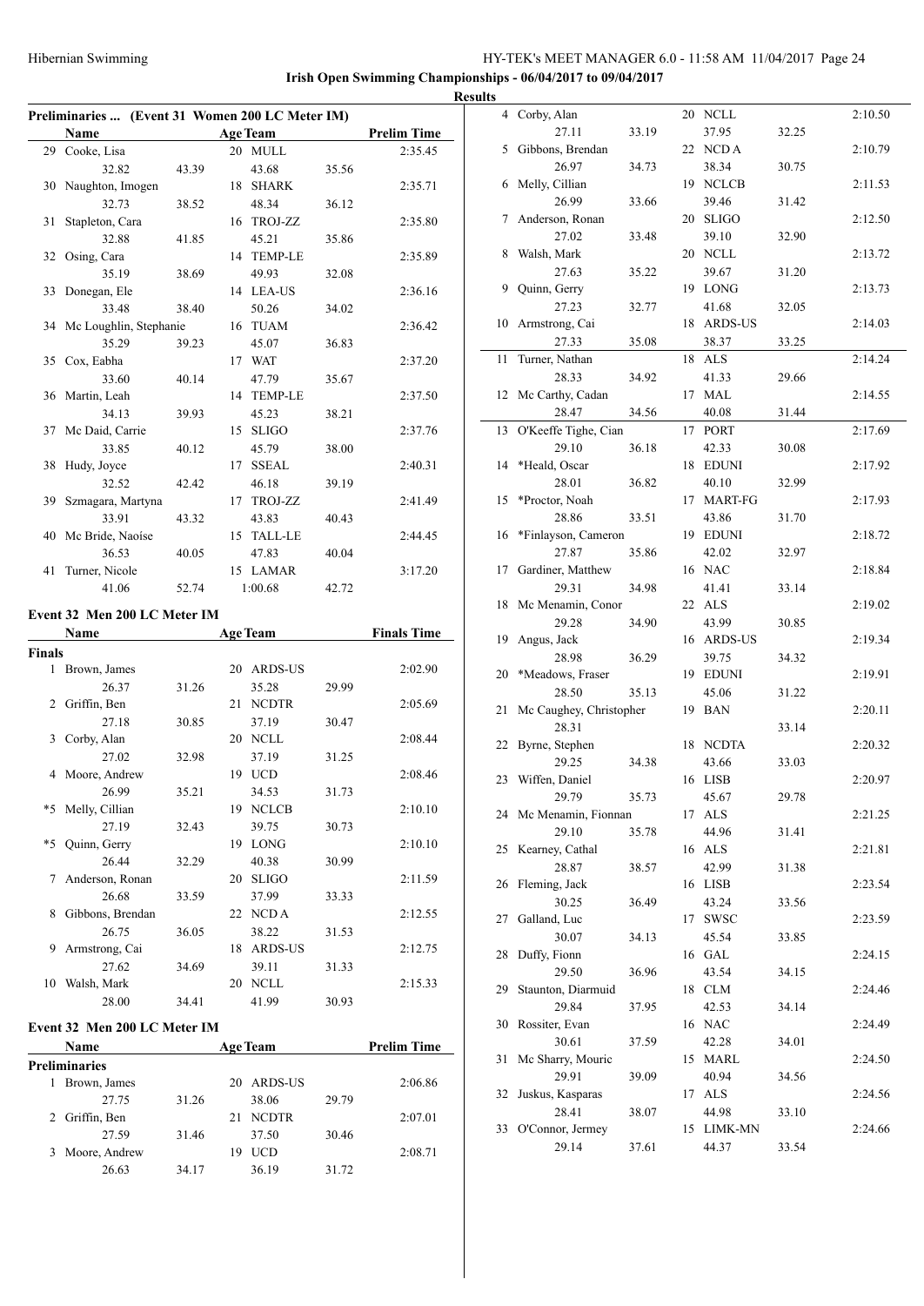## Preliminaries ... (Event 31 Women 200 LC Meter IM)

| | Name | | Age | Team | | Prelim Time |
|---|---|---|---|---|---|---|
| 29 | Cooke, Lisa | | 20 | MULL | | 2:35.45 |
| | 32.82 | 43.39 | | 43.68 | 35.56 | |
| 30 | Naughton, Imogen | | 18 | SHARK | | 2:35.71 |
| | 32.73 | 38.52 | | 48.34 | 36.12 | |
| 31 | Stapleton, Cara | | 16 | TROJ-ZZ | | 2:35.80 |
| | 32.88 | 41.85 | | 45.21 | 35.86 | |
| 32 | Osing, Cara | | 14 | TEMP-LE | | 2:35.89 |
| | 35.19 | 38.69 | | 49.93 | 32.08 | |
| 33 | Donegan, Ele | | 14 | LEA-US | | 2:36.16 |
| | 33.48 | 38.40 | | 50.26 | 34.02 | |
| 34 | Mc Loughlin, Stephanie | | 16 | TUAM | | 2:36.42 |
| | 35.29 | 39.23 | | 45.07 | 36.83 | |
| 35 | Cox, Eabha | | 17 | WAT | | 2:37.20 |
| | 33.60 | 40.14 | | 47.79 | 35.67 | |
| 36 | Martin, Leah | | 14 | TEMP-LE | | 2:37.50 |
| | 34.13 | 39.93 | | 45.23 | 38.21 | |
| 37 | Mc Daid, Carrie | | 15 | SLIGO | | 2:37.76 |
| | 33.85 | 40.12 | | 45.79 | 38.00 | |
| 38 | Hudy, Joyce | | 17 | SSEAL | | 2:40.31 |
| | 32.52 | 42.42 | | 46.18 | 39.19 | |
| 39 | Szmagara, Martyna | | 17 | TROJ-ZZ | | 2:41.49 |
| | 33.91 | 43.32 | | 43.83 | 40.43 | |
| 40 | Mc Bride, Naoíse | | 15 | TALL-LE | | 2:44.45 |
| | 36.53 | 40.05 | | 47.83 | 40.04 | |
| 41 | Turner, Nicole | | 15 | LAMAR | | 3:17.20 |
| | 41.06 | 52.74 | | 1:00.68 | 42.72 | |

## Event 32 Men 200 LC Meter IM

| | Name | | Age | Team | | Finals Time |
|---|---|---|---|---|---|---|
| **Finals** | | | | | | |
| 1 | Brown, James | | 20 | ARDS-US | | 2:02.90 |
| | 26.37 | 31.26 | | 35.28 | 29.99 | |
| 2 | Griffin, Ben | | 21 | NCDTR | | 2:05.69 |
| | 27.18 | 30.85 | | 37.19 | 30.47 | |
| 3 | Corby, Alan | | 20 | NCLL | | 2:08.44 |
| | 27.02 | 32.98 | | 37.19 | 31.25 | |
| 4 | Moore, Andrew | | 19 | UCD | | 2:08.46 |
| | 26.99 | 35.21 | | 34.53 | 31.73 | |
| *5 | Melly, Cillian | | 19 | NCLCB | | 2:10.10 |
| | 27.19 | 32.43 | | 39.75 | 30.73 | |
| *5 | Quinn, Gerry | | 19 | LONG | | 2:10.10 |
| | 26.44 | 32.29 | | 40.38 | 30.99 | |
| 7 | Anderson, Ronan | | 20 | SLIGO | | 2:11.59 |
| | 26.68 | 33.59 | | 37.99 | 33.33 | |
| 8 | Gibbons, Brendan | | 22 | NCD A | | 2:12.55 |
| | 26.75 | 36.05 | | 38.22 | 31.53 | |
| 9 | Armstrong, Cai | | 18 | ARDS-US | | 2:12.75 |
| | 27.62 | 34.69 | | 39.11 | 31.33 | |
| 10 | Walsh, Mark | | 20 | NCLL | | 2:15.33 |
| | 28.00 | 34.41 | | 41.99 | 30.93 | |

## Event 32 Men 200 LC Meter IM

| | Name | | Age | Team | | Prelim Time |
|---|---|---|---|---|---|---|
| **Preliminaries** | | | | | | |
| 1 | Brown, James | | 20 | ARDS-US | | 2:06.86 |
| | 27.75 | 31.26 | | 38.06 | 29.79 | |
| 2 | Griffin, Ben | | 21 | NCDTR | | 2:07.01 |
| | 27.59 | 31.46 | | 37.50 | 30.46 | |
| 3 | Moore, Andrew | | 19 | UCD | | 2:08.71 |
| | 26.63 | 34.17 | | 36.19 | 31.72 | |
| 4 | Corby, Alan | | 20 | NCLL | | 2:10.50 |
| | 27.11 | 33.19 | | 37.95 | 32.25 | |
| 5 | Gibbons, Brendan | | 22 | NCD A | | 2:10.79 |
| | 26.97 | 34.73 | | 38.34 | 30.75 | |
| 6 | Melly, Cillian | | 19 | NCLCB | | 2:11.53 |
| | 26.99 | 33.66 | | 39.46 | 31.42 | |
| 7 | Anderson, Ronan | | 20 | SLIGO | | 2:12.50 |
| | 27.02 | 33.48 | | 39.10 | 32.90 | |
| 8 | Walsh, Mark | | 20 | NCLL | | 2:13.72 |
| | 27.63 | 35.22 | | 39.67 | 31.20 | |
| 9 | Quinn, Gerry | | 19 | LONG | | 2:13.73 |
| | 27.23 | 32.77 | | 41.68 | 32.05 | |
| 10 | Armstrong, Cai | | 18 | ARDS-US | | 2:14.03 |
| | 27.33 | 35.08 | | 38.37 | 33.25 | |
| 11 | Turner, Nathan | | 18 | ALS | | 2:14.24 |
| | 28.33 | 34.92 | | 41.33 | 29.66 | |
| 12 | Mc Carthy, Cadan | | 17 | MAL | | 2:14.55 |
| | 28.47 | 34.56 | | 40.08 | 31.44 | |
| 13 | O'Keeffe Tighe, Cian | | 17 | PORT | | 2:17.69 |
| | 29.10 | 36.18 | | 42.33 | 30.08 | |
| 14 | *Heald, Oscar | | 18 | EDUNI | | 2:17.92 |
| | 28.01 | 36.82 | | 40.10 | 32.99 | |
| 15 | *Proctor, Noah | | 17 | MART-FG | | 2:17.93 |
| | 28.86 | 33.51 | | 43.86 | 31.70 | |
| 16 | *Finlayson, Cameron | | 19 | EDUNI | | 2:18.72 |
| | 27.87 | 35.86 | | 42.02 | 32.97 | |
| 17 | Gardiner, Matthew | | 16 | NAC | | 2:18.84 |
| | 29.31 | 34.98 | | 41.41 | 33.14 | |
| 18 | Mc Menamin, Conor | | 22 | ALS | | 2:19.02 |
| | 29.28 | 34.90 | | 43.99 | 30.85 | |
| 19 | Angus, Jack | | 16 | ARDS-US | | 2:19.34 |
| | 28.98 | 36.29 | | 39.75 | 34.32 | |
| 20 | *Meadows, Fraser | | 19 | EDUNI | | 2:19.91 |
| | 28.50 | 35.13 | | 45.06 | 31.22 | |
| 21 | Mc Caughey, Christopher | | 19 | BAN | | 2:20.11 |
| | 28.31 | | | | 33.14 | |
| 22 | Byrne, Stephen | | 18 | NCDTA | | 2:20.32 |
| | 29.25 | 34.38 | | 43.66 | 33.03 | |
| 23 | Wiffen, Daniel | | 16 | LISB | | 2:20.97 |
| | 29.79 | 35.73 | | 45.67 | 29.78 | |
| 24 | Mc Menamin, Fionnan | | 17 | ALS | | 2:21.25 |
| | 29.10 | 35.78 | | 44.96 | 31.41 | |
| 25 | Kearney, Cathal | | 16 | ALS | | 2:21.81 |
| | 28.87 | 38.57 | | 42.99 | 31.38 | |
| 26 | Fleming, Jack | | 16 | LISB | | 2:23.54 |
| | 30.25 | 36.49 | | 43.24 | 33.56 | |
| 27 | Galland, Luc | | 17 | SWSC | | 2:23.59 |
| | 30.07 | 34.13 | | 45.54 | 33.85 | |
| 28 | Duffy, Fionn | | 16 | GAL | | 2:24.15 |
| | 29.50 | 36.96 | | 43.54 | 34.15 | |
| 29 | Staunton, Diarmuid | | 18 | CLM | | 2:24.46 |
| | 29.84 | 37.95 | | 42.53 | 34.14 | |
| 30 | Rossiter, Evan | | 16 | NAC | | 2:24.49 |
| | 30.61 | 37.59 | | 42.28 | 34.01 | |
| 31 | Mc Sharry, Mouric | | 15 | MARL | | 2:24.50 |
| | 29.91 | 39.09 | | 40.94 | 34.56 | |
| 32 | Juskus, Kasparas | | 17 | ALS | | 2:24.56 |
| | 28.41 | 38.07 | | 44.98 | 33.10 | |
| 33 | O'Connor, Jermey | | 15 | LIMK-MN | | 2:24.66 |
| | 29.14 | 37.61 | | 44.37 | 33.54 | |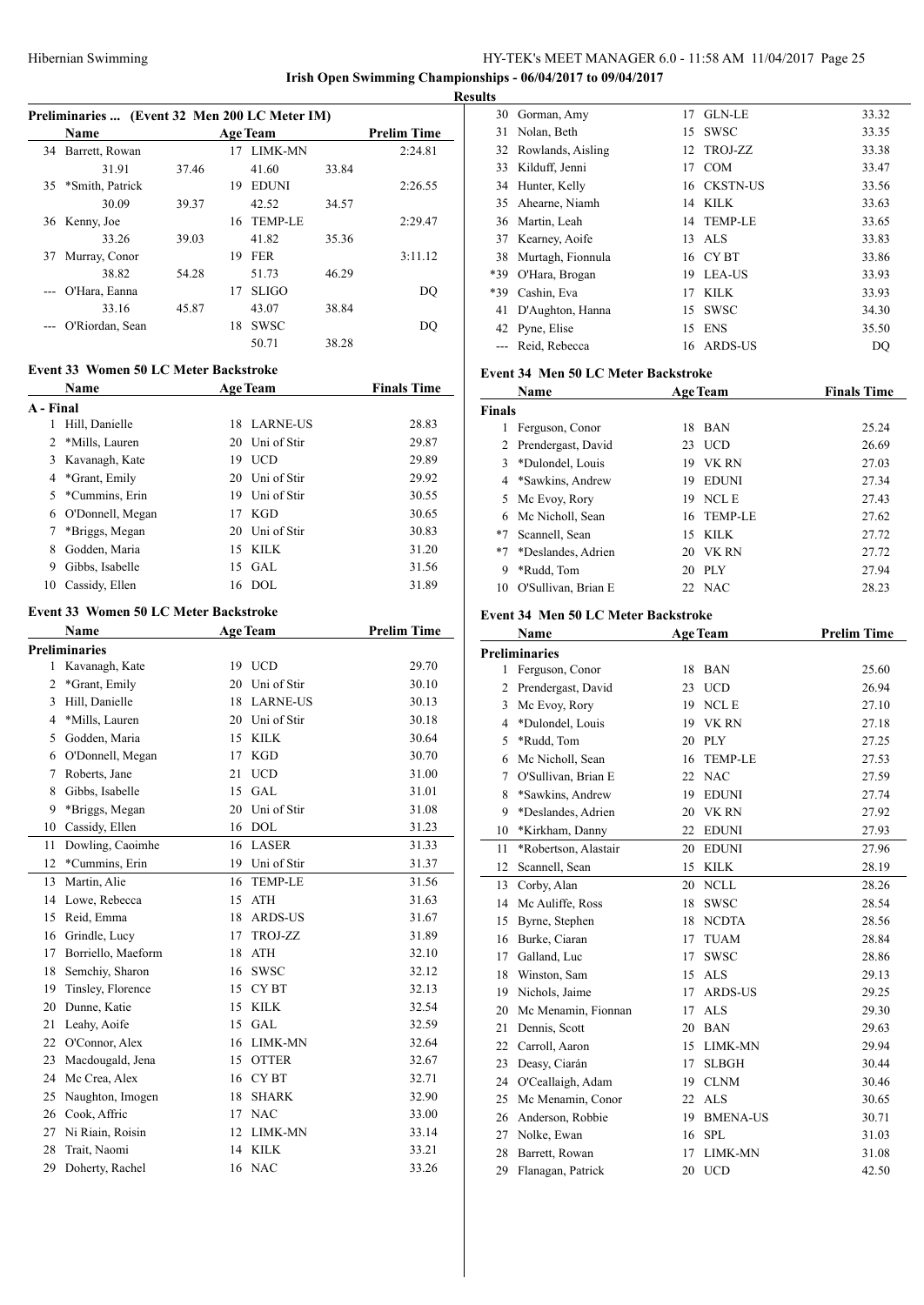**Irish Open Swimming Championships - 06/04/2017 to 09/04/2017**

**Results**

### Preliminaries ... (Event 32 Men 200 LC Meter IM)

| | Name | Age | Team | | Prelim Time |
|---|---|---|---|---|---|
| 34 | Barrett, Rowan | 17 | LIMK-MN | | 2:24.81 |
| | 31.91 | 37.46 | 41.60 | 33.84 | |
| 35 | *Smith, Patrick | 19 | EDUNI | | 2:26.55 |
| | 30.09 | 39.37 | 42.52 | 34.57 | |
| 36 | Kenny, Joe | 16 | TEMP-LE | | 2:29.47 |
| | 33.26 | 39.03 | 41.82 | 35.36 | |
| 37 | Murray, Conor | 19 | FER | | 3:11.12 |
| | 38.82 | 54.28 | 51.73 | 46.29 | |
| --- | O'Hara, Eanna | 17 | SLIGO | | DQ |
| | 33.16 | 45.87 | 43.07 | 38.84 | |
| --- | O'Riordan, Sean | 18 | SWSC | | DQ |
| | | | 50.71 | 38.28 | |

### Event 33 Women 50 LC Meter Backstroke

| | Name | Age | Team | Finals Time |
|---|---|---|---|---|
| **A - Final** | | | | |
| 1 | Hill, Danielle | 18 | LARNE-US | 28.83 |
| 2 | *Mills, Lauren | 20 | Uni of Stir | 29.87 |
| 3 | Kavanagh, Kate | 19 | UCD | 29.89 |
| 4 | *Grant, Emily | 20 | Uni of Stir | 29.92 |
| 5 | *Cummins, Erin | 19 | Uni of Stir | 30.55 |
| 6 | O'Donnell, Megan | 17 | KGD | 30.65 |
| 7 | *Briggs, Megan | 20 | Uni of Stir | 30.83 |
| 8 | Godden, Maria | 15 | KILK | 31.20 |
| 9 | Gibbs, Isabelle | 15 | GAL | 31.56 |
| 10 | Cassidy, Ellen | 16 | DOL | 31.89 |

### Event 33 Women 50 LC Meter Backstroke

| | Name | Age | Team | Prelim Time |
|---|---|---|---|---|
| **Preliminaries** | | | | |
| 1 | Kavanagh, Kate | 19 | UCD | 29.70 |
| 2 | *Grant, Emily | 20 | Uni of Stir | 30.10 |
| 3 | Hill, Danielle | 18 | LARNE-US | 30.13 |
| 4 | *Mills, Lauren | 20 | Uni of Stir | 30.18 |
| 5 | Godden, Maria | 15 | KILK | 30.64 |
| 6 | O'Donnell, Megan | 17 | KGD | 30.70 |
| 7 | Roberts, Jane | 21 | UCD | 31.00 |
| 8 | Gibbs, Isabelle | 15 | GAL | 31.01 |
| 9 | *Briggs, Megan | 20 | Uni of Stir | 31.08 |
| 10 | Cassidy, Ellen | 16 | DOL | 31.23 |
| 11 | Dowling, Caoimhe | 16 | LASER | 31.33 |
| 12 | *Cummins, Erin | 19 | Uni of Stir | 31.37 |
| 13 | Martin, Alie | 16 | TEMP-LE | 31.56 |
| 14 | Lowe, Rebecca | 15 | ATH | 31.63 |
| 15 | Reid, Emma | 18 | ARDS-US | 31.67 |
| 16 | Grindle, Lucy | 17 | TROJ-ZZ | 31.89 |
| 17 | Borriello, Maeform | 18 | ATH | 32.10 |
| 18 | Semchiy, Sharon | 16 | SWSC | 32.12 |
| 19 | Tinsley, Florence | 15 | CY BT | 32.13 |
| 20 | Dunne, Katie | 15 | KILK | 32.54 |
| 21 | Leahy, Aoife | 15 | GAL | 32.59 |
| 22 | O'Connor, Alex | 16 | LIMK-MN | 32.64 |
| 23 | Macdougald, Jena | 15 | OTTER | 32.67 |
| 24 | Mc Crea, Alex | 16 | CY BT | 32.71 |
| 25 | Naughton, Imogen | 18 | SHARK | 32.90 |
| 26 | Cook, Affric | 17 | NAC | 33.00 |
| 27 | Ni Riain, Roisin | 12 | LIMK-MN | 33.14 |
| 28 | Trait, Naomi | 14 | KILK | 33.21 |
| 29 | Doherty, Rachel | 16 | NAC | 33.26 |
| 30 | Gorman, Amy | 17 | GLN-LE | 33.32 |
| 31 | Nolan, Beth | 15 | SWSC | 33.35 |
| 32 | Rowlands, Aisling | 12 | TROJ-ZZ | 33.38 |
| 33 | Kilduff, Jenni | 17 | COM | 33.47 |
| 34 | Hunter, Kelly | 16 | CKSTN-US | 33.56 |
| 35 | Ahearne, Niamh | 14 | KILK | 33.63 |
| 36 | Martin, Leah | 14 | TEMP-LE | 33.65 |
| 37 | Kearney, Aoife | 13 | ALS | 33.83 |
| 38 | Murtagh, Fionnula | 16 | CY BT | 33.86 |
| *39 | O'Hara, Brogan | 19 | LEA-US | 33.93 |
| *39 | Cashin, Eva | 17 | KILK | 33.93 |
| 41 | D'Aughton, Hanna | 15 | SWSC | 34.30 |
| 42 | Pyne, Elise | 15 | ENS | 35.50 |
| --- | Reid, Rebecca | 16 | ARDS-US | DQ |

### Event 34 Men 50 LC Meter Backstroke

| | Name | Age | Team | Finals Time |
|---|---|---|---|---|
| **Finals** | | | | |
| 1 | Ferguson, Conor | 18 | BAN | 25.24 |
| 2 | Prendergast, David | 23 | UCD | 26.69 |
| 3 | *Dulondel, Louis | 19 | VK RN | 27.03 |
| 4 | *Sawkins, Andrew | 19 | EDUNI | 27.34 |
| 5 | Mc Evoy, Rory | 19 | NCL E | 27.43 |
| 6 | Mc Nicholl, Sean | 16 | TEMP-LE | 27.62 |
| *7 | Scannell, Sean | 15 | KILK | 27.72 |
| *7 | *Deslandes, Adrien | 20 | VK RN | 27.72 |
| 9 | *Rudd, Tom | 20 | PLY | 27.94 |
| 10 | O'Sullivan, Brian E | 22 | NAC | 28.23 |

### Event 34 Men 50 LC Meter Backstroke

| | Name | Age | Team | Prelim Time |
|---|---|---|---|---|
| **Preliminaries** | | | | |
| 1 | Ferguson, Conor | 18 | BAN | 25.60 |
| 2 | Prendergast, David | 23 | UCD | 26.94 |
| 3 | Mc Evoy, Rory | 19 | NCL E | 27.10 |
| 4 | *Dulondel, Louis | 19 | VK RN | 27.18 |
| 5 | *Rudd, Tom | 20 | PLY | 27.25 |
| 6 | Mc Nicholl, Sean | 16 | TEMP-LE | 27.53 |
| 7 | O'Sullivan, Brian E | 22 | NAC | 27.59 |
| 8 | *Sawkins, Andrew | 19 | EDUNI | 27.74 |
| 9 | *Deslandes, Adrien | 20 | VK RN | 27.92 |
| 10 | *Kirkham, Danny | 22 | EDUNI | 27.93 |
| 11 | *Robertson, Alastair | 20 | EDUNI | 27.96 |
| 12 | Scannell, Sean | 15 | KILK | 28.19 |
| 13 | Corby, Alan | 20 | NCLL | 28.26 |
| 14 | Mc Auliffe, Ross | 18 | SWSC | 28.54 |
| 15 | Byrne, Stephen | 18 | NCDTA | 28.56 |
| 16 | Burke, Ciaran | 17 | TUAM | 28.84 |
| 17 | Galland, Luc | 17 | SWSC | 28.86 |
| 18 | Winston, Sam | 15 | ALS | 29.13 |
| 19 | Nichols, Jaime | 17 | ARDS-US | 29.25 |
| 20 | Mc Menamin, Fionnan | 17 | ALS | 29.30 |
| 21 | Dennis, Scott | 20 | BAN | 29.63 |
| 22 | Carroll, Aaron | 15 | LIMK-MN | 29.94 |
| 23 | Deasy, Ciarán | 17 | SLBGH | 30.44 |
| 24 | O'Ceallaigh, Adam | 19 | CLNM | 30.46 |
| 25 | Mc Menamin, Conor | 22 | ALS | 30.65 |
| 26 | Anderson, Robbie | 19 | BMENA-US | 30.71 |
| 27 | Nolke, Ewan | 16 | SPL | 31.03 |
| 28 | Barrett, Rowan | 17 | LIMK-MN | 31.08 |
| 29 | Flanagan, Patrick | 20 | UCD | 42.50 |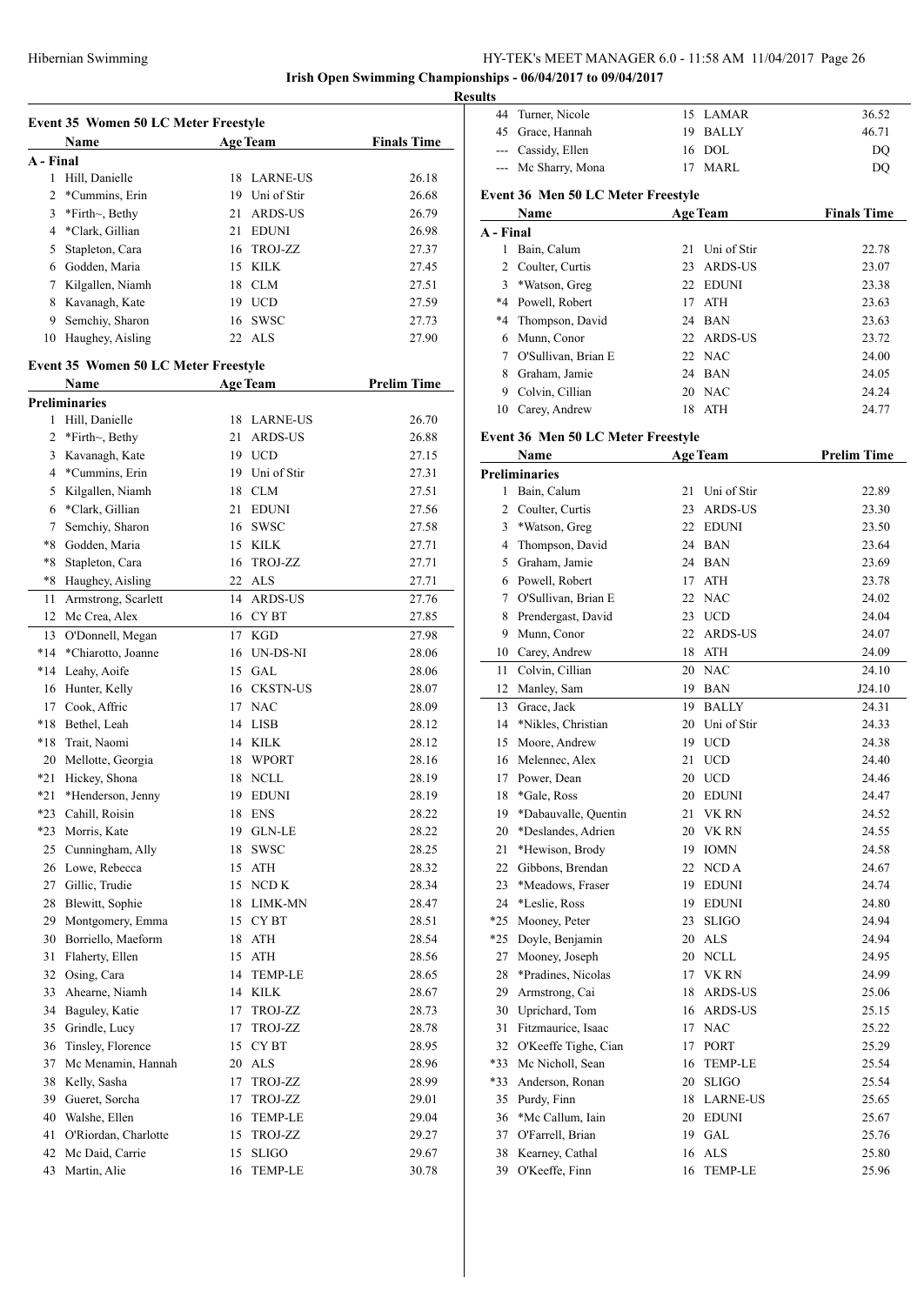Hibernian Swimming

**Irish Open Swimming Championships - 06/04/2017 to 09/04/2017**

**Results**

### Event 35 Women 50 LC Meter Freestyle

| | Name | Age | Team | Finals Time |
|---|---|---|---|---|
| **A - Final** | | | | |
| 1 | Hill, Danielle | 18 | LARNE-US | 26.18 |
| 2 | *Cummins, Erin | 19 | Uni of Stir | 26.68 |
| 3 | *Firth~, Bethy | 21 | ARDS-US | 26.79 |
| 4 | *Clark, Gillian | 21 | EDUNI | 26.98 |
| 5 | Stapleton, Cara | 16 | TROJ-ZZ | 27.37 |
| 6 | Godden, Maria | 15 | KILK | 27.45 |
| 7 | Kilgallen, Niamh | 18 | CLM | 27.51 |
| 8 | Kavanagh, Kate | 19 | UCD | 27.59 |
| 9 | Semchiy, Sharon | 16 | SWSC | 27.73 |
| 10 | Haughey, Aisling | 22 | ALS | 27.90 |

### Event 35 Women 50 LC Meter Freestyle

| | Name | Age | Team | Prelim Time |
|---|---|---|---|---|
| **Preliminaries** | | | | |
| 1 | Hill, Danielle | 18 | LARNE-US | 26.70 |
| 2 | *Firth~, Bethy | 21 | ARDS-US | 26.88 |
| 3 | Kavanagh, Kate | 19 | UCD | 27.15 |
| 4 | *Cummins, Erin | 19 | Uni of Stir | 27.31 |
| 5 | Kilgallen, Niamh | 18 | CLM | 27.51 |
| 6 | *Clark, Gillian | 21 | EDUNI | 27.56 |
| 7 | Semchiy, Sharon | 16 | SWSC | 27.58 |
| *8 | Godden, Maria | 15 | KILK | 27.71 |
| *8 | Stapleton, Cara | 16 | TROJ-ZZ | 27.71 |
| *8 | Haughey, Aisling | 22 | ALS | 27.71 |
| 11 | Armstrong, Scarlett | 14 | ARDS-US | 27.76 |
| 12 | Mc Crea, Alex | 16 | CY BT | 27.85 |
| 13 | O'Donnell, Megan | 17 | KGD | 27.98 |
| *14 | *Chiarotto, Joanne | 16 | UN-DS-NI | 28.06 |
| *14 | Leahy, Aoife | 15 | GAL | 28.06 |
| 16 | Hunter, Kelly | 16 | CKSTN-US | 28.07 |
| 17 | Cook, Affric | 17 | NAC | 28.09 |
| *18 | Bethel, Leah | 14 | LISB | 28.12 |
| *18 | Trait, Naomi | 14 | KILK | 28.12 |
| 20 | Mellotte, Georgia | 18 | WPORT | 28.16 |
| *21 | Hickey, Shona | 18 | NCLL | 28.19 |
| *21 | *Henderson, Jenny | 19 | EDUNI | 28.19 |
| *23 | Cahill, Roisin | 18 | ENS | 28.22 |
| *23 | Morris, Kate | 19 | GLN-LE | 28.22 |
| 25 | Cunningham, Ally | 18 | SWSC | 28.25 |
| 26 | Lowe, Rebecca | 15 | ATH | 28.32 |
| 27 | Gillic, Trudie | 15 | NCD K | 28.34 |
| 28 | Blewitt, Sophie | 18 | LIMK-MN | 28.47 |
| 29 | Montgomery, Emma | 15 | CY BT | 28.51 |
| 30 | Borriello, Maeform | 18 | ATH | 28.54 |
| 31 | Flaherty, Ellen | 15 | ATH | 28.56 |
| 32 | Osing, Cara | 14 | TEMP-LE | 28.65 |
| 33 | Ahearne, Niamh | 14 | KILK | 28.67 |
| 34 | Baguley, Katie | 17 | TROJ-ZZ | 28.73 |
| 35 | Grindle, Lucy | 17 | TROJ-ZZ | 28.78 |
| 36 | Tinsley, Florence | 15 | CY BT | 28.95 |
| 37 | Mc Menamin, Hannah | 20 | ALS | 28.96 |
| 38 | Kelly, Sasha | 17 | TROJ-ZZ | 28.99 |
| 39 | Gueret, Sorcha | 17 | TROJ-ZZ | 29.01 |
| 40 | Walshe, Ellen | 16 | TEMP-LE | 29.04 |
| 41 | O'Riordan, Charlotte | 15 | TROJ-ZZ | 29.27 |
| 42 | Mc Daid, Carrie | 15 | SLIGO | 29.67 |
| 43 | Martin, Alie | 16 | TEMP-LE | 30.78 |
| 44 | Turner, Nicole | 15 | LAMAR | 36.52 |
| 45 | Grace, Hannah | 19 | BALLY | 46.71 |
| --- | Cassidy, Ellen | 16 | DOL | DQ |
| --- | Mc Sharry, Mona | 17 | MARL | DQ |

### Event 36 Men 50 LC Meter Freestyle

| | Name | Age | Team | Finals Time |
|---|---|---|---|---|
| **A - Final** | | | | |
| 1 | Bain, Calum | 21 | Uni of Stir | 22.78 |
| 2 | Coulter, Curtis | 23 | ARDS-US | 23.07 |
| 3 | *Watson, Greg | 22 | EDUNI | 23.38 |
| *4 | Powell, Robert | 17 | ATH | 23.63 |
| *4 | Thompson, David | 24 | BAN | 23.63 |
| 6 | Munn, Conor | 22 | ARDS-US | 23.72 |
| 7 | O'Sullivan, Brian E | 22 | NAC | 24.00 |
| 8 | Graham, Jamie | 24 | BAN | 24.05 |
| 9 | Colvin, Cillian | 20 | NAC | 24.24 |
| 10 | Carey, Andrew | 18 | ATH | 24.77 |

### Event 36 Men 50 LC Meter Freestyle

| | Name | Age | Team | Prelim Time |
|---|---|---|---|---|
| **Preliminaries** | | | | |
| 1 | Bain, Calum | 21 | Uni of Stir | 22.89 |
| 2 | Coulter, Curtis | 23 | ARDS-US | 23.30 |
| 3 | *Watson, Greg | 22 | EDUNI | 23.50 |
| 4 | Thompson, David | 24 | BAN | 23.64 |
| 5 | Graham, Jamie | 24 | BAN | 23.69 |
| 6 | Powell, Robert | 17 | ATH | 23.78 |
| 7 | O'Sullivan, Brian E | 22 | NAC | 24.02 |
| 8 | Prendergast, David | 23 | UCD | 24.04 |
| 9 | Munn, Conor | 22 | ARDS-US | 24.07 |
| 10 | Carey, Andrew | 18 | ATH | 24.09 |
| 11 | Colvin, Cillian | 20 | NAC | 24.10 |
| 12 | Manley, Sam | 19 | BAN | J24.10 |
| 13 | Grace, Jack | 19 | BALLY | 24.31 |
| 14 | *Nikles, Christian | 20 | Uni of Stir | 24.33 |
| 15 | Moore, Andrew | 19 | UCD | 24.38 |
| 16 | Melennec, Alex | 21 | UCD | 24.40 |
| 17 | Power, Dean | 20 | UCD | 24.46 |
| 18 | *Gale, Ross | 20 | EDUNI | 24.47 |
| 19 | *Dabauvalle, Quentin | 21 | VK RN | 24.52 |
| 20 | *Deslandes, Adrien | 20 | VK RN | 24.55 |
| 21 | *Hewison, Brody | 19 | IOMN | 24.58 |
| 22 | Gibbons, Brendan | 22 | NCD A | 24.67 |
| 23 | *Meadows, Fraser | 19 | EDUNI | 24.74 |
| 24 | *Leslie, Ross | 19 | EDUNI | 24.80 |
| *25 | Mooney, Peter | 23 | SLIGO | 24.94 |
| *25 | Doyle, Benjamin | 20 | ALS | 24.94 |
| 27 | Mooney, Joseph | 20 | NCLL | 24.95 |
| 28 | *Pradines, Nicolas | 17 | VK RN | 24.99 |
| 29 | Armstrong, Cai | 18 | ARDS-US | 25.06 |
| 30 | Uprichard, Tom | 16 | ARDS-US | 25.15 |
| 31 | Fitzmaurice, Isaac | 17 | NAC | 25.22 |
| 32 | O'Keeffe Tighe, Cian | 17 | PORT | 25.29 |
| *33 | Mc Nicholl, Sean | 16 | TEMP-LE | 25.54 |
| *33 | Anderson, Ronan | 20 | SLIGO | 25.54 |
| 35 | Purdy, Finn | 18 | LARNE-US | 25.65 |
| 36 | *Mc Callum, Iain | 20 | EDUNI | 25.67 |
| 37 | O'Farrell, Brian | 19 | GAL | 25.76 |
| 38 | Kearney, Cathal | 16 | ALS | 25.80 |
| 39 | O'Keeffe, Finn | 16 | TEMP-LE | 25.96 |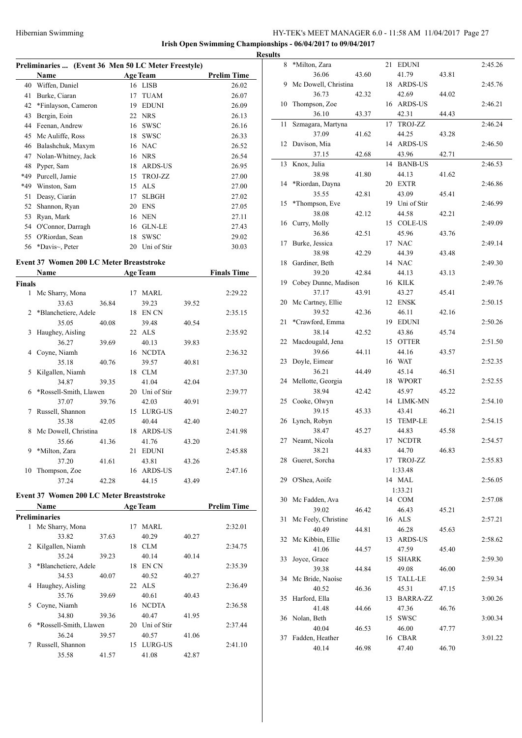Hibernian Swimming

**Irish Open Swimming Championships - 06/04/2017 to 09/04/2017**

**Results**

### Preliminaries ... (Event 36 Men 50 LC Meter Freestyle)

| | Name | Age | Team | Prelim Time |
|---|---|---|---|---|
| 40 | Wiffen, Daniel | 16 | LISB | 26.02 |
| 41 | Burke, Ciaran | 17 | TUAM | 26.07 |
| 42 | *Finlayson, Cameron | 19 | EDUNI | 26.09 |
| 43 | Bergin, Eoin | 22 | NRS | 26.13 |
| 44 | Feenan, Andrew | 16 | SWSC | 26.16 |
| 45 | Mc Auliffe, Ross | 18 | SWSC | 26.33 |
| 46 | Balashchuk, Maxym | 16 | NAC | 26.52 |
| 47 | Nolan-Whitney, Jack | 16 | NRS | 26.54 |
| 48 | Pyper, Sam | 18 | ARDS-US | 26.95 |
| *49 | Purcell, Jamie | 15 | TROJ-ZZ | 27.00 |
| *49 | Winston, Sam | 15 | ALS | 27.00 |
| 51 | Deasy, Ciarán | 17 | SLBGH | 27.02 |
| 52 | Shannon, Ryan | 20 | ENS | 27.05 |
| 53 | Ryan, Mark | 16 | NEN | 27.11 |
| 54 | O'Connor, Darragh | 16 | GLN-LE | 27.43 |
| 55 | O'Riordan, Sean | 18 | SWSC | 29.02 |
| 56 | *Davis~, Peter | 20 | Uni of Stir | 30.03 |

### Event 37 Women 200 LC Meter Breaststroke

| | Name | Age | Team | | Finals Time |
|---|---|---|---|---|---|
| **Finals** | | | | | |
| 1 | Mc Sharry, Mona | 17 | MARL | | 2:29.22 |
| | 33.63 | 36.84 | 39.23 | 39.52 | |
| 2 | *Blanchetiere, Adele | 18 | EN CN | | 2:35.15 |
| | 35.05 | 40.08 | 39.48 | 40.54 | |
| 3 | Haughey, Aisling | 22 | ALS | | 2:35.92 |
| | 36.27 | 39.69 | 40.13 | 39.83 | |
| 4 | Coyne, Niamh | 16 | NCDTA | | 2:36.32 |
| | 35.18 | 40.76 | 39.57 | 40.81 | |
| 5 | Kilgallen, Niamh | 18 | CLM | | 2:37.30 |
| | 34.87 | 39.35 | 41.04 | 42.04 | |
| 6 | *Rossell-Smith, Llawen | 20 | Uni of Stir | | 2:39.77 |
| | 37.07 | 39.76 | 42.03 | 40.91 | |
| 7 | Russell, Shannon | 15 | LURG-US | | 2:40.27 |
| | 35.38 | 42.05 | 40.44 | 42.40 | |
| 8 | Mc Dowell, Christina | 18 | ARDS-US | | 2:41.98 |
| | 35.66 | 41.36 | 41.76 | 43.20 | |
| 9 | *Milton, Zara | 21 | EDUNI | | 2:45.88 |
| | 37.20 | 41.61 | 43.81 | 43.26 | |
| 10 | Thompson, Zoe | 16 | ARDS-US | | 2:47.16 |
| | 37.24 | 42.28 | 44.15 | 43.49 | |

### Event 37 Women 200 LC Meter Breaststroke

| | Name | Age | Team | | Prelim Time |
|---|---|---|---|---|---|
| **Preliminaries** | | | | | |
| 1 | Mc Sharry, Mona | 17 | MARL | | 2:32.01 |
| | 33.82 | 37.63 | 40.29 | 40.27 | |
| 2 | Kilgallen, Niamh | 18 | CLM | | 2:34.75 |
| | 35.24 | 39.23 | 40.14 | 40.14 | |
| 3 | *Blanchetiere, Adele | 18 | EN CN | | 2:35.39 |
| | 34.53 | 40.07 | 40.52 | 40.27 | |
| 4 | Haughey, Aisling | 22 | ALS | | 2:36.49 |
| | 35.76 | 39.69 | 40.61 | 40.43 | |
| 5 | Coyne, Niamh | 16 | NCDTA | | 2:36.58 |
| | 34.80 | 39.36 | 40.47 | 41.95 | |
| 6 | *Rossell-Smith, Llawen | 20 | Uni of Stir | | 2:37.44 |
| | 36.24 | 39.57 | 40.57 | 41.06 | |
| 7 | Russell, Shannon | 15 | LURG-US | | 2:41.10 |
| | 35.58 | 41.57 | 41.08 | 42.87 | |
| 8 | *Milton, Zara | 21 | EDUNI | | 2:45.26 |
| | 36.06 | 43.60 | 41.79 | 43.81 | |
| 9 | Mc Dowell, Christina | 18 | ARDS-US | | 2:45.76 |
| | 36.73 | 42.32 | 42.69 | 44.02 | |
| 10 | Thompson, Zoe | 16 | ARDS-US | | 2:46.21 |
| | 36.10 | 43.37 | 42.31 | 44.43 | |
| 11 | Szmagara, Martyna | 17 | TROJ-ZZ | | 2:46.24 |
| | 37.09 | 41.62 | 44.25 | 43.28 | |
| 12 | Davison, Mia | 14 | ARDS-US | | 2:46.50 |
| | 37.15 | 42.68 | 43.96 | 42.71 | |
| 13 | Knox, Julia | 14 | BANB-US | | 2:46.53 |
| | 38.98 | 41.80 | 44.13 | 41.62 | |
| 14 | *Riordan, Dayna | 20 | EXTR | | 2:46.86 |
| | 35.55 | 42.81 | 43.09 | 45.41 | |
| 15 | *Thompson, Eve | 19 | Uni of Stir | | 2:46.99 |
| | 38.08 | 42.12 | 44.58 | 42.21 | |
| 16 | Curry, Molly | 15 | COLE-US | | 2:49.09 |
| | 36.86 | 42.51 | 45.96 | 43.76 | |
| 17 | Burke, Jessica | 17 | NAC | | 2:49.14 |
| | 38.98 | 42.29 | 44.39 | 43.48 | |
| 18 | Gardiner, Beth | 14 | NAC | | 2:49.30 |
| | 39.20 | 42.84 | 44.13 | 43.13 | |
| 19 | Cobey Dunne, Madison | 16 | KILK | | 2:49.76 |
| | 37.17 | 43.91 | 43.27 | 45.41 | |
| 20 | Mc Cartney, Ellie | 12 | ENSK | | 2:50.15 |
| | 39.52 | 42.36 | 46.11 | 42.16 | |
| 21 | *Crawford, Emma | 19 | EDUNI | | 2:50.26 |
| | 38.14 | 42.52 | 43.86 | 45.74 | |
| 22 | Macdougald, Jena | 15 | OTTER | | 2:51.50 |
| | 39.66 | 44.11 | 44.16 | 43.57 | |
| 23 | Doyle, Eimear | 16 | WAT | | 2:52.35 |
| | 36.21 | 44.49 | 45.14 | 46.51 | |
| 24 | Mellotte, Georgia | 18 | WPORT | | 2:52.55 |
| | 38.94 | 42.42 | 45.97 | 45.22 | |
| 25 | Cooke, Olwyn | 14 | LIMK-MN | | 2:54.10 |
| | 39.15 | 45.33 | 43.41 | 46.21 | |
| 26 | Lynch, Robyn | 15 | TEMP-LE | | 2:54.15 |
| | 38.47 | 45.27 | 44.83 | 45.58 | |
| 27 | Neamt, Nicola | 17 | NCDTR | | 2:54.57 |
| | 38.21 | 44.83 | 44.70 | 46.83 | |
| 28 | Gueret, Sorcha | 17 | TROJ-ZZ | | 2:55.83 |
| | 1:33.48 | | | | |
| 29 | O'Shea, Aoife | 14 | MAL | | 2:56.05 |
| | 1:33.21 | | | | |
| 30 | Mc Fadden, Ava | 14 | COM | | 2:57.08 |
| | 39.02 | 46.42 | 46.43 | 45.21 | |
| 31 | Mc Feely, Christine | 16 | ALS | | 2:57.21 |
| | 40.49 | 44.81 | 46.28 | 45.63 | |
| 32 | Mc Kibbin, Ellie | 13 | ARDS-US | | 2:58.62 |
| | 41.06 | 44.57 | 47.59 | 45.40 | |
| 33 | Joyce, Grace | 15 | SHARK | | 2:59.30 |
| | 39.38 | 44.84 | 49.08 | 46.00 | |
| 34 | Mc Bride, Naoíse | 15 | TALL-LE | | 2:59.34 |
| | 40.52 | 46.36 | 45.31 | 47.15 | |
| 35 | Harford, Ella | 13 | BARRA-ZZ | | 3:00.26 |
| | 41.48 | 44.66 | 47.36 | 46.76 | |
| 36 | Nolan, Beth | 15 | SWSC | | 3:00.34 |
| | 40.04 | 46.53 | 46.00 | 47.77 | |
| 37 | Fadden, Heather | 16 | CBAR | | 3:01.22 |
| | 40.14 | 46.98 | 47.40 | 46.70 | |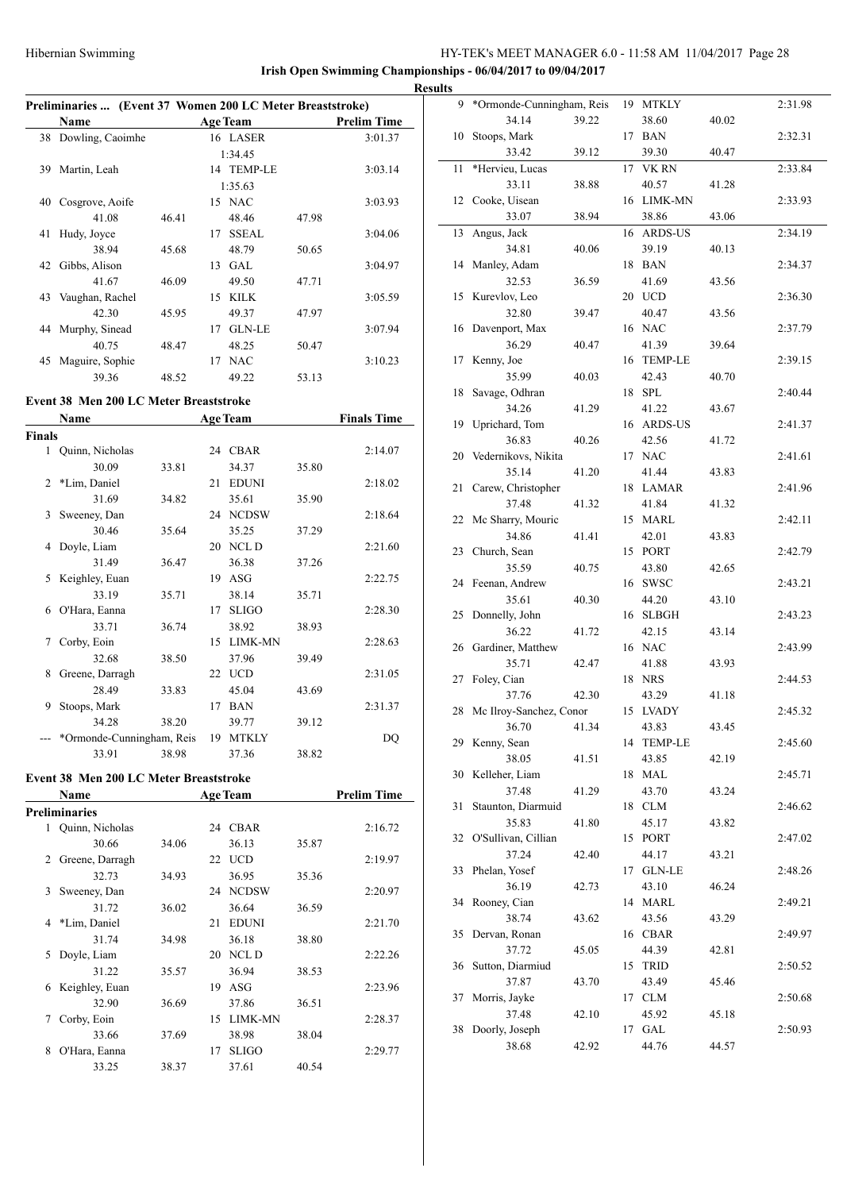## Preliminaries ... (Event 37 Women 200 LC Meter Breaststroke)

| | Name | Age | Team | Prelim Time |
|---|---|---|---|---|
| 38 | Dowling, Caoimhe | 16 | LASER | 3:01.37 |
| | 1:34.45 | | | |
| 39 | Martin, Leah | 14 | TEMP-LE | 3:03.14 |
| | 1:35.63 | | | |
| 40 | Cosgrove, Aoife | 15 | NAC | 3:03.93 |
| | 41.08 46.41 48.46 47.98 | | | |
| 41 | Hudy, Joyce | 17 | SSEAL | 3:04.06 |
| | 38.94 45.68 48.79 50.65 | | | |
| 42 | Gibbs, Alison | 13 | GAL | 3:04.97 |
| | 41.67 46.09 49.50 47.71 | | | |
| 43 | Vaughan, Rachel | 15 | KILK | 3:05.59 |
| | 42.30 45.95 49.37 47.97 | | | |
| 44 | Murphy, Sinead | 17 | GLN-LE | 3:07.94 |
| | 40.75 48.47 48.25 50.47 | | | |
| 45 | Maguire, Sophie | 17 | NAC | 3:10.23 |
| | 39.36 48.52 49.22 53.13 | | | |

## Event 38 Men 200 LC Meter Breaststroke

| | Name | Age | Team | Finals Time |
|---|---|---|---|---|
| **Finals** | | | | |
| 1 | Quinn, Nicholas | 24 | CBAR | 2:14.07 |
| | 30.09 33.81 34.37 35.80 | | | |
| 2 | *Lim, Daniel | 21 | EDUNI | 2:18.02 |
| | 31.69 34.82 35.61 35.90 | | | |
| 3 | Sweeney, Dan | 24 | NCDSW | 2:18.64 |
| | 30.46 35.64 35.25 37.29 | | | |
| 4 | Doyle, Liam | 20 | NCL D | 2:21.60 |
| | 31.49 36.47 36.38 37.26 | | | |
| 5 | Keighley, Euan | 19 | ASG | 2:22.75 |
| | 33.19 35.71 38.14 35.71 | | | |
| 6 | O'Hara, Eanna | 17 | SLIGO | 2:28.30 |
| | 33.71 36.74 38.92 38.93 | | | |
| 7 | Corby, Eoin | 15 | LIMK-MN | 2:28.63 |
| | 32.68 38.50 37.96 39.49 | | | |
| 8 | Greene, Darragh | 22 | UCD | 2:31.05 |
| | 28.49 33.83 45.04 43.69 | | | |
| 9 | Stoops, Mark | 17 | BAN | 2:31.37 |
| | 34.28 38.20 39.77 39.12 | | | |
| --- | *Ormonde-Cunningham, Reis | 19 | MTKLY | DQ |
| | 33.91 38.98 37.36 38.82 | | | |

## Event 38 Men 200 LC Meter Breaststroke

| | Name | Age | Team | Prelim Time |
|---|---|---|---|---|
| **Preliminaries** | | | | |
| 1 | Quinn, Nicholas | 24 | CBAR | 2:16.72 |
| | 30.66 34.06 36.13 35.87 | | | |
| 2 | Greene, Darragh | 22 | UCD | 2:19.97 |
| | 32.73 34.93 36.95 35.36 | | | |
| 3 | Sweeney, Dan | 24 | NCDSW | 2:20.97 |
| | 31.72 36.02 36.64 36.59 | | | |
| 4 | *Lim, Daniel | 21 | EDUNI | 2:21.70 |
| | 31.74 34.98 36.18 38.80 | | | |
| 5 | Doyle, Liam | 20 | NCL D | 2:22.26 |
| | 31.22 35.57 36.94 38.53 | | | |
| 6 | Keighley, Euan | 19 | ASG | 2:23.96 |
| | 32.90 36.69 37.86 36.51 | | | |
| 7 | Corby, Eoin | 15 | LIMK-MN | 2:28.37 |
| | 33.66 37.69 38.98 38.04 | | | |
| 8 | O'Hara, Eanna | 17 | SLIGO | 2:29.77 |
| | 33.25 38.37 37.61 40.54 | | | |
| 9 | *Ormonde-Cunningham, Reis | 19 | MTKLY | 2:31.98 |
| | 34.14 39.22 38.60 40.02 | | | |
| 10 | Stoops, Mark | 17 | BAN | 2:32.31 |
| | 33.42 39.12 39.30 40.47 | | | |
| 11 | *Hervieu, Lucas | 17 | VK RN | 2:33.84 |
| | 33.11 38.88 40.57 41.28 | | | |
| 12 | Cooke, Uisean | 16 | LIMK-MN | 2:33.93 |
| | 33.07 38.94 38.86 43.06 | | | |
| 13 | Angus, Jack | 16 | ARDS-US | 2:34.19 |
| | 34.81 40.06 39.19 40.13 | | | |
| 14 | Manley, Adam | 18 | BAN | 2:34.37 |
| | 32.53 36.59 41.69 43.56 | | | |
| 15 | Kurevlov, Leo | 20 | UCD | 2:36.30 |
| | 32.80 39.47 40.47 43.56 | | | |
| 16 | Davenport, Max | 16 | NAC | 2:37.79 |
| | 36.29 40.47 41.39 39.64 | | | |
| 17 | Kenny, Joe | 16 | TEMP-LE | 2:39.15 |
| | 35.99 40.03 42.43 40.70 | | | |
| 18 | Savage, Odhran | 18 | SPL | 2:40.44 |
| | 34.26 41.29 41.22 43.67 | | | |
| 19 | Uprichard, Tom | 16 | ARDS-US | 2:41.37 |
| | 36.83 40.26 42.56 41.72 | | | |
| 20 | Vedernikovs, Nikita | 17 | NAC | 2:41.61 |
| | 35.14 41.20 41.44 43.83 | | | |
| 21 | Carew, Christopher | 18 | LAMAR | 2:41.96 |
| | 37.48 41.32 41.84 41.32 | | | |
| 22 | Mc Sharry, Mouric | 15 | MARL | 2:42.11 |
| | 34.86 41.41 42.01 43.83 | | | |
| 23 | Church, Sean | 15 | PORT | 2:42.79 |
| | 35.59 40.75 43.80 42.65 | | | |
| 24 | Feenan, Andrew | 16 | SWSC | 2:43.21 |
| | 35.61 40.30 44.20 43.10 | | | |
| 25 | Donnelly, John | 16 | SLBGH | 2:43.23 |
| | 36.22 41.72 42.15 43.14 | | | |
| 26 | Gardiner, Matthew | 16 | NAC | 2:43.99 |
| | 35.71 42.47 41.88 43.93 | | | |
| 27 | Foley, Cian | 18 | NRS | 2:44.53 |
| | 37.76 42.30 43.29 41.18 | | | |
| 28 | Mc Ilroy-Sanchez, Conor | 15 | LVADY | 2:45.32 |
| | 36.70 41.34 43.83 43.45 | | | |
| 29 | Kenny, Sean | 14 | TEMP-LE | 2:45.60 |
| | 38.05 41.51 43.85 42.19 | | | |
| 30 | Kelleher, Liam | 18 | MAL | 2:45.71 |
| | 37.48 41.29 43.70 43.24 | | | |
| 31 | Staunton, Diarmuid | 18 | CLM | 2:46.62 |
| | 35.83 41.80 45.17 43.82 | | | |
| 32 | O'Sullivan, Cillian | 15 | PORT | 2:47.02 |
| | 37.24 42.40 44.17 43.21 | | | |
| 33 | Phelan, Yosef | 17 | GLN-LE | 2:48.26 |
| | 36.19 42.73 43.10 46.24 | | | |
| 34 | Rooney, Cian | 14 | MARL | 2:49.21 |
| | 38.74 43.62 43.56 43.29 | | | |
| 35 | Dervan, Ronan | 16 | CBAR | 2:49.97 |
| | 37.72 45.05 44.39 42.81 | | | |
| 36 | Sutton, Diarmiud | 15 | TRID | 2:50.52 |
| | 37.87 43.70 43.49 45.46 | | | |
| 37 | Morris, Jayke | 17 | CLM | 2:50.68 |
| | 37.48 42.10 45.92 45.18 | | | |
| 38 | Doorly, Joseph | 17 | GAL | 2:50.93 |
| | 38.68 42.92 44.76 44.57 | | | |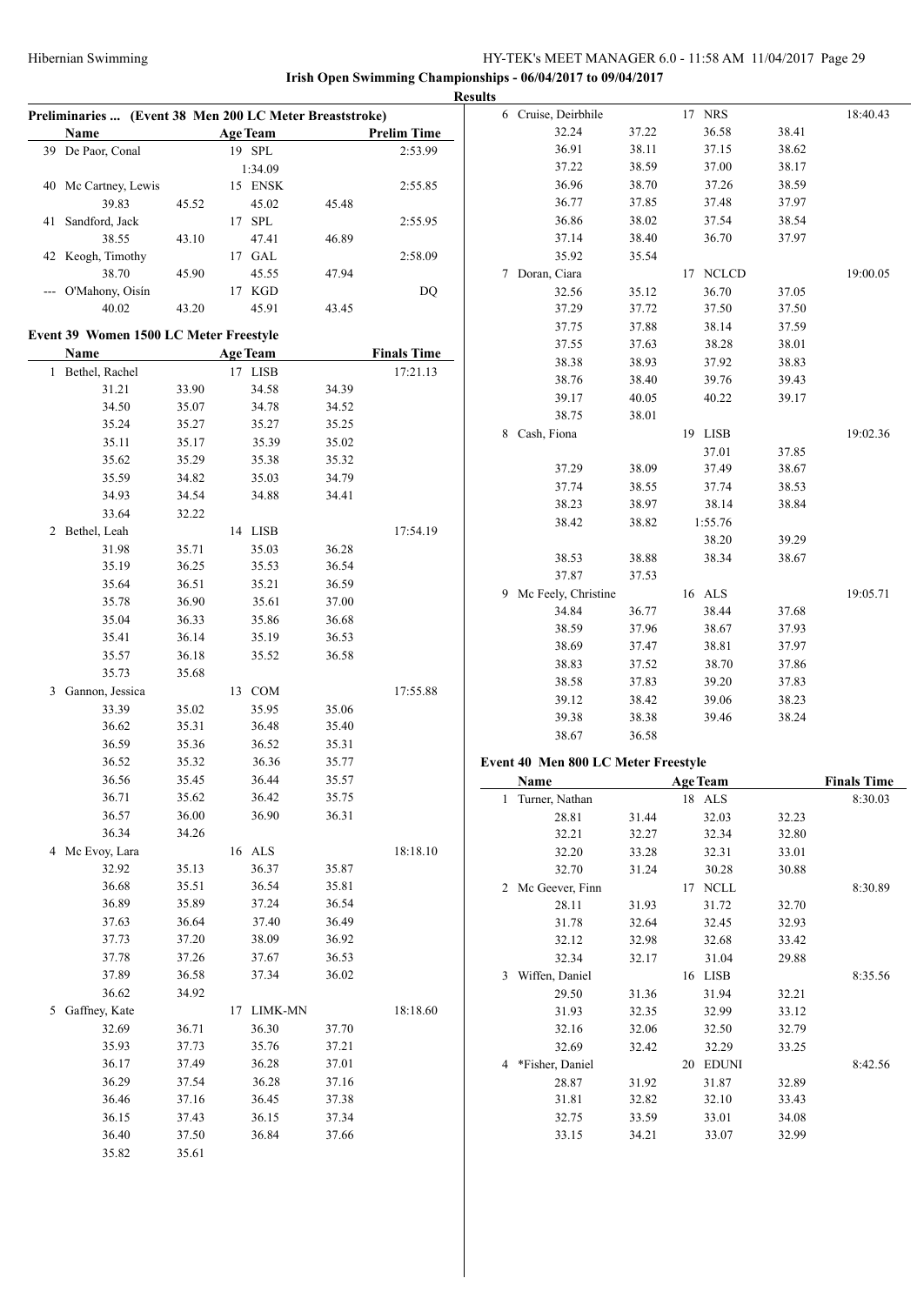**Irish Open Swimming Championships - 06/04/2017 to 09/04/2017**

**Results**

### Preliminaries ... (Event 38 Men 200 LC Meter Breaststroke)

| | Name | | Age | Team | | Prelim Time |
|---|---|---|---|---|---|---|
| 39 | De Paor, Conal | | 19 | SPL | | 2:53.99 |
| | | | 1:34.09 | | | |
| 40 | Mc Cartney, Lewis | | 15 | ENSK | | 2:55.85 |
| | 39.83 | 45.52 | 45.02 | | 45.48 | |
| 41 | Sandford, Jack | | 17 | SPL | | 2:55.95 |
| | 38.55 | 43.10 | 47.41 | | 46.89 | |
| 42 | Keogh, Timothy | | 17 | GAL | | 2:58.09 |
| | 38.70 | 45.90 | 45.55 | | 47.94 | |
| --- | O'Mahony, Oisín | | 17 | KGD | | DQ |
| | 40.02 | 43.20 | 45.91 | | 43.45 | |

### Event 39 Women 1500 LC Meter Freestyle

| | Name | | Age | Team | | Finals Time |
|---|---|---|---|---|---|---|
| 1 | Bethel, Rachel | | 17 | LISB | | 17:21.13 |
| | 31.21 | 33.90 | 34.58 | | 34.39 | |
| | 34.50 | 35.07 | 34.78 | | 34.52 | |
| | 35.24 | 35.27 | 35.27 | | 35.25 | |
| | 35.11 | 35.17 | 35.39 | | 35.02 | |
| | 35.62 | 35.29 | 35.38 | | 35.32 | |
| | 35.59 | 34.82 | 35.03 | | 34.79 | |
| | 34.93 | 34.54 | 34.88 | | 34.41 | |
| | 33.64 | 32.22 | | | | |
| 2 | Bethel, Leah | | 14 | LISB | | 17:54.19 |
| | 31.98 | 35.71 | 35.03 | | 36.28 | |
| | 35.19 | 36.25 | 35.53 | | 36.54 | |
| | 35.64 | 36.51 | 35.21 | | 36.59 | |
| | 35.78 | 36.90 | 35.61 | | 37.00 | |
| | 35.04 | 36.33 | 35.86 | | 36.68 | |
| | 35.41 | 36.14 | 35.19 | | 36.53 | |
| | 35.57 | 36.18 | 35.52 | | 36.58 | |
| | 35.73 | 35.68 | | | | |
| 3 | Gannon, Jessica | | 13 | COM | | 17:55.88 |
| | 33.39 | 35.02 | 35.95 | | 35.06 | |
| | 36.62 | 35.31 | 36.48 | | 35.40 | |
| | 36.59 | 35.36 | 36.52 | | 35.31 | |
| | 36.52 | 35.32 | 36.36 | | 35.77 | |
| | 36.56 | 35.45 | 36.44 | | 35.57 | |
| | 36.71 | 35.62 | 36.42 | | 35.75 | |
| | 36.57 | 36.00 | 36.90 | | 36.31 | |
| | 36.34 | 34.26 | | | | |
| 4 | Mc Evoy, Lara | | 16 | ALS | | 18:18.10 |
| | 32.92 | 35.13 | 36.37 | | 35.87 | |
| | 36.68 | 35.51 | 36.54 | | 35.81 | |
| | 36.89 | 35.89 | 37.24 | | 36.54 | |
| | 37.63 | 36.64 | 37.40 | | 36.49 | |
| | 37.73 | 37.20 | 38.09 | | 36.92 | |
| | 37.78 | 37.26 | 37.67 | | 36.53 | |
| | 37.89 | 36.58 | 37.34 | | 36.02 | |
| | 36.62 | 34.92 | | | | |
| 5 | Gaffney, Kate | | 17 | LIMK-MN | | 18:18.60 |
| | 32.69 | 36.71 | 36.30 | | 37.70 | |
| | 35.93 | 37.73 | 35.76 | | 37.21 | |
| | 36.17 | 37.49 | 36.28 | | 37.01 | |
| | 36.29 | 37.54 | 36.28 | | 37.16 | |
| | 36.46 | 37.16 | 36.45 | | 37.38 | |
| | 36.15 | 37.43 | 36.15 | | 37.34 | |
| | 36.40 | 37.50 | 36.84 | | 37.66 | |
| | 35.82 | 35.61 | | | | |
| 6 | Cruise, Deirbhile | | 17 | NRS | | 18:40.43 |
| | 32.24 | 37.22 | 36.58 | | 38.41 | |
| | 36.91 | 38.11 | 37.15 | | 38.62 | |
| | 37.22 | 38.59 | 37.00 | | 38.17 | |
| | 36.96 | 38.70 | 37.26 | | 38.59 | |
| | 36.77 | 37.85 | 37.48 | | 37.97 | |
| | 36.86 | 38.02 | 37.54 | | 38.54 | |
| | 37.14 | 38.40 | 36.70 | | 37.97 | |
| | 35.92 | 35.54 | | | | |
| 7 | Doran, Ciara | | 17 | NCLCD | | 19:00.05 |
| | 32.56 | 35.12 | 36.70 | | 37.05 | |
| | 37.29 | 37.72 | 37.50 | | 37.50 | |
| | 37.75 | 37.88 | 38.14 | | 37.59 | |
| | 37.55 | 37.63 | 38.28 | | 38.01 | |
| | 38.38 | 38.93 | 37.92 | | 38.83 | |
| | 38.76 | 38.40 | 39.76 | | 39.43 | |
| | 39.17 | 40.05 | 40.22 | | 39.17 | |
| | 38.75 | 38.01 | | | | |
| 8 | Cash, Fiona | | 19 | LISB | | 19:02.36 |
| | | | 37.01 | | 37.85 | |
| | 37.29 | 38.09 | 37.49 | | 38.67 | |
| | 37.74 | 38.55 | 37.74 | | 38.53 | |
| | 38.23 | 38.97 | 38.14 | | 38.84 | |
| | 38.42 | 38.82 | 1:55.76 | | | |
| | | | 38.20 | | 39.29 | |
| | 38.53 | 38.88 | 38.34 | | 38.67 | |
| | 37.87 | 37.53 | | | | |
| 9 | Mc Feely, Christine | | 16 | ALS | | 19:05.71 |
| | 34.84 | 36.77 | 38.44 | | 37.68 | |
| | 38.59 | 37.96 | 38.67 | | 37.93 | |
| | 38.69 | 37.47 | 38.81 | | 37.97 | |
| | 38.83 | 37.52 | 38.70 | | 37.86 | |
| | 38.58 | 37.83 | 39.20 | | 37.83 | |
| | 39.12 | 38.42 | 39.06 | | 38.23 | |
| | 39.38 | 38.38 | 39.46 | | 38.24 | |
| | 38.67 | 36.58 | | | | |

### Event 40 Men 800 LC Meter Freestyle

| | Name | | Age | Team | | Finals Time |
|---|---|---|---|---|---|---|
| 1 | Turner, Nathan | | 18 | ALS | | 8:30.03 |
| | 28.81 | 31.44 | 32.03 | | 32.23 | |
| | 32.21 | 32.27 | 32.34 | | 32.80 | |
| | 32.20 | 33.28 | 32.31 | | 33.01 | |
| | 32.70 | 31.24 | 30.28 | | 30.88 | |
| 2 | Mc Geever, Finn | | 17 | NCLL | | 8:30.89 |
| | 28.11 | 31.93 | 31.72 | | 32.70 | |
| | 31.78 | 32.64 | 32.45 | | 32.93 | |
| | 32.12 | 32.98 | 32.68 | | 33.42 | |
| | 32.34 | 32.17 | 31.04 | | 29.88 | |
| 3 | Wiffen, Daniel | | 16 | LISB | | 8:35.56 |
| | 29.50 | 31.36 | 31.94 | | 32.21 | |
| | 31.93 | 32.35 | 32.99 | | 33.12 | |
| | 32.16 | 32.06 | 32.50 | | 32.79 | |
| | 32.69 | 32.42 | 32.29 | | 33.25 | |
| 4 | *Fisher, Daniel | | 20 | EDUNI | | 8:42.56 |
| | 28.87 | 31.92 | 31.87 | | 32.89 | |
| | 31.81 | 32.82 | 32.10 | | 33.43 | |
| | 32.75 | 33.59 | 33.01 | | 34.08 | |
| | 33.15 | 34.21 | 33.07 | | 32.99 | |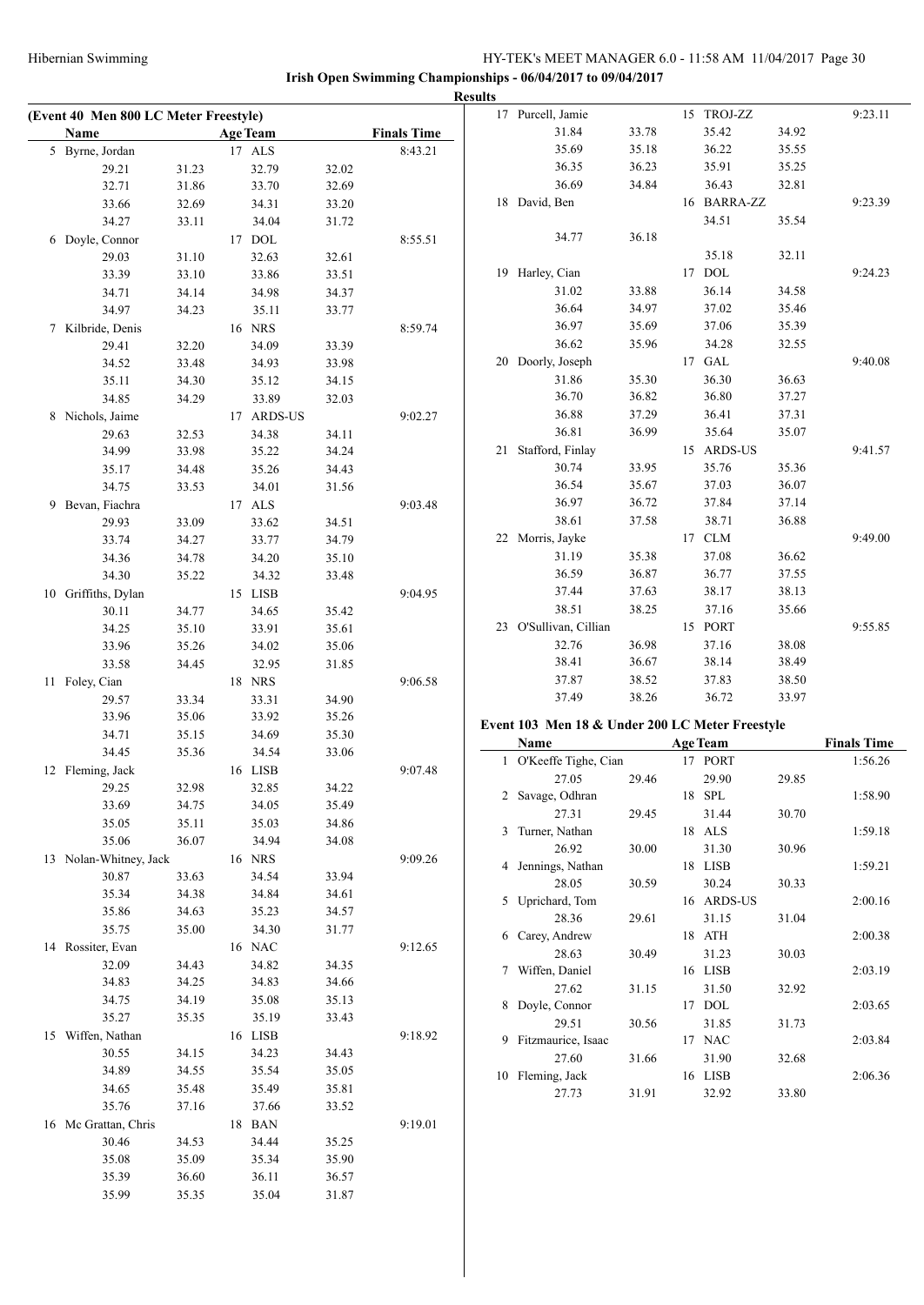**Irish Open Swimming Championships - 06/04/2017 to 09/04/2017**

**Results**

**(Event 40 Men 800 LC Meter Freestyle)**

| Name | Age | Team | Finals Time |
|---|---|---|---|
| 5 Byrne, Jordan | 17 | ALS | 8:43.21 |
| 29.21 31.23 32.79 32.02 | | | |
| 32.71 31.86 33.70 32.69 | | | |
| 33.66 32.69 34.31 33.20 | | | |
| 34.27 33.11 34.04 31.72 | | | |
| 6 Doyle, Connor | 17 | DOL | 8:55.51 |
| 29.03 31.10 32.63 32.61 | | | |
| 33.39 33.10 33.86 33.51 | | | |
| 34.71 34.14 34.98 34.37 | | | |
| 34.97 34.23 35.11 33.77 | | | |
| 7 Kilbride, Denis | 16 | NRS | 8:59.74 |
| 29.41 32.20 34.09 33.39 | | | |
| 34.52 33.48 34.93 33.98 | | | |
| 35.11 34.30 35.12 34.15 | | | |
| 34.85 34.29 33.89 32.03 | | | |
| 8 Nichols, Jaime | 17 | ARDS-US | 9:02.27 |
| 29.63 32.53 34.38 34.11 | | | |
| 34.99 33.98 35.22 34.24 | | | |
| 35.17 34.48 35.26 34.43 | | | |
| 34.75 33.53 34.01 31.56 | | | |
| 9 Bevan, Fiachra | 17 | ALS | 9:03.48 |
| 29.93 33.09 33.62 34.51 | | | |
| 33.74 34.27 33.77 34.79 | | | |
| 34.36 34.78 34.20 35.10 | | | |
| 34.30 35.22 34.32 33.48 | | | |
| 10 Griffiths, Dylan | 15 | LISB | 9:04.95 |
| 30.11 34.77 34.65 35.42 | | | |
| 34.25 35.10 33.91 35.61 | | | |
| 33.96 35.26 34.02 35.06 | | | |
| 33.58 34.45 32.95 31.85 | | | |
| 11 Foley, Cian | 18 | NRS | 9:06.58 |
| 29.57 33.34 33.31 34.90 | | | |
| 33.96 35.06 33.92 35.26 | | | |
| 34.71 35.15 34.69 35.30 | | | |
| 34.45 35.36 34.54 33.06 | | | |
| 12 Fleming, Jack | 16 | LISB | 9:07.48 |
| 29.25 32.98 32.85 34.22 | | | |
| 33.69 34.75 34.05 35.49 | | | |
| 35.05 35.11 35.03 34.86 | | | |
| 35.06 36.07 34.94 34.08 | | | |
| 13 Nolan-Whitney, Jack | 16 | NRS | 9:09.26 |
| 30.87 33.63 34.54 33.94 | | | |
| 35.34 34.38 34.84 34.61 | | | |
| 35.86 34.63 35.23 34.57 | | | |
| 35.75 35.00 34.30 31.77 | | | |
| 14 Rossiter, Evan | 16 | NAC | 9:12.65 |
| 32.09 34.43 34.82 34.35 | | | |
| 34.83 34.25 34.83 34.66 | | | |
| 34.75 34.19 35.08 35.13 | | | |
| 35.27 35.35 35.19 33.43 | | | |
| 15 Wiffen, Nathan | 16 | LISB | 9:18.92 |
| 30.55 34.15 34.23 34.43 | | | |
| 34.89 34.55 35.54 35.05 | | | |
| 34.65 35.48 35.49 35.81 | | | |
| 35.76 37.16 37.66 33.52 | | | |
| 16 Mc Grattan, Chris | 18 | BAN | 9:19.01 |
| 30.46 34.53 34.44 35.25 | | | |
| 35.08 35.09 35.34 35.90 | | | |
| 35.39 36.60 36.11 36.57 | | | |
| 35.99 35.35 35.04 31.87 | | | |
| 17 Purcell, Jamie | 15 | TROJ-ZZ | 9:23.11 |
| 31.84 33.78 35.42 34.92 | | | |
| 35.69 35.18 36.22 35.55 | | | |
| 36.35 36.23 35.91 35.25 | | | |
| 36.69 34.84 36.43 32.81 | | | |
| 18 David, Ben | 16 | BARRA-ZZ | 9:23.39 |
| 34.51 35.54 | | | |
| 34.77 36.18 | | | |
| 35.18 32.11 | | | |
| 19 Harley, Cian | 17 | DOL | 9:24.23 |
| 31.02 33.88 36.14 34.58 | | | |
| 36.64 34.97 37.02 35.46 | | | |
| 36.97 35.69 37.06 35.39 | | | |
| 36.62 35.96 34.28 32.55 | | | |
| 20 Doorly, Joseph | 17 | GAL | 9:40.08 |
| 31.86 35.30 36.30 36.63 | | | |
| 36.70 36.82 36.80 37.27 | | | |
| 36.88 37.29 36.41 37.31 | | | |
| 36.81 36.99 35.64 35.07 | | | |
| 21 Stafford, Finlay | 15 | ARDS-US | 9:41.57 |
| 30.74 33.95 35.76 35.36 | | | |
| 36.54 35.67 37.03 36.07 | | | |
| 36.97 36.72 37.84 37.14 | | | |
| 38.61 37.58 38.71 36.88 | | | |
| 22 Morris, Jayke | 17 | CLM | 9:49.00 |
| 31.19 35.38 37.08 36.62 | | | |
| 36.59 36.87 36.77 37.55 | | | |
| 37.44 37.63 38.17 38.13 | | | |
| 38.51 38.25 37.16 35.66 | | | |
| 23 O'Sullivan, Cillian | 15 | PORT | 9:55.85 |
| 32.76 36.98 37.16 38.08 | | | |
| 38.41 36.67 38.14 38.49 | | | |
| 37.87 38.52 37.83 38.50 | | | |
| 37.49 38.26 36.72 33.97 | | | |

**Event 103 Men 18 & Under 200 LC Meter Freestyle**

| Name | Age | Team | Finals Time |
|---|---|---|---|
| 1 O'Keeffe Tighe, Cian | 17 | PORT | 1:56.26 |
| 27.05 29.46 29.90 29.85 | | | |
| 2 Savage, Odhran | 18 | SPL | 1:58.90 |
| 27.31 29.45 31.44 30.70 | | | |
| 3 Turner, Nathan | 18 | ALS | 1:59.18 |
| 26.92 30.00 31.30 30.96 | | | |
| 4 Jennings, Nathan | 18 | LISB | 1:59.21 |
| 28.05 30.59 30.24 30.33 | | | |
| 5 Uprichard, Tom | 16 | ARDS-US | 2:00.16 |
| 28.36 29.61 31.15 31.04 | | | |
| 6 Carey, Andrew | 18 | ATH | 2:00.38 |
| 28.63 30.49 31.23 30.03 | | | |
| 7 Wiffen, Daniel | 16 | LISB | 2:03.19 |
| 27.62 31.15 31.50 32.92 | | | |
| 8 Doyle, Connor | 17 | DOL | 2:03.65 |
| 29.51 30.56 31.85 31.73 | | | |
| 9 Fitzmaurice, Isaac | 17 | NAC | 2:03.84 |
| 27.60 31.66 31.90 32.68 | | | |
| 10 Fleming, Jack | 16 | LISB | 2:06.36 |
| 27.73 31.91 32.92 33.80 | | | |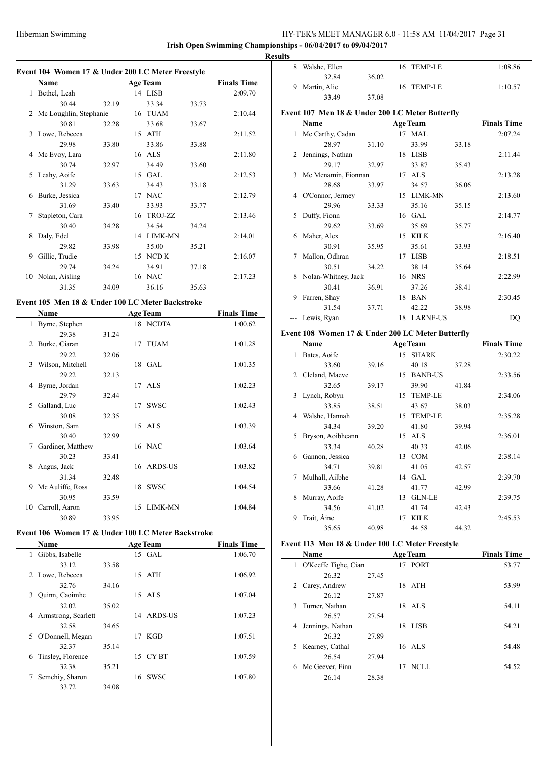**Irish Open Swimming Championships - 06/04/2017 to 09/04/2017**

**Results**

### Event 104 Women 17 & Under 200 LC Meter Freestyle

| | Name | Age | Team | Finals Time |
|---|---|---|---|---|
| 1 | Bethel, Leah | 14 | LISB | 2:09.70 |
| | 30.44 32.19 33.34 33.73 | | | |
| 2 | Mc Loughlin, Stephanie | 16 | TUAM | 2:10.44 |
| | 30.81 32.28 33.68 33.67 | | | |
| 3 | Lowe, Rebecca | 15 | ATH | 2:11.52 |
| | 29.98 33.80 33.86 33.88 | | | |
| 4 | Mc Evoy, Lara | 16 | ALS | 2:11.80 |
| | 30.74 32.97 34.49 33.60 | | | |
| 5 | Leahy, Aoife | 15 | GAL | 2:12.53 |
| | 31.29 33.63 34.43 33.18 | | | |
| 6 | Burke, Jessica | 17 | NAC | 2:12.79 |
| | 31.69 33.40 33.93 33.77 | | | |
| 7 | Stapleton, Cara | 16 | TROJ-ZZ | 2:13.46 |
| | 30.40 34.28 34.54 34.24 | | | |
| 8 | Daly, Edel | 14 | LIMK-MN | 2:14.01 |
| | 29.82 33.98 35.00 35.21 | | | |
| 9 | Gillic, Trudie | 15 | NCD K | 2:16.07 |
| | 29.74 34.24 34.91 37.18 | | | |
| 10 | Nolan, Aisling | 16 | NAC | 2:17.23 |
| | 31.35 34.09 36.16 35.63 | | | |

### Event 105 Men 18 & Under 100 LC Meter Backstroke

| | Name | Age | Team | Finals Time |
|---|---|---|---|---|
| 1 | Byrne, Stephen | 18 | NCDTA | 1:00.62 |
| | 29.38 31.24 | | | |
| 2 | Burke, Ciaran | 17 | TUAM | 1:01.28 |
| | 29.22 32.06 | | | |
| 3 | Wilson, Mitchell | 18 | GAL | 1:01.35 |
| | 29.22 32.13 | | | |
| 4 | Byrne, Jordan | 17 | ALS | 1:02.23 |
| | 29.79 32.44 | | | |
| 5 | Galland, Luc | 17 | SWSC | 1:02.43 |
| | 30.08 32.35 | | | |
| 6 | Winston, Sam | 15 | ALS | 1:03.39 |
| | 30.40 32.99 | | | |
| 7 | Gardiner, Matthew | 16 | NAC | 1:03.64 |
| | 30.23 33.41 | | | |
| 8 | Angus, Jack | 16 | ARDS-US | 1:03.82 |
| | 31.34 32.48 | | | |
| 9 | Mc Auliffe, Ross | 18 | SWSC | 1:04.54 |
| | 30.95 33.59 | | | |
| 10 | Carroll, Aaron | 15 | LIMK-MN | 1:04.84 |
| | 30.89 33.95 | | | |

### Event 106 Women 17 & Under 100 LC Meter Backstroke

| | Name | Age | Team | Finals Time |
|---|---|---|---|---|
| 1 | Gibbs, Isabelle | 15 | GAL | 1:06.70 |
| | 33.12 33.58 | | | |
| 2 | Lowe, Rebecca | 15 | ATH | 1:06.92 |
| | 32.76 34.16 | | | |
| 3 | Quinn, Caoimhe | 15 | ALS | 1:07.04 |
| | 32.02 35.02 | | | |
| 4 | Armstrong, Scarlett | 14 | ARDS-US | 1:07.23 |
| | 32.58 34.65 | | | |
| 5 | O'Donnell, Megan | 17 | KGD | 1:07.51 |
| | 32.37 35.14 | | | |
| 6 | Tinsley, Florence | 15 | CY BT | 1:07.59 |
| | 32.38 35.21 | | | |
| 7 | Semchiy, Sharon | 16 | SWSC | 1:07.80 |
| | 33.72 34.08 | | | |
| 8 | Walshe, Ellen | 16 | TEMP-LE | 1:08.86 |
| | 32.84 36.02 | | | |
| 9 | Martin, Alie | 16 | TEMP-LE | 1:10.57 |
| | 33.49 37.08 | | | |

### Event 107 Men 18 & Under 200 LC Meter Butterfly

| | Name | Age | Team | Finals Time |
|---|---|---|---|---|
| 1 | Mc Carthy, Cadan | 17 | MAL | 2:07.24 |
| | 28.97 31.10 33.99 33.18 | | | |
| 2 | Jennings, Nathan | 18 | LISB | 2:11.44 |
| | 29.17 32.97 33.87 35.43 | | | |
| 3 | Mc Menamin, Fionnan | 17 | ALS | 2:13.28 |
| | 28.68 33.97 34.57 36.06 | | | |
| 4 | O'Connor, Jermey | 15 | LIMK-MN | 2:13.60 |
| | 29.96 33.33 35.16 35.15 | | | |
| 5 | Duffy, Fionn | 16 | GAL | 2:14.77 |
| | 29.62 33.69 35.69 35.77 | | | |
| 6 | Maher, Alex | 15 | KILK | 2:16.40 |
| | 30.91 35.95 35.61 33.93 | | | |
| 7 | Mallon, Odhran | 17 | LISB | 2:18.51 |
| | 30.51 34.22 38.14 35.64 | | | |
| 8 | Nolan-Whitney, Jack | 16 | NRS | 2:22.99 |
| | 30.41 36.91 37.26 38.41 | | | |
| 9 | Farren, Shay | 18 | BAN | 2:30.45 |
| | 31.54 37.71 42.22 38.98 | | | |
| --- | Lewis, Ryan | 18 | LARNE-US | DQ |

### Event 108 Women 17 & Under 200 LC Meter Butterfly

| | Name | Age | Team | Finals Time |
|---|---|---|---|---|
| 1 | Bates, Aoife | 15 | SHARK | 2:30.22 |
| | 33.60 39.16 40.18 37.28 | | | |
| 2 | Cleland, Maeve | 15 | BANB-US | 2:33.56 |
| | 32.65 39.17 39.90 41.84 | | | |
| 3 | Lynch, Robyn | 15 | TEMP-LE | 2:34.06 |
| | 33.85 38.51 43.67 38.03 | | | |
| 4 | Walshe, Hannah | 15 | TEMP-LE | 2:35.28 |
| | 34.34 39.20 41.80 39.94 | | | |
| 5 | Bryson, Aoibheann | 15 | ALS | 2:36.01 |
| | 33.34 40.28 40.33 42.06 | | | |
| 6 | Gannon, Jessica | 13 | COM | 2:38.14 |
| | 34.71 39.81 41.05 42.57 | | | |
| 7 | Mulhall, Ailbhe | 14 | GAL | 2:39.70 |
| | 33.66 41.28 41.77 42.99 | | | |
| 8 | Murray, Aoife | 13 | GLN-LE | 2:39.75 |
| | 34.56 41.02 41.74 42.43 | | | |
| 9 | Trait, Áine | 17 | KILK | 2:45.53 |
| | 35.65 40.98 44.58 44.32 | | | |

### Event 113 Men 18 & Under 100 LC Meter Freestyle

| | Name | Age | Team | Finals Time |
|---|---|---|---|---|
| 1 | O'Keeffe Tighe, Cian | 17 | PORT | 53.77 |
| | 26.32 27.45 | | | |
| 2 | Carey, Andrew | 18 | ATH | 53.99 |
| | 26.12 27.87 | | | |
| 3 | Turner, Nathan | 18 | ALS | 54.11 |
| | 26.57 27.54 | | | |
| 4 | Jennings, Nathan | 18 | LISB | 54.21 |
| | 26.32 27.89 | | | |
| 5 | Kearney, Cathal | 16 | ALS | 54.48 |
| | 26.54 27.94 | | | |
| 6 | Mc Geever, Finn | 17 | NCLL | 54.52 |
| | 26.14 28.38 | | | |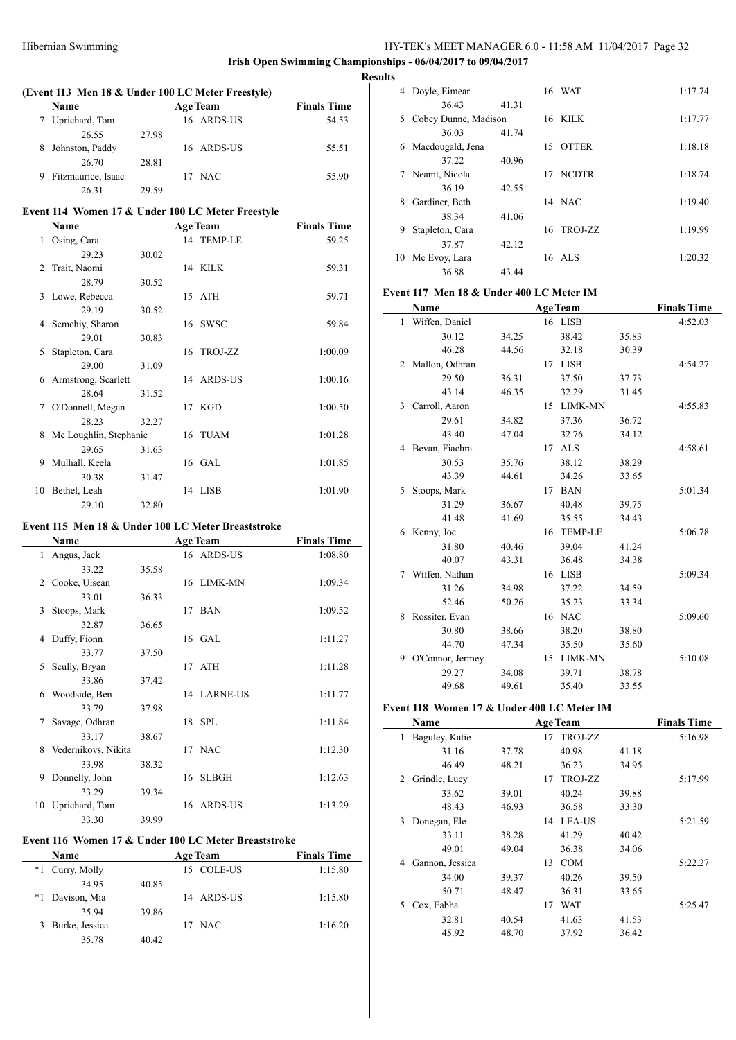**Irish Open Swimming Championships - 06/04/2017 to 09/04/2017**

**Results**

### (Event 113 Men 18 & Under 100 LC Meter Freestyle)

| | Name | Age | Team | Finals Time |
|---|---|---|---|---|
| 7 | Uprichard, Tom | 16 | ARDS-US | 54.53 |
| | 26.55 27.98 | | | |
| 8 | Johnston, Paddy | 16 | ARDS-US | 55.51 |
| | 26.70 28.81 | | | |
| 9 | Fitzmaurice, Isaac | 17 | NAC | 55.90 |
| | 26.31 29.59 | | | |

### Event 114 Women 17 & Under 100 LC Meter Freestyle

| | Name | Age | Team | Finals Time |
|---|---|---|---|---|
| 1 | Osing, Cara | 14 | TEMP-LE | 59.25 |
| | 29.23 30.02 | | | |
| 2 | Trait, Naomi | 14 | KILK | 59.31 |
| | 28.79 30.52 | | | |
| 3 | Lowe, Rebecca | 15 | ATH | 59.71 |
| | 29.19 30.52 | | | |
| 4 | Semchiy, Sharon | 16 | SWSC | 59.84 |
| | 29.01 30.83 | | | |
| 5 | Stapleton, Cara | 16 | TROJ-ZZ | 1:00.09 |
| | 29.00 31.09 | | | |
| 6 | Armstrong, Scarlett | 14 | ARDS-US | 1:00.16 |
| | 28.64 31.52 | | | |
| 7 | O'Donnell, Megan | 17 | KGD | 1:00.50 |
| | 28.23 32.27 | | | |
| 8 | Mc Loughlin, Stephanie | 16 | TUAM | 1:01.28 |
| | 29.65 31.63 | | | |
| 9 | Mulhall, Keela | 16 | GAL | 1:01.85 |
| | 30.38 31.47 | | | |
| 10 | Bethel, Leah | 14 | LISB | 1:01.90 |
| | 29.10 32.80 | | | |

### Event 115 Men 18 & Under 100 LC Meter Breaststroke

| | Name | Age | Team | Finals Time |
|---|---|---|---|---|
| 1 | Angus, Jack | 16 | ARDS-US | 1:08.80 |
| | 33.22 35.58 | | | |
| 2 | Cooke, Uisean | 16 | LIMK-MN | 1:09.34 |
| | 33.01 36.33 | | | |
| 3 | Stoops, Mark | 17 | BAN | 1:09.52 |
| | 32.87 36.65 | | | |
| 4 | Duffy, Fionn | 16 | GAL | 1:11.27 |
| | 33.77 37.50 | | | |
| 5 | Scully, Bryan | 17 | ATH | 1:11.28 |
| | 33.86 37.42 | | | |
| 6 | Woodside, Ben | 14 | LARNE-US | 1:11.77 |
| | 33.79 37.98 | | | |
| 7 | Savage, Odhran | 18 | SPL | 1:11.84 |
| | 33.17 38.67 | | | |
| 8 | Vedernikovs, Nikita | 17 | NAC | 1:12.30 |
| | 33.98 38.32 | | | |
| 9 | Donnelly, John | 16 | SLBGH | 1:12.63 |
| | 33.29 39.34 | | | |
| 10 | Uprichard, Tom | 16 | ARDS-US | 1:13.29 |
| | 33.30 39.99 | | | |

### Event 116 Women 17 & Under 100 LC Meter Breaststroke

| | Name | Age | Team | Finals Time |
|---|---|---|---|---|
| *1 | Curry, Molly | 15 | COLE-US | 1:15.80 |
| | 34.95 40.85 | | | |
| *1 | Davison, Mia | 14 | ARDS-US | 1:15.80 |
| | 35.94 39.86 | | | |
| 3 | Burke, Jessica | 17 | NAC | 1:16.20 |
| | 35.78 40.42 | | | |
| 4 | Doyle, Eimear | 16 | WAT | 1:17.74 |
| | 36.43 41.31 | | | |
| 5 | Cobey Dunne, Madison | 16 | KILK | 1:17.77 |
| | 36.03 41.74 | | | |
| 6 | Macdougald, Jena | 15 | OTTER | 1:18.18 |
| | 37.22 40.96 | | | |
| 7 | Neamt, Nicola | 17 | NCDTR | 1:18.74 |
| | 36.19 42.55 | | | |
| 8 | Gardiner, Beth | 14 | NAC | 1:19.40 |
| | 38.34 41.06 | | | |
| 9 | Stapleton, Cara | 16 | TROJ-ZZ | 1:19.99 |
| | 37.87 42.12 | | | |
| 10 | Mc Evoy, Lara | 16 | ALS | 1:20.32 |
| | 36.88 43.44 | | | |

### Event 117 Men 18 & Under 400 LC Meter IM

| | Name | Age | Team | Finals Time |
|---|---|---|---|---|
| 1 | Wiffen, Daniel | 16 | LISB | 4:52.03 |
| | 30.12 34.25 38.42 35.83 | | | |
| | 46.28 44.56 32.18 30.39 | | | |
| 2 | Mallon, Odhran | 17 | LISB | 4:54.27 |
| | 29.50 36.31 37.50 37.73 | | | |
| | 43.14 46.35 32.29 31.45 | | | |
| 3 | Carroll, Aaron | 15 | LIMK-MN | 4:55.83 |
| | 29.61 34.82 37.36 36.72 | | | |
| | 43.40 47.04 32.76 34.12 | | | |
| 4 | Bevan, Fiachra | 17 | ALS | 4:58.61 |
| | 30.53 35.76 38.12 38.29 | | | |
| | 43.39 44.61 34.26 33.65 | | | |
| 5 | Stoops, Mark | 17 | BAN | 5:01.34 |
| | 31.29 36.67 40.48 39.75 | | | |
| | 41.48 41.69 35.55 34.43 | | | |
| 6 | Kenny, Joe | 16 | TEMP-LE | 5:06.78 |
| | 31.80 40.46 39.04 41.24 | | | |
| | 40.07 43.31 36.48 34.38 | | | |
| 7 | Wiffen, Nathan | 16 | LISB | 5:09.34 |
| | 31.26 34.98 37.22 34.59 | | | |
| | 52.46 50.26 35.23 33.34 | | | |
| 8 | Rossiter, Evan | 16 | NAC | 5:09.60 |
| | 30.80 38.66 38.20 38.80 | | | |
| | 44.70 47.34 35.50 35.60 | | | |
| 9 | O'Connor, Jermey | 15 | LIMK-MN | 5:10.08 |
| | 29.27 34.08 39.71 38.78 | | | |
| | 49.68 49.61 35.40 33.55 | | | |

### Event 118 Women 17 & Under 400 LC Meter IM

| | Name | Age | Team | Finals Time |
|---|---|---|---|---|
| 1 | Baguley, Katie | 17 | TROJ-ZZ | 5:16.98 |
| | 31.16 37.78 40.98 41.18 | | | |
| | 46.49 48.21 36.23 34.95 | | | |
| 2 | Grindle, Lucy | 17 | TROJ-ZZ | 5:17.99 |
| | 33.62 39.01 40.24 39.88 | | | |
| | 48.43 46.93 36.58 33.30 | | | |
| 3 | Donegan, Ele | 14 | LEA-US | 5:21.59 |
| | 33.11 38.28 41.29 40.42 | | | |
| | 49.01 49.04 36.38 34.06 | | | |
| 4 | Gannon, Jessica | 13 | COM | 5:22.27 |
| | 34.00 39.37 40.26 39.50 | | | |
| | 50.71 48.47 36.31 33.65 | | | |
| 5 | Cox, Eabha | 17 | WAT | 5:25.47 |
| | 32.81 40.54 41.63 41.53 | | | |
| | 45.92 48.70 37.92 36.42 | | | |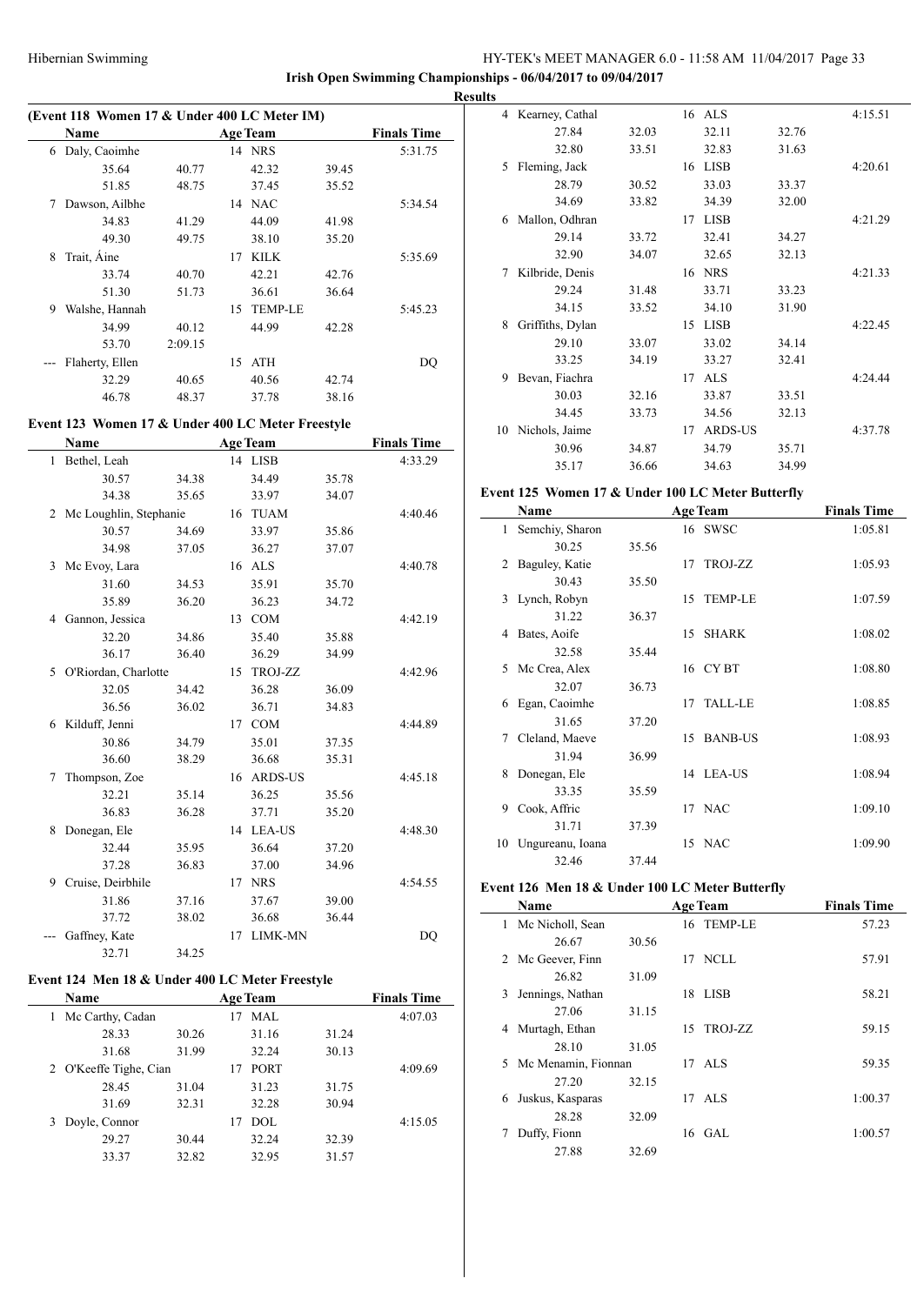**Irish Open Swimming Championships - 06/04/2017 to 09/04/2017**

**Results**

### (Event 118 Women 17 & Under 400 LC Meter IM)

| | Name | Age | Team | Finals Time |
|---|---|---|---|---|
| 6 | Daly, Caoimhe | 14 | NRS | 5:31.75 |
| | 35.64 40.77 42.32 39.45 | | | |
| | 51.85 48.75 37.45 35.52 | | | |
| 7 | Dawson, Ailbhe | 14 | NAC | 5:34.54 |
| | 34.83 41.29 44.09 41.98 | | | |
| | 49.30 49.75 38.10 35.20 | | | |
| 8 | Trait, Áine | 17 | KILK | 5:35.69 |
| | 33.74 40.70 42.21 42.76 | | | |
| | 51.30 51.73 36.61 36.64 | | | |
| 9 | Walshe, Hannah | 15 | TEMP-LE | 5:45.23 |
| | 34.99 40.12 44.99 42.28 | | | |
| | 53.70 2:09.15 | | | |
| --- | Flaherty, Ellen | 15 | ATH | DQ |
| | 32.29 40.65 40.56 42.74 | | | |
| | 46.78 48.37 37.78 38.16 | | | |

### Event 123 Women 17 & Under 400 LC Meter Freestyle

| | Name | Age | Team | Finals Time |
|---|---|---|---|---|
| 1 | Bethel, Leah | 14 | LISB | 4:33.29 |
| | 30.57 34.38 34.49 35.78 | | | |
| | 34.38 35.65 33.97 34.07 | | | |
| 2 | Mc Loughlin, Stephanie | 16 | TUAM | 4:40.46 |
| | 30.57 34.69 33.97 35.86 | | | |
| | 34.98 37.05 36.27 37.07 | | | |
| 3 | Mc Evoy, Lara | 16 | ALS | 4:40.78 |
| | 31.60 34.53 35.91 35.70 | | | |
| | 35.89 36.20 36.23 34.72 | | | |
| 4 | Gannon, Jessica | 13 | COM | 4:42.19 |
| | 32.20 34.86 35.40 35.88 | | | |
| | 36.17 36.40 36.29 34.99 | | | |
| 5 | O'Riordan, Charlotte | 15 | TROJ-ZZ | 4:42.96 |
| | 32.05 34.42 36.28 36.09 | | | |
| | 36.56 36.02 36.71 34.83 | | | |
| 6 | Kilduff, Jenni | 17 | COM | 4:44.89 |
| | 30.86 34.79 35.01 37.35 | | | |
| | 36.60 38.29 36.68 35.31 | | | |
| 7 | Thompson, Zoe | 16 | ARDS-US | 4:45.18 |
| | 32.21 35.14 36.25 35.56 | | | |
| | 36.83 36.28 37.71 35.20 | | | |
| 8 | Donegan, Ele | 14 | LEA-US | 4:48.30 |
| | 32.44 35.95 36.64 37.20 | | | |
| | 37.28 36.83 37.00 34.96 | | | |
| 9 | Cruise, Deirbhile | 17 | NRS | 4:54.55 |
| | 31.86 37.16 37.67 39.00 | | | |
| | 37.72 38.02 36.68 36.44 | | | |
| --- | Gaffney, Kate | 17 | LIMK-MN | DQ |
| | 32.71 34.25 | | | |

### Event 124 Men 18 & Under 400 LC Meter Freestyle

| | Name | Age | Team | Finals Time |
|---|---|---|---|---|
| 1 | Mc Carthy, Cadan | 17 | MAL | 4:07.03 |
| | 28.33 30.26 31.16 31.24 | | | |
| | 31.68 31.99 32.24 30.13 | | | |
| 2 | O'Keeffe Tighe, Cian | 17 | PORT | 4:09.69 |
| | 28.45 31.04 31.23 31.75 | | | |
| | 31.69 32.31 32.28 30.94 | | | |
| 3 | Doyle, Connor | 17 | DOL | 4:15.05 |
| | 29.27 30.44 32.24 32.39 | | | |
| | 33.37 32.82 32.95 31.57 | | | |
| 4 | Kearney, Cathal | 16 | ALS | 4:15.51 |
| | 27.84 32.03 32.11 32.76 | | | |
| | 32.80 33.51 32.83 31.63 | | | |
| 5 | Fleming, Jack | 16 | LISB | 4:20.61 |
| | 28.79 30.52 33.03 33.37 | | | |
| | 34.69 33.82 34.39 32.00 | | | |
| 6 | Mallon, Odhran | 17 | LISB | 4:21.29 |
| | 29.14 33.72 32.41 34.27 | | | |
| | 32.90 34.07 32.65 32.13 | | | |
| 7 | Kilbride, Denis | 16 | NRS | 4:21.33 |
| | 29.24 31.48 33.71 33.23 | | | |
| | 34.15 33.52 34.10 31.90 | | | |
| 8 | Griffiths, Dylan | 15 | LISB | 4:22.45 |
| | 29.10 33.07 33.02 34.14 | | | |
| | 33.25 34.19 33.27 32.41 | | | |
| 9 | Bevan, Fiachra | 17 | ALS | 4:24.44 |
| | 30.03 32.16 33.87 33.51 | | | |
| | 34.45 33.73 34.56 32.13 | | | |
| 10 | Nichols, Jaime | 17 | ARDS-US | 4:37.78 |
| | 30.96 34.87 34.79 35.71 | | | |
| | 35.17 36.66 34.63 34.99 | | | |

### Event 125 Women 17 & Under 100 LC Meter Butterfly

| | Name | Age | Team | Finals Time |
|---|---|---|---|---|
| 1 | Semchiy, Sharon | 16 | SWSC | 1:05.81 |
| | 30.25 35.56 | | | |
| 2 | Baguley, Katie | 17 | TROJ-ZZ | 1:05.93 |
| | 30.43 35.50 | | | |
| 3 | Lynch, Robyn | 15 | TEMP-LE | 1:07.59 |
| | 31.22 36.37 | | | |
| 4 | Bates, Aoife | 15 | SHARK | 1:08.02 |
| | 32.58 35.44 | | | |
| 5 | Mc Crea, Alex | 16 | CY BT | 1:08.80 |
| | 32.07 36.73 | | | |
| 6 | Egan, Caoimhe | 17 | TALL-LE | 1:08.85 |
| | 31.65 37.20 | | | |
| 7 | Cleland, Maeve | 15 | BANB-US | 1:08.93 |
| | 31.94 36.99 | | | |
| 8 | Donegan, Ele | 14 | LEA-US | 1:08.94 |
| | 33.35 35.59 | | | |
| 9 | Cook, Affric | 17 | NAC | 1:09.10 |
| | 31.71 37.39 | | | |
| 10 | Ungureanu, Ioana | 15 | NAC | 1:09.90 |
| | 32.46 37.44 | | | |

### Event 126 Men 18 & Under 100 LC Meter Butterfly

| | Name | Age | Team | Finals Time |
|---|---|---|---|---|
| 1 | Mc Nicholl, Sean | 16 | TEMP-LE | 57.23 |
| | 26.67 30.56 | | | |
| 2 | Mc Geever, Finn | 17 | NCLL | 57.91 |
| | 26.82 31.09 | | | |
| 3 | Jennings, Nathan | 18 | LISB | 58.21 |
| | 27.06 31.15 | | | |
| 4 | Murtagh, Ethan | 15 | TROJ-ZZ | 59.15 |
| | 28.10 31.05 | | | |
| 5 | Mc Menamin, Fionnan | 17 | ALS | 59.35 |
| | 27.20 32.15 | | | |
| 6 | Juskus, Kasparas | 17 | ALS | 1:00.37 |
| | 28.28 32.09 | | | |
| 7 | Duffy, Fionn | 16 | GAL | 1:00.57 |
| | 27.88 32.69 | | | |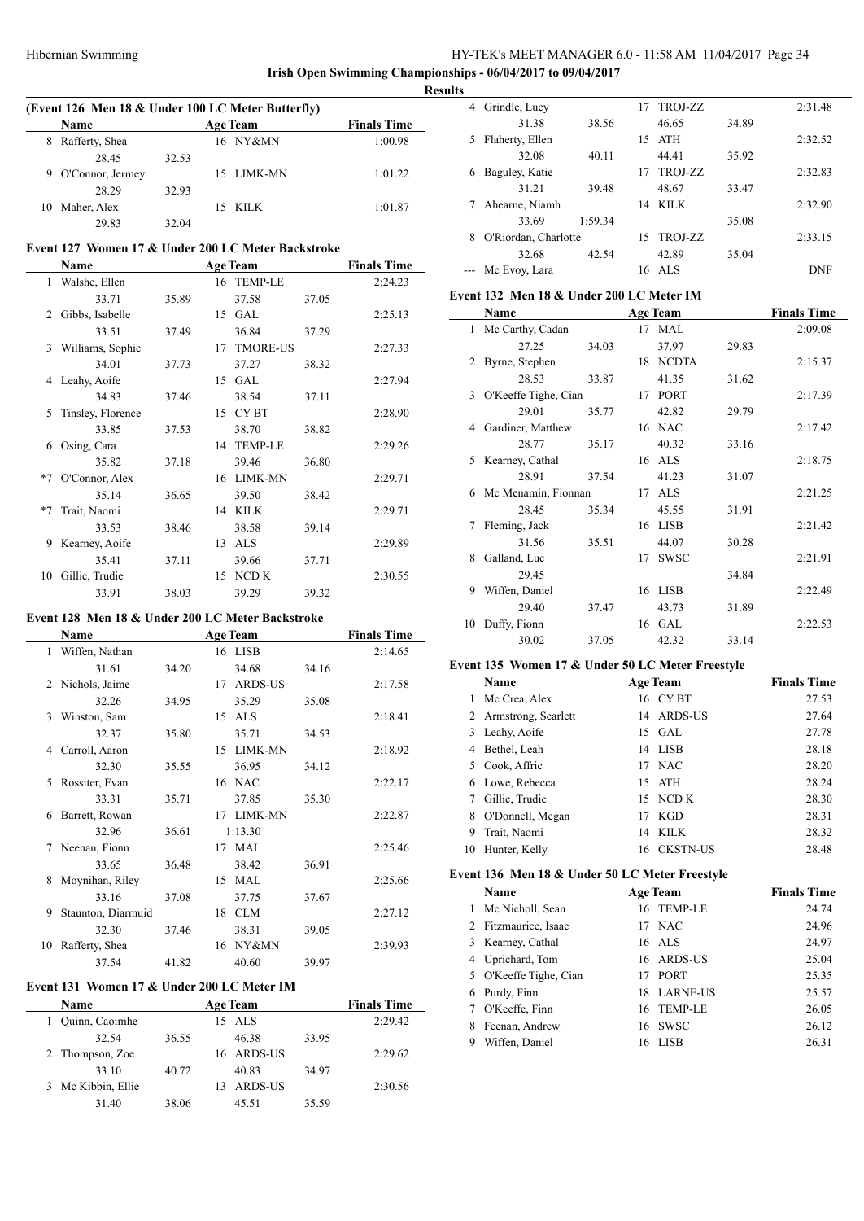**Irish Open Swimming Championships - 06/04/2017 to 09/04/2017**

**Results**

### (Event 126 Men 18 & Under 100 LC Meter Butterfly)

| | Name | Age | Team | Finals Time |
|---|---|---|---|---|
| 8 | Rafferty, Shea | 16 | NY&MN | 1:00.98 |
| | 28.45 32.53 | | | |
| 9 | O'Connor, Jermey | 15 | LIMK-MN | 1:01.22 |
| | 28.29 32.93 | | | |
| 10 | Maher, Alex | 15 | KILK | 1:01.87 |
| | 29.83 32.04 | | | |

### Event 127 Women 17 & Under 200 LC Meter Backstroke

| | Name | Age | Team | Finals Time |
|---|---|---|---|---|
| 1 | Walshe, Ellen | 16 | TEMP-LE | 2:24.23 |
| | 33.71 35.89 37.58 37.05 | | | |
| 2 | Gibbs, Isabelle | 15 | GAL | 2:25.13 |
| | 33.51 37.49 36.84 37.29 | | | |
| 3 | Williams, Sophie | 17 | TMORE-US | 2:27.33 |
| | 34.01 37.73 37.27 38.32 | | | |
| 4 | Leahy, Aoife | 15 | GAL | 2:27.94 |
| | 34.83 37.46 38.54 37.11 | | | |
| 5 | Tinsley, Florence | 15 | CY BT | 2:28.90 |
| | 33.85 37.53 38.70 38.82 | | | |
| 6 | Osing, Cara | 14 | TEMP-LE | 2:29.26 |
| | 35.82 37.18 39.46 36.80 | | | |
| *7 | O'Connor, Alex | 16 | LIMK-MN | 2:29.71 |
| | 35.14 36.65 39.50 38.42 | | | |
| *7 | Trait, Naomi | 14 | KILK | 2:29.71 |
| | 33.53 38.46 38.58 39.14 | | | |
| 9 | Kearney, Aoife | 13 | ALS | 2:29.89 |
| | 35.41 37.11 39.66 37.71 | | | |
| 10 | Gillic, Trudie | 15 | NCD K | 2:30.55 |
| | 33.91 38.03 39.29 39.32 | | | |

### Event 128 Men 18 & Under 200 LC Meter Backstroke

| | Name | Age | Team | Finals Time |
|---|---|---|---|---|
| 1 | Wiffen, Nathan | 16 | LISB | 2:14.65 |
| | 31.61 34.20 34.68 34.16 | | | |
| 2 | Nichols, Jaime | 17 | ARDS-US | 2:17.58 |
| | 32.26 34.95 35.29 35.08 | | | |
| 3 | Winston, Sam | 15 | ALS | 2:18.41 |
| | 32.37 35.80 35.71 34.53 | | | |
| 4 | Carroll, Aaron | 15 | LIMK-MN | 2:18.92 |
| | 32.30 35.55 36.95 34.12 | | | |
| 5 | Rossiter, Evan | 16 | NAC | 2:22.17 |
| | 33.31 35.71 37.85 35.30 | | | |
| 6 | Barrett, Rowan | 17 | LIMK-MN | 2:22.87 |
| | 32.96 36.61 1:13.30 | | | |
| 7 | Neenan, Fionn | 17 | MAL | 2:25.46 |
| | 33.65 36.48 38.42 36.91 | | | |
| 8 | Moynihan, Riley | 15 | MAL | 2:25.66 |
| | 33.16 37.08 37.75 37.67 | | | |
| 9 | Staunton, Diarmuid | 18 | CLM | 2:27.12 |
| | 32.30 37.46 38.31 39.05 | | | |
| 10 | Rafferty, Shea | 16 | NY&MN | 2:39.93 |
| | 37.54 41.82 40.60 39.97 | | | |

### Event 131 Women 17 & Under 200 LC Meter IM

| | Name | Age | Team | Finals Time |
|---|---|---|---|---|
| 1 | Quinn, Caoimhe | 15 | ALS | 2:29.42 |
| | 32.54 36.55 46.38 33.95 | | | |
| 2 | Thompson, Zoe | 16 | ARDS-US | 2:29.62 |
| | 33.10 40.72 40.83 34.97 | | | |
| 3 | Mc Kibbin, Ellie | 13 | ARDS-US | 2:30.56 |
| | 31.40 38.06 45.51 35.59 | | | |
| 4 | Grindle, Lucy | 17 | TROJ-ZZ | 2:31.48 |
| | 31.38 38.56 46.65 34.89 | | | |
| 5 | Flaherty, Ellen | 15 | ATH | 2:32.52 |
| | 32.08 40.11 44.41 35.92 | | | |
| 6 | Baguley, Katie | 17 | TROJ-ZZ | 2:32.83 |
| | 31.21 39.48 48.67 33.47 | | | |
| 7 | Ahearne, Niamh | 14 | KILK | 2:32.90 |
| | 33.69 1:59.34 35.08 | | | |
| 8 | O'Riordan, Charlotte | 15 | TROJ-ZZ | 2:33.15 |
| | 32.68 42.54 42.89 35.04 | | | |
| --- | Mc Evoy, Lara | 16 | ALS | DNF |

### Event 132 Men 18 & Under 200 LC Meter IM

| | Name | Age | Team | Finals Time |
|---|---|---|---|---|
| 1 | Mc Carthy, Cadan | 17 | MAL | 2:09.08 |
| | 27.25 34.03 37.97 29.83 | | | |
| 2 | Byrne, Stephen | 18 | NCDTA | 2:15.37 |
| | 28.53 33.87 41.35 31.62 | | | |
| 3 | O'Keeffe Tighe, Cian | 17 | PORT | 2:17.39 |
| | 29.01 35.77 42.82 29.79 | | | |
| 4 | Gardiner, Matthew | 16 | NAC | 2:17.42 |
| | 28.77 35.17 40.32 33.16 | | | |
| 5 | Kearney, Cathal | 16 | ALS | 2:18.75 |
| | 28.91 37.54 41.23 31.07 | | | |
| 6 | Mc Menamin, Fionnan | 17 | ALS | 2:21.25 |
| | 28.45 35.34 45.55 31.91 | | | |
| 7 | Fleming, Jack | 16 | LISB | 2:21.42 |
| | 31.56 35.51 44.07 30.28 | | | |
| 8 | Galland, Luc | 17 | SWSC | 2:21.91 |
| | 29.45 34.84 | | | |
| 9 | Wiffen, Daniel | 16 | LISB | 2:22.49 |
| | 29.40 37.47 43.73 31.89 | | | |
| 10 | Duffy, Fionn | 16 | GAL | 2:22.53 |
| | 30.02 37.05 42.32 33.14 | | | |

### Event 135 Women 17 & Under 50 LC Meter Freestyle

| | Name | Age | Team | Finals Time |
|---|---|---|---|---|
| 1 | Mc Crea, Alex | 16 | CY BT | 27.53 |
| 2 | Armstrong, Scarlett | 14 | ARDS-US | 27.64 |
| 3 | Leahy, Aoife | 15 | GAL | 27.78 |
| 4 | Bethel, Leah | 14 | LISB | 28.18 |
| 5 | Cook, Affric | 17 | NAC | 28.20 |
| 6 | Lowe, Rebecca | 15 | ATH | 28.24 |
| 7 | Gillic, Trudie | 15 | NCD K | 28.30 |
| 8 | O'Donnell, Megan | 17 | KGD | 28.31 |
| 9 | Trait, Naomi | 14 | KILK | 28.32 |
| 10 | Hunter, Kelly | 16 | CKSTN-US | 28.48 |

### Event 136 Men 18 & Under 50 LC Meter Freestyle

| | Name | Age | Team | Finals Time |
|---|---|---|---|---|
| 1 | Mc Nicholl, Sean | 16 | TEMP-LE | 24.74 |
| 2 | Fitzmaurice, Isaac | 17 | NAC | 24.96 |
| 3 | Kearney, Cathal | 16 | ALS | 24.97 |
| 4 | Uprichard, Tom | 16 | ARDS-US | 25.04 |
| 5 | O'Keeffe Tighe, Cian | 17 | PORT | 25.35 |
| 6 | Purdy, Finn | 18 | LARNE-US | 25.57 |
| 7 | O'Keeffe, Finn | 16 | TEMP-LE | 26.05 |
| 8 | Feenan, Andrew | 16 | SWSC | 26.12 |
| 9 | Wiffen, Daniel | 16 | LISB | 26.31 |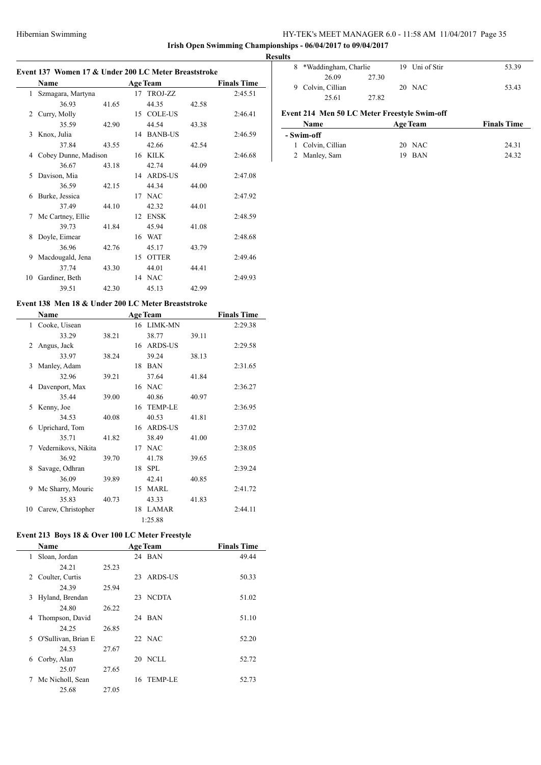**Irish Open Swimming Championships - 06/04/2017 to 09/04/2017**

**Results**

## Event 137 Women 17 & Under 200 LC Meter Breaststroke

| | Name | Age | Team | Finals Time |
|---|---|---|---|---|
| 1 | Szmagara, Martyna | 17 | TROJ-ZZ | 2:45.51 |
| | 36.93 41.65 44.35 42.58 | | | |
| 2 | Curry, Molly | 15 | COLE-US | 2:46.41 |
| | 35.59 42.90 44.54 43.38 | | | |
| 3 | Knox, Julia | 14 | BANB-US | 2:46.59 |
| | 37.84 43.55 42.66 42.54 | | | |
| 4 | Cobey Dunne, Madison | 16 | KILK | 2:46.68 |
| | 36.67 43.18 42.74 44.09 | | | |
| 5 | Davison, Mia | 14 | ARDS-US | 2:47.08 |
| | 36.59 42.15 44.34 44.00 | | | |
| 6 | Burke, Jessica | 17 | NAC | 2:47.92 |
| | 37.49 44.10 42.32 44.01 | | | |
| 7 | Mc Cartney, Ellie | 12 | ENSK | 2:48.59 |
| | 39.73 41.84 45.94 41.08 | | | |
| 8 | Doyle, Eimear | 16 | WAT | 2:48.68 |
| | 36.96 42.76 45.17 43.79 | | | |
| 9 | Macdougald, Jena | 15 | OTTER | 2:49.46 |
| | 37.74 43.30 44.01 44.41 | | | |
| 10 | Gardiner, Beth | 14 | NAC | 2:49.93 |
| | 39.51 42.30 45.13 42.99 | | | |

## Event 138 Men 18 & Under 200 LC Meter Breaststroke

| | Name | Age | Team | Finals Time |
|---|---|---|---|---|
| 1 | Cooke, Uisean | 16 | LIMK-MN | 2:29.38 |
| | 33.29 38.21 38.77 39.11 | | | |
| 2 | Angus, Jack | 16 | ARDS-US | 2:29.58 |
| | 33.97 38.24 39.24 38.13 | | | |
| 3 | Manley, Adam | 18 | BAN | 2:31.65 |
| | 32.96 39.21 37.64 41.84 | | | |
| 4 | Davenport, Max | 16 | NAC | 2:36.27 |
| | 35.44 39.00 40.86 40.97 | | | |
| 5 | Kenny, Joe | 16 | TEMP-LE | 2:36.95 |
| | 34.53 40.08 40.53 41.81 | | | |
| 6 | Uprichard, Tom | 16 | ARDS-US | 2:37.02 |
| | 35.71 41.82 38.49 41.00 | | | |
| 7 | Vedernikovs, Nikita | 17 | NAC | 2:38.05 |
| | 36.92 39.70 41.78 39.65 | | | |
| 8 | Savage, Odhran | 18 | SPL | 2:39.24 |
| | 36.09 39.89 42.41 40.85 | | | |
| 9 | Mc Sharry, Mouric | 15 | MARL | 2:41.72 |
| | 35.83 40.73 43.33 41.83 | | | |
| 10 | Carew, Christopher | 18 | LAMAR | 2:44.11 |
| | 1:25.88 | | | |

## Event 213 Boys 18 & Over 100 LC Meter Freestyle

| | Name | Age | Team | Finals Time |
|---|---|---|---|---|
| 1 | Sloan, Jordan | 24 | BAN | 49.44 |
| | 24.21 25.23 | | | |
| 2 | Coulter, Curtis | 23 | ARDS-US | 50.33 |
| | 24.39 25.94 | | | |
| 3 | Hyland, Brendan | 23 | NCDTA | 51.02 |
| | 24.80 26.22 | | | |
| 4 | Thompson, David | 24 | BAN | 51.10 |
| | 24.25 26.85 | | | |
| 5 | O'Sullivan, Brian E | 22 | NAC | 52.20 |
| | 24.53 27.67 | | | |
| 6 | Corby, Alan | 20 | NCLL | 52.72 |
| | 25.07 27.65 | | | |
| 7 | Mc Nicholl, Sean | 16 | TEMP-LE | 52.73 |
| | 25.68 27.05 | | | |
| 8 | *Waddingham, Charlie | 19 | Uni of Stir | 53.39 |
| | 26.09 27.30 | | | |
| 9 | Colvin, Cillian | 20 | NAC | 53.43 |
| | 25.61 27.82 | | | |

## Event 214 Men 50 LC Meter Freestyle Swim-off

| | Name | Age | Team | Finals Time |
|---|---|---|---|---|
| **- Swim-off** | | | | |
| 1 | Colvin, Cillian | 20 | NAC | 24.31 |
| 2 | Manley, Sam | 19 | BAN | 24.32 |